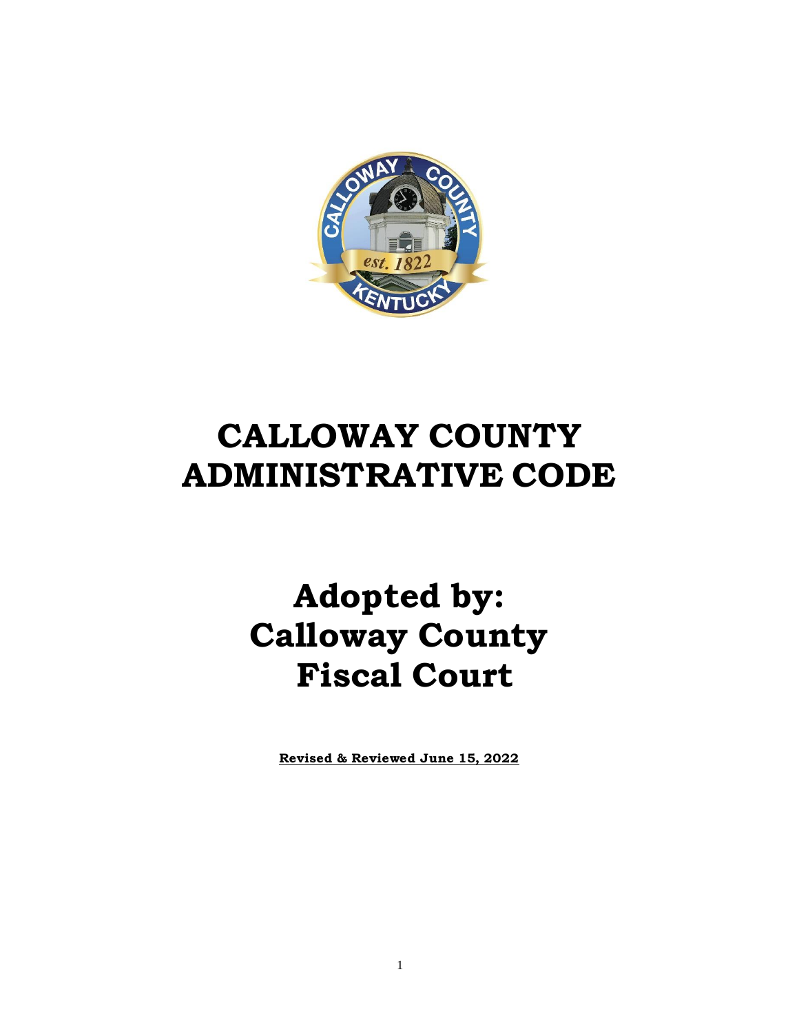# CALLOWAY COUNTY ADMINISTRATIVE CODE

# Adopted by: Calloway County Fiscal Court

**Revised & Reviewed June 15, 2022**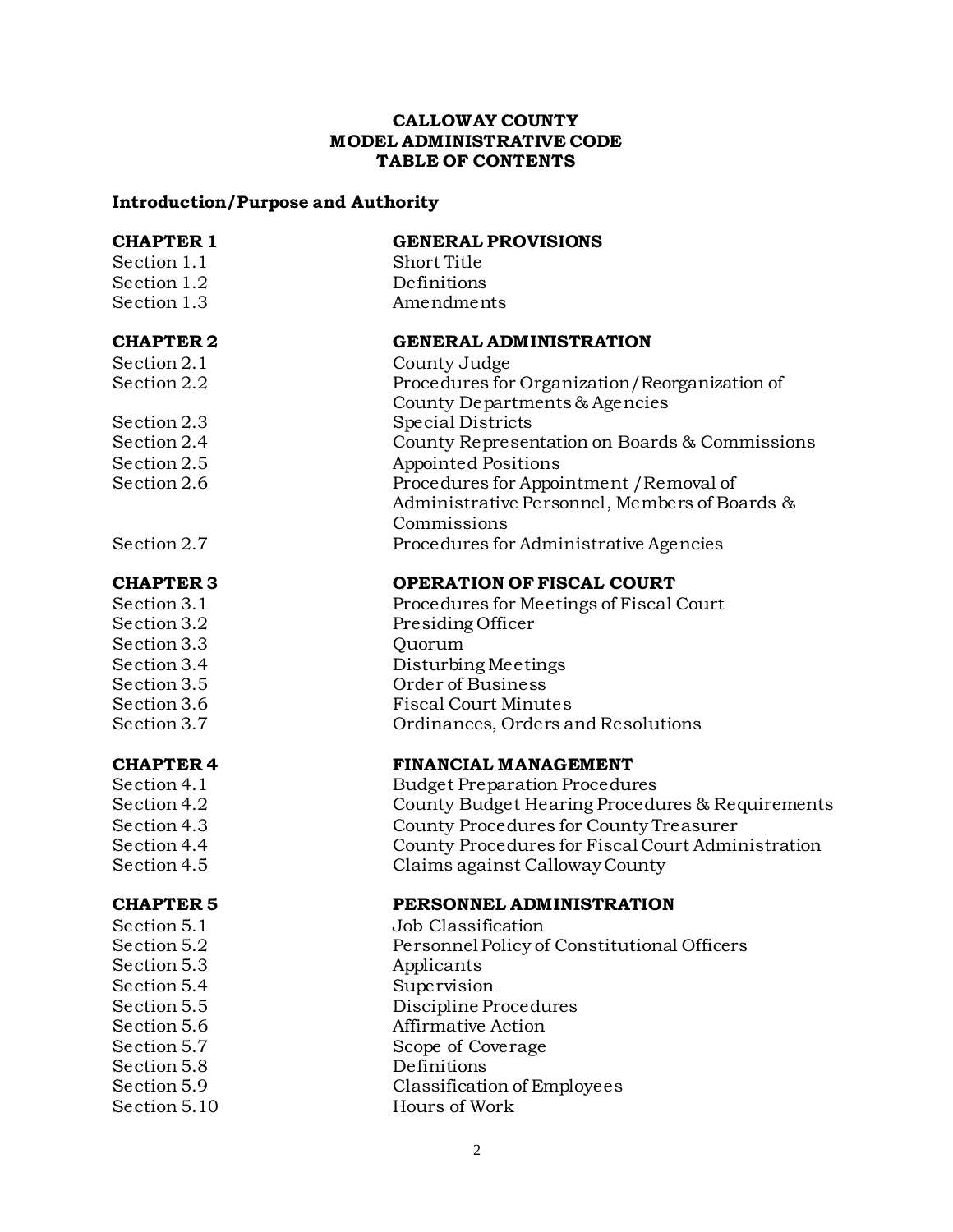# CALLOWAY COUNTY
# MODEL ADMINISTRATIVE CODE
# TABLE OF CONTENTS

**Introduction/Purpose and Authority**

| | |
|---|---|
| **CHAPTER 1** | **GENERAL PROVISIONS** |
| Section 1.1 | Short Title |
| Section 1.2 | Definitions |
| Section 1.3 | Amendments |
| | |
| **CHAPTER 2** | **GENERAL ADMINISTRATION** |
| Section 2.1 | County Judge |
| Section 2.2 | Procedures for Organization/Reorganization of County Departments & Agencies |
| Section 2.3 | Special Districts |
| Section 2.4 | County Representation on Boards & Commissions |
| Section 2.5 | Appointed Positions |
| Section 2.6 | Procedures for Appointment /Removal of Administrative Personnel, Members of Boards & Commissions |
| Section 2.7 | Procedures for Administrative Agencies |
| | |
| **CHAPTER 3** | **OPERATION OF FISCAL COURT** |
| Section 3.1 | Procedures for Meetings of Fiscal Court |
| Section 3.2 | Presiding Officer |
| Section 3.3 | Quorum |
| Section 3.4 | Disturbing Meetings |
| Section 3.5 | Order of Business |
| Section 3.6 | Fiscal Court Minutes |
| Section 3.7 | Ordinances, Orders and Resolutions |
| | |
| **CHAPTER 4** | **FINANCIAL MANAGEMENT** |
| Section 4.1 | Budget Preparation Procedures |
| Section 4.2 | County Budget Hearing Procedures & Requirements |
| Section 4.3 | County Procedures for County Treasurer |
| Section 4.4 | County Procedures for Fiscal Court Administration |
| Section 4.5 | Claims against Calloway County |
| | |
| **CHAPTER 5** | **PERSONNEL ADMINISTRATION** |
| Section 5.1 | Job Classification |
| Section 5.2 | Personnel Policy of Constitutional Officers |
| Section 5.3 | Applicants |
| Section 5.4 | Supervision |
| Section 5.5 | Discipline Procedures |
| Section 5.6 | Affirmative Action |
| Section 5.7 | Scope of Coverage |
| Section 5.8 | Definitions |
| Section 5.9 | Classification of Employees |
| Section 5.10 | Hours of Work |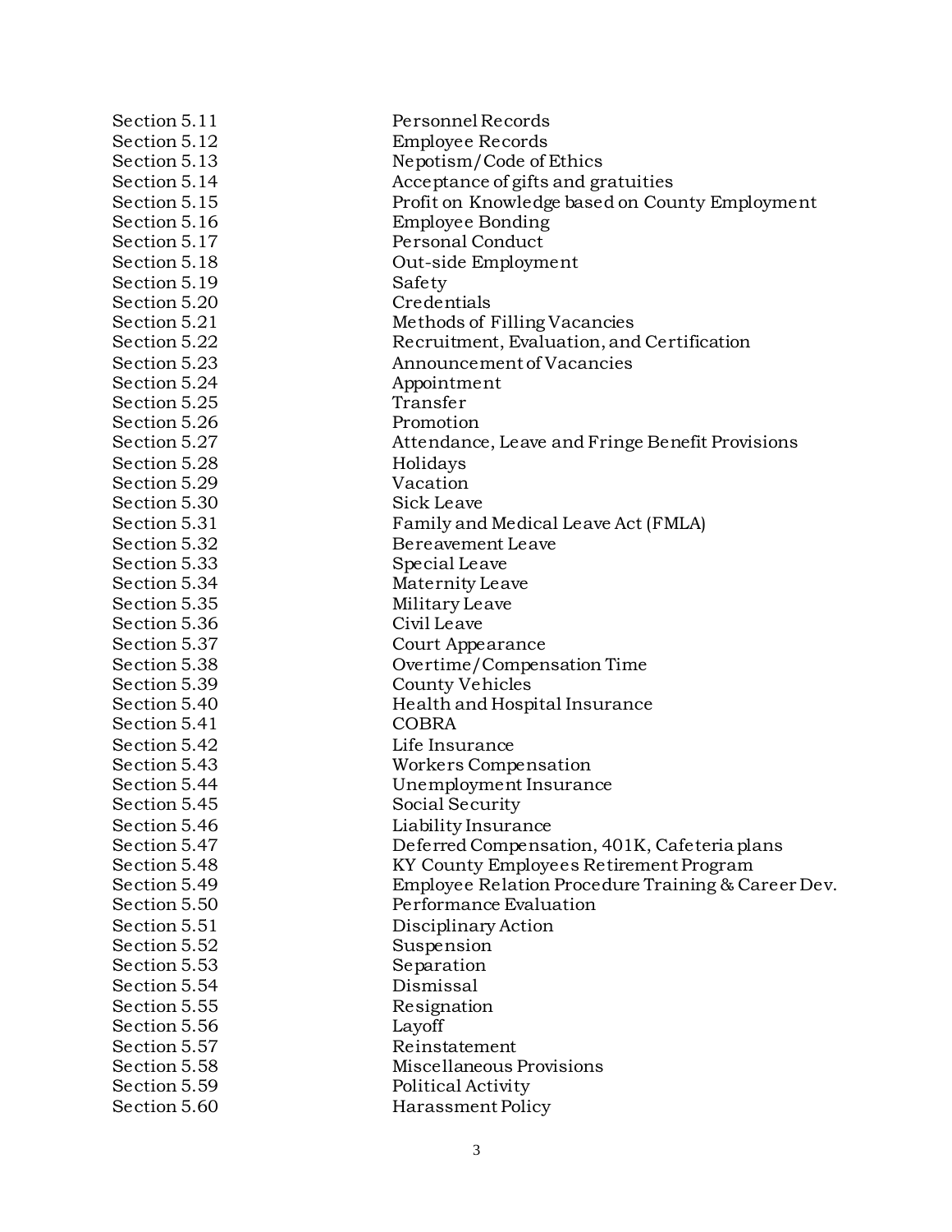| | |
|---|---|
| Section 5.11 | Personnel Records |
| Section 5.12 | Employee Records |
| Section 5.13 | Nepotism/Code of Ethics |
| Section 5.14 | Acceptance of gifts and gratuities |
| Section 5.15 | Profit on Knowledge based on County Employment |
| Section 5.16 | Employee Bonding |
| Section 5.17 | Personal Conduct |
| Section 5.18 | Out-side Employment |
| Section 5.19 | Safety |
| Section 5.20 | Credentials |
| Section 5.21 | Methods of Filling Vacancies |
| Section 5.22 | Recruitment, Evaluation, and Certification |
| Section 5.23 | Announcement of Vacancies |
| Section 5.24 | Appointment |
| Section 5.25 | Transfer |
| Section 5.26 | Promotion |
| Section 5.27 | Attendance, Leave and Fringe Benefit Provisions |
| Section 5.28 | Holidays |
| Section 5.29 | Vacation |
| Section 5.30 | Sick Leave |
| Section 5.31 | Family and Medical Leave Act (FMLA) |
| Section 5.32 | Bereavement Leave |
| Section 5.33 | Special Leave |
| Section 5.34 | Maternity Leave |
| Section 5.35 | Military Leave |
| Section 5.36 | Civil Leave |
| Section 5.37 | Court Appearance |
| Section 5.38 | Overtime/Compensation Time |
| Section 5.39 | County Vehicles |
| Section 5.40 | Health and Hospital Insurance |
| Section 5.41 | COBRA |
| Section 5.42 | Life Insurance |
| Section 5.43 | Workers Compensation |
| Section 5.44 | Unemployment Insurance |
| Section 5.45 | Social Security |
| Section 5.46 | Liability Insurance |
| Section 5.47 | Deferred Compensation, 401K, Cafeteria plans |
| Section 5.48 | KY County Employees Retirement Program |
| Section 5.49 | Employee Relation Procedure Training & Career Dev. |
| Section 5.50 | Performance Evaluation |
| Section 5.51 | Disciplinary Action |
| Section 5.52 | Suspension |
| Section 5.53 | Separation |
| Section 5.54 | Dismissal |
| Section 5.55 | Resignation |
| Section 5.56 | Layoff |
| Section 5.57 | Reinstatement |
| Section 5.58 | Miscellaneous Provisions |
| Section 5.59 | Political Activity |
| Section 5.60 | Harassment Policy |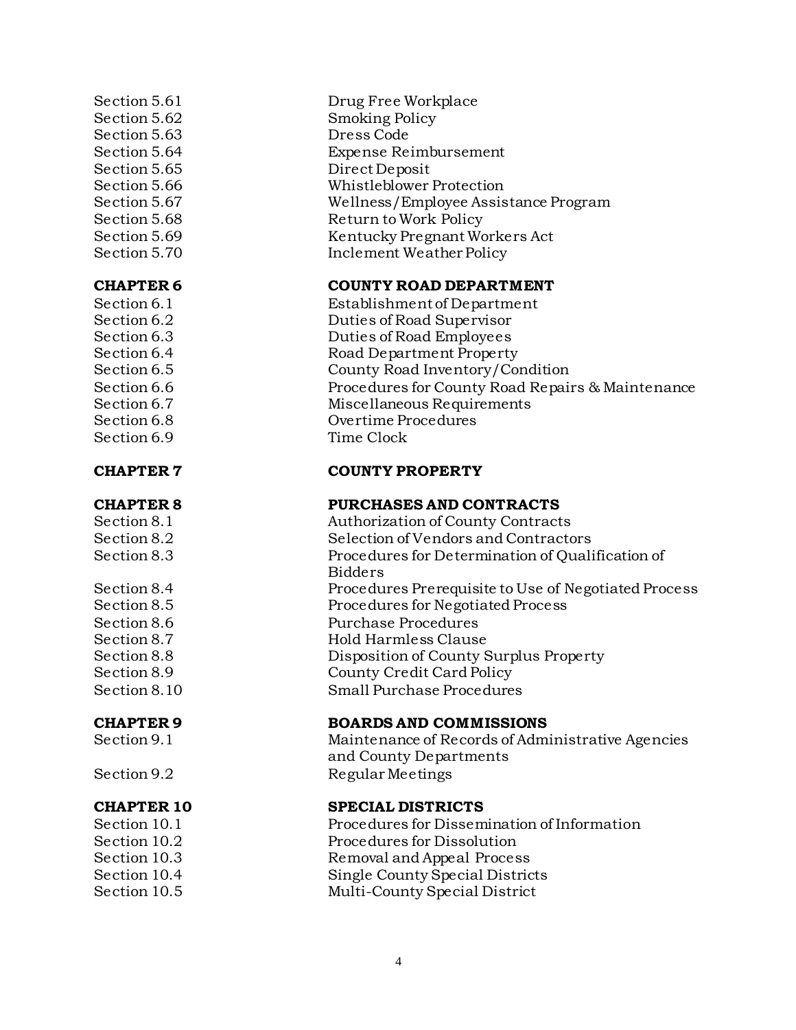| | |
|---|---|
| Section 5.61 | Drug Free Workplace |
| Section 5.62 | Smoking Policy |
| Section 5.63 | Dress Code |
| Section 5.64 | Expense Reimbursement |
| Section 5.65 | Direct Deposit |
| Section 5.66 | Whistleblower Protection |
| Section 5.67 | Wellness/Employee Assistance Program |
| Section 5.68 | Return to Work Policy |
| Section 5.69 | Kentucky Pregnant Workers Act |
| Section 5.70 | Inclement Weather Policy |
| **CHAPTER 6** | **COUNTY ROAD DEPARTMENT** |
| Section 6.1 | Establishment of Department |
| Section 6.2 | Duties of Road Supervisor |
| Section 6.3 | Duties of Road Employees |
| Section 6.4 | Road Department Property |
| Section 6.5 | County Road Inventory/Condition |
| Section 6.6 | Procedures for County Road Repairs & Maintenance |
| Section 6.7 | Miscellaneous Requirements |
| Section 6.8 | Overtime Procedures |
| Section 6.9 | Time Clock |
| **CHAPTER 7** | **COUNTY PROPERTY** |
| **CHAPTER 8** | **PURCHASES AND CONTRACTS** |
| Section 8.1 | Authorization of County Contracts |
| Section 8.2 | Selection of Vendors and Contractors |
| Section 8.3 | Procedures for Determination of Qualification of Bidders |
| Section 8.4 | Procedures Prerequisite to Use of Negotiated Process |
| Section 8.5 | Procedures for Negotiated Process |
| Section 8.6 | Purchase Procedures |
| Section 8.7 | Hold Harmless Clause |
| Section 8.8 | Disposition of County Surplus Property |
| Section 8.9 | County Credit Card Policy |
| Section 8.10 | Small Purchase Procedures |
| **CHAPTER 9** | **BOARDS AND COMMISSIONS** |
| Section 9.1 | Maintenance of Records of Administrative Agencies and County Departments |
| Section 9.2 | Regular Meetings |
| **CHAPTER 10** | **SPECIAL DISTRICTS** |
| Section 10.1 | Procedures for Dissemination of Information |
| Section 10.2 | Procedures for Dissolution |
| Section 10.3 | Removal and Appeal Process |
| Section 10.4 | Single County Special Districts |
| Section 10.5 | Multi-County Special District |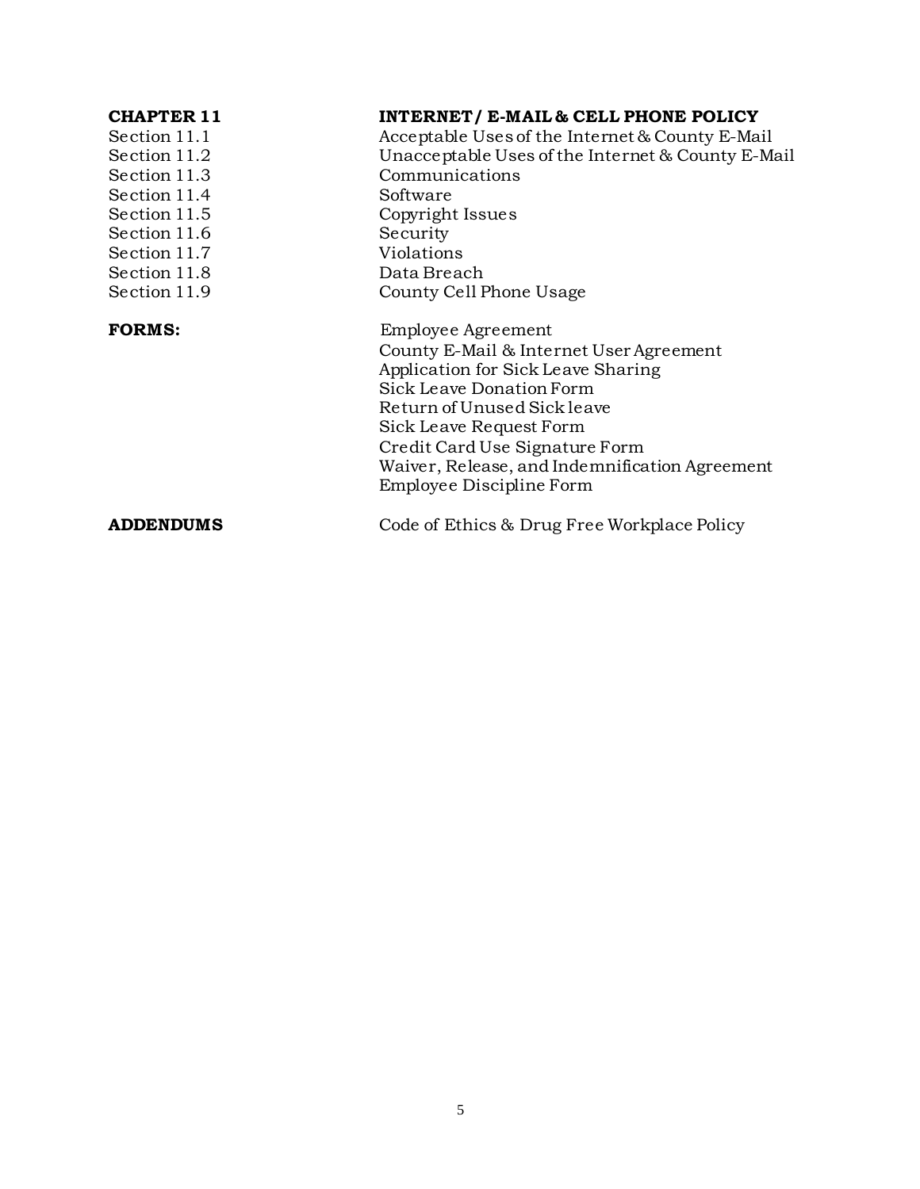| | |
|---|---|
| **CHAPTER 11** | **INTERNET / E-MAIL & CELL PHONE POLICY** |
| Section 11.1 | Acceptable Uses of the Internet & County E-Mail |
| Section 11.2 | Unacceptable Uses of the Internet & County E-Mail |
| Section 11.3 | Communications |
| Section 11.4 | Software |
| Section 11.5 | Copyright Issues |
| Section 11.6 | Security |
| Section 11.7 | Violations |
| Section 11.8 | Data Breach |
| Section 11.9 | County Cell Phone Usage |
| **FORMS:** | Employee Agreement |
| | County E-Mail & Internet User Agreement |
| | Application for Sick Leave Sharing |
| | Sick Leave Donation Form |
| | Return of Unused Sick leave |
| | Sick Leave Request Form |
| | Credit Card Use Signature Form |
| | Waiver, Release, and Indemnification Agreement |
| | Employee Discipline Form |
| **ADDENDUMS** | Code of Ethics & Drug Free Workplace Policy |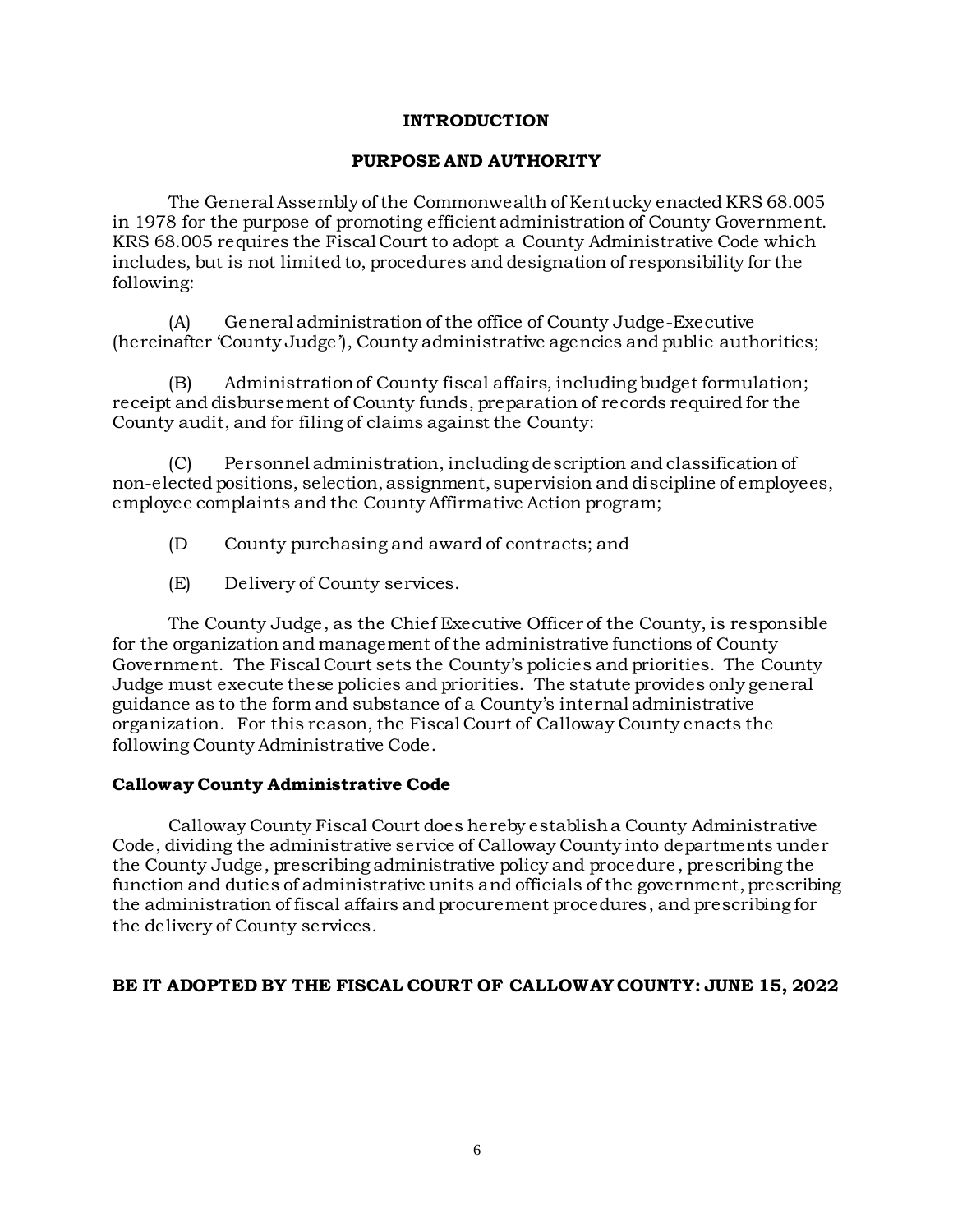# INTRODUCTION

## PURPOSE AND AUTHORITY

The General Assembly of the Commonwealth of Kentucky enacted KRS 68.005 in 1978 for the purpose of promoting efficient administration of County Government. KRS 68.005 requires the Fiscal Court to adopt a County Administrative Code which includes, but is not limited to, procedures and designation of responsibility for the following:

(A) General administration of the office of County Judge-Executive (hereinafter 'County Judge'), County administrative agencies and public authorities;

(B) Administration of County fiscal affairs, including budget formulation; receipt and disbursement of County funds, preparation of records required for the County audit, and for filing of claims against the County:

(C) Personnel administration, including description and classification of non-elected positions, selection, assignment, supervision and discipline of employees, employee complaints and the County Affirmative Action program;

(D County purchasing and award of contracts; and

(E) Delivery of County services.

The County Judge, as the Chief Executive Officer of the County, is responsible for the organization and management of the administrative functions of County Government. The Fiscal Court sets the County's policies and priorities. The County Judge must execute these policies and priorities. The statute provides only general guidance as to the form and substance of a County's internal administrative organization. For this reason, the Fiscal Court of Calloway County enacts the following County Administrative Code.

### Calloway County Administrative Code

Calloway County Fiscal Court does hereby establish a County Administrative Code, dividing the administrative service of Calloway County into departments under the County Judge, prescribing administrative policy and procedure, prescribing the function and duties of administrative units and officials of the government, prescribing the administration of fiscal affairs and procurement procedures, and prescribing for the delivery of County services.

**BE IT ADOPTED BY THE FISCAL COURT OF CALLOWAY COUNTY: JUNE 15, 2022**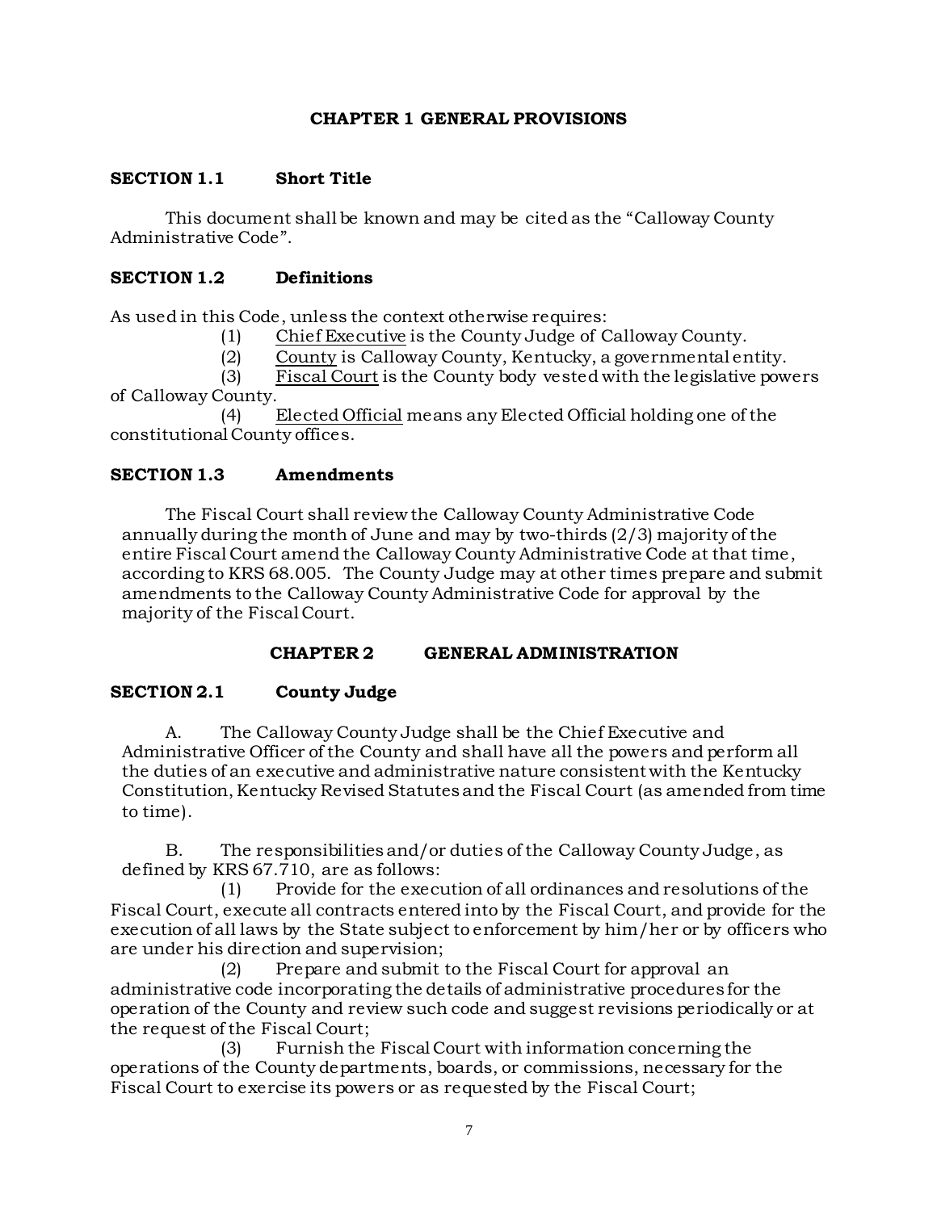## CHAPTER 1 GENERAL PROVISIONS

### SECTION 1.1 Short Title

This document shall be known and may be cited as the "Calloway County Administrative Code".

### SECTION 1.2 Definitions

As used in this Code, unless the context otherwise requires:

(1) Chief Executive is the County Judge of Calloway County.

(2) County is Calloway County, Kentucky, a governmental entity.

(3) Fiscal Court is the County body vested with the legislative powers of Calloway County.

(4) Elected Official means any Elected Official holding one of the constitutional County offices.

### SECTION 1.3 Amendments

The Fiscal Court shall review the Calloway County Administrative Code annually during the month of June and may by two-thirds (2/3) majority of the entire Fiscal Court amend the Calloway County Administrative Code at that time, according to KRS 68.005. The County Judge may at other times prepare and submit amendments to the Calloway County Administrative Code for approval by the majority of the Fiscal Court.

## CHAPTER 2 GENERAL ADMINISTRATION

### SECTION 2.1 County Judge

A. The Calloway County Judge shall be the Chief Executive and Administrative Officer of the County and shall have all the powers and perform all the duties of an executive and administrative nature consistent with the Kentucky Constitution, Kentucky Revised Statutes and the Fiscal Court (as amended from time to time).

B. The responsibilities and/or duties of the Calloway County Judge, as defined by KRS 67.710, are as follows:

(1) Provide for the execution of all ordinances and resolutions of the Fiscal Court, execute all contracts entered into by the Fiscal Court, and provide for the execution of all laws by the State subject to enforcement by him/her or by officers who are under his direction and supervision;

(2) Prepare and submit to the Fiscal Court for approval an administrative code incorporating the details of administrative procedures for the operation of the County and review such code and suggest revisions periodically or at the request of the Fiscal Court;

(3) Furnish the Fiscal Court with information concerning the operations of the County departments, boards, or commissions, necessary for the Fiscal Court to exercise its powers or as requested by the Fiscal Court;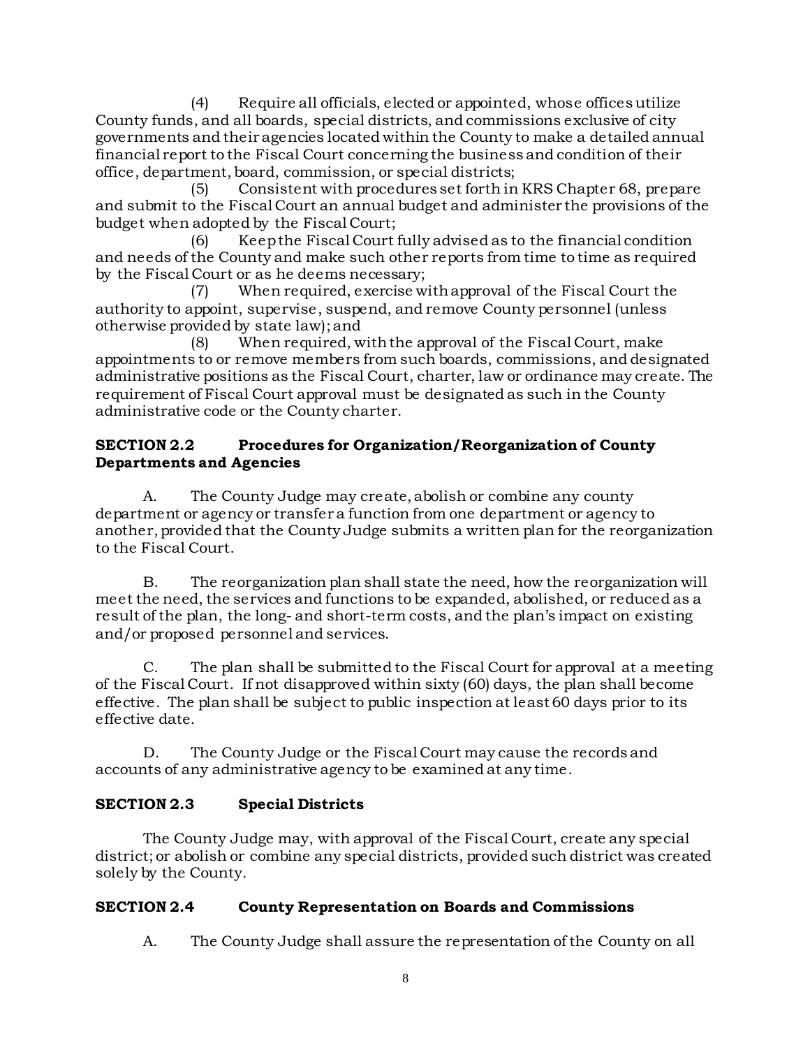(4) Require all officials, elected or appointed, whose offices utilize County funds, and all boards, special districts, and commissions exclusive of city governments and their agencies located within the County to make a detailed annual financial report to the Fiscal Court concerning the business and condition of their office, department, board, commission, or special districts;

(5) Consistent with procedures set forth in KRS Chapter 68, prepare and submit to the Fiscal Court an annual budget and administer the provisions of the budget when adopted by the Fiscal Court;

(6) Keep the Fiscal Court fully advised as to the financial condition and needs of the County and make such other reports from time to time as required by the Fiscal Court or as he deems necessary;

(7) When required, exercise with approval of the Fiscal Court the authority to appoint, supervise, suspend, and remove County personnel (unless otherwise provided by state law); and

(8) When required, with the approval of the Fiscal Court, make appointments to or remove members from such boards, commissions, and designated administrative positions as the Fiscal Court, charter, law or ordinance may create. The requirement of Fiscal Court approval must be designated as such in the County administrative code or the County charter.

## SECTION 2.2 Procedures for Organization/Reorganization of County Departments and Agencies

A. The County Judge may create, abolish or combine any county department or agency or transfer a function from one department or agency to another, provided that the County Judge submits a written plan for the reorganization to the Fiscal Court.

B. The reorganization plan shall state the need, how the reorganization will meet the need, the services and functions to be expanded, abolished, or reduced as a result of the plan, the long- and short-term costs, and the plan's impact on existing and/or proposed personnel and services.

C. The plan shall be submitted to the Fiscal Court for approval at a meeting of the Fiscal Court. If not disapproved within sixty (60) days, the plan shall become effective. The plan shall be subject to public inspection at least 60 days prior to its effective date.

D. The County Judge or the Fiscal Court may cause the records and accounts of any administrative agency to be examined at any time.

## SECTION 2.3 Special Districts

The County Judge may, with approval of the Fiscal Court, create any special district; or abolish or combine any special districts, provided such district was created solely by the County.

## SECTION 2.4 County Representation on Boards and Commissions

A. The County Judge shall assure the representation of the County on all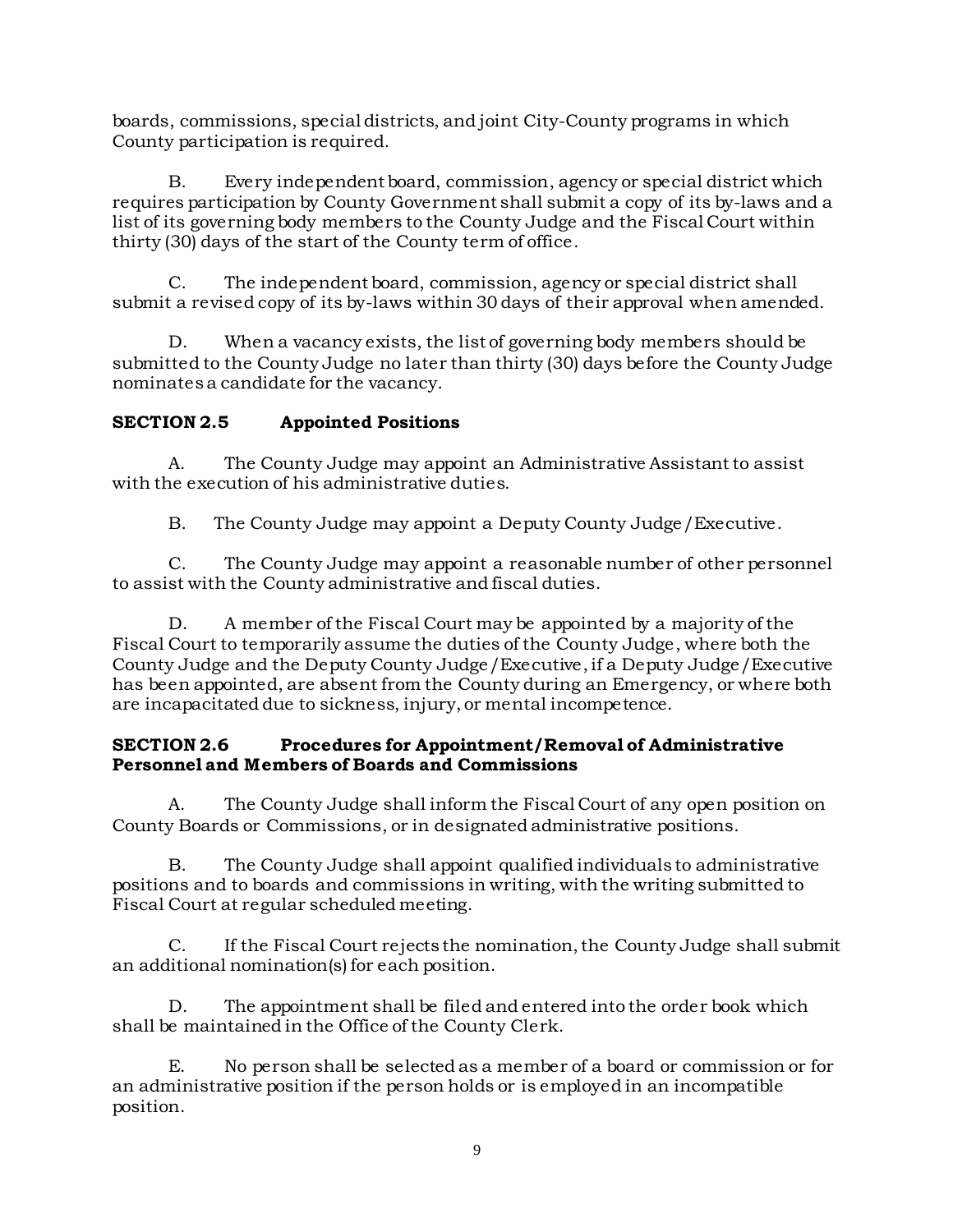boards, commissions, special districts, and joint City-County programs in which County participation is required.

B. Every independent board, commission, agency or special district which requires participation by County Government shall submit a copy of its by-laws and a list of its governing body members to the County Judge and the Fiscal Court within thirty (30) days of the start of the County term of office.

C. The independent board, commission, agency or special district shall submit a revised copy of its by-laws within 30 days of their approval when amended.

D. When a vacancy exists, the list of governing body members should be submitted to the County Judge no later than thirty (30) days before the County Judge nominates a candidate for the vacancy.

### SECTION 2.5 Appointed Positions

A. The County Judge may appoint an Administrative Assistant to assist with the execution of his administrative duties.

B. The County Judge may appoint a Deputy County Judge/Executive.

C. The County Judge may appoint a reasonable number of other personnel to assist with the County administrative and fiscal duties.

D. A member of the Fiscal Court may be appointed by a majority of the Fiscal Court to temporarily assume the duties of the County Judge, where both the County Judge and the Deputy County Judge/Executive, if a Deputy Judge/Executive has been appointed, are absent from the County during an Emergency, or where both are incapacitated due to sickness, injury, or mental incompetence.

### SECTION 2.6 Procedures for Appointment/Removal of Administrative Personnel and Members of Boards and Commissions

A. The County Judge shall inform the Fiscal Court of any open position on County Boards or Commissions, or in designated administrative positions.

B. The County Judge shall appoint qualified individuals to administrative positions and to boards and commissions in writing, with the writing submitted to Fiscal Court at regular scheduled meeting.

C. If the Fiscal Court rejects the nomination, the County Judge shall submit an additional nomination(s) for each position.

D. The appointment shall be filed and entered into the order book which shall be maintained in the Office of the County Clerk.

E. No person shall be selected as a member of a board or commission or for an administrative position if the person holds or is employed in an incompatible position.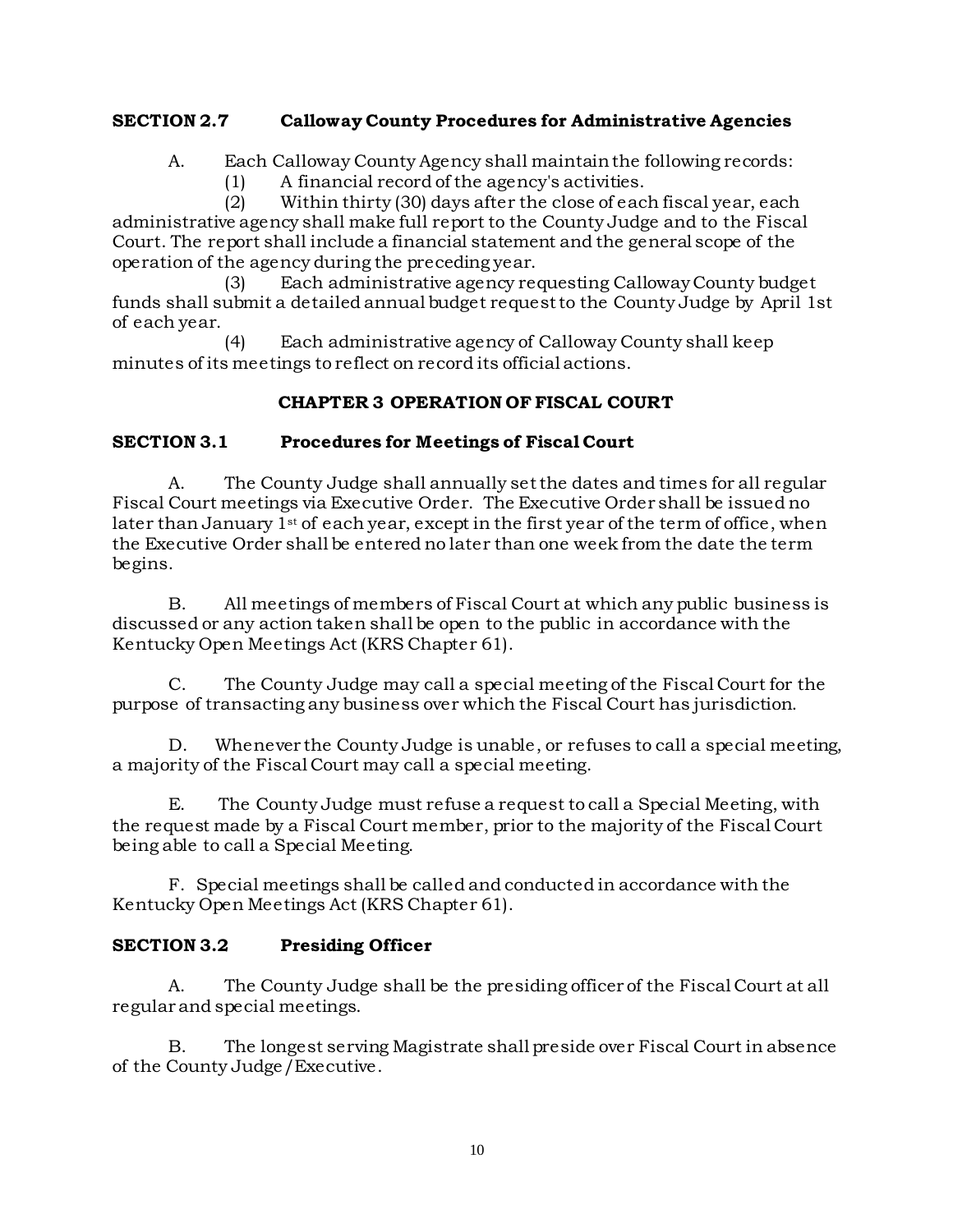## SECTION 2.7 Calloway County Procedures for Administrative Agencies

A. Each Calloway County Agency shall maintain the following records:

(1) A financial record of the agency's activities.

(2) Within thirty (30) days after the close of each fiscal year, each administrative agency shall make full report to the County Judge and to the Fiscal Court. The report shall include a financial statement and the general scope of the operation of the agency during the preceding year.

(3) Each administrative agency requesting Calloway County budget funds shall submit a detailed annual budget request to the County Judge by April 1st of each year.

(4) Each administrative agency of Calloway County shall keep minutes of its meetings to reflect on record its official actions.

# CHAPTER 3 OPERATION OF FISCAL COURT

## SECTION 3.1 Procedures for Meetings of Fiscal Court

A. The County Judge shall annually set the dates and times for all regular Fiscal Court meetings via Executive Order. The Executive Order shall be issued no later than January 1st of each year, except in the first year of the term of office, when the Executive Order shall be entered no later than one week from the date the term begins.

B. All meetings of members of Fiscal Court at which any public business is discussed or any action taken shall be open to the public in accordance with the Kentucky Open Meetings Act (KRS Chapter 61).

C. The County Judge may call a special meeting of the Fiscal Court for the purpose of transacting any business over which the Fiscal Court has jurisdiction.

D. Whenever the County Judge is unable, or refuses to call a special meeting, a majority of the Fiscal Court may call a special meeting.

E. The County Judge must refuse a request to call a Special Meeting, with the request made by a Fiscal Court member, prior to the majority of the Fiscal Court being able to call a Special Meeting.

F. Special meetings shall be called and conducted in accordance with the Kentucky Open Meetings Act (KRS Chapter 61).

## SECTION 3.2 Presiding Officer

A. The County Judge shall be the presiding officer of the Fiscal Court at all regular and special meetings.

B. The longest serving Magistrate shall preside over Fiscal Court in absence of the County Judge/Executive.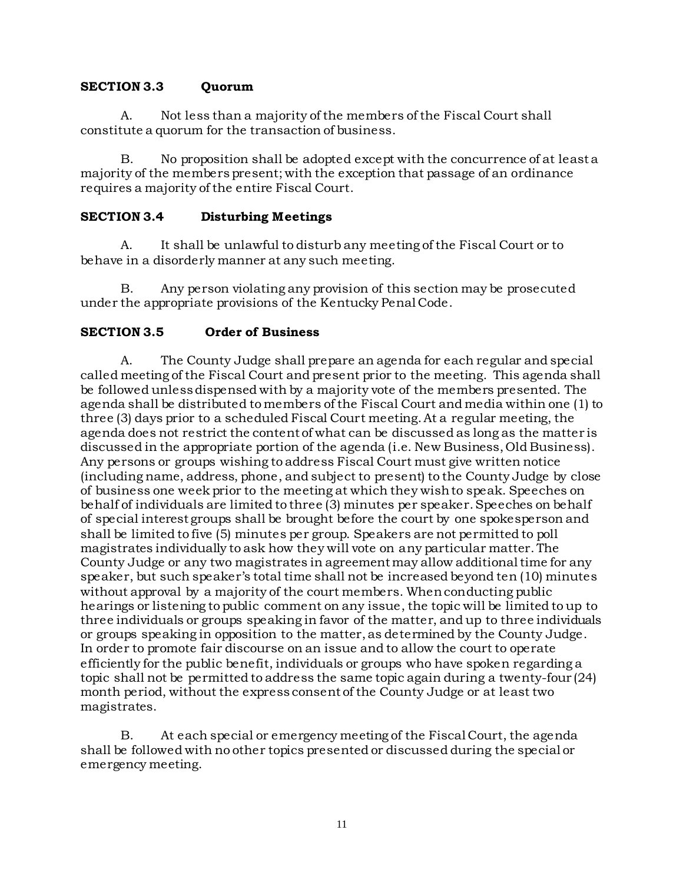**SECTION 3.3 Quorum**

A. Not less than a majority of the members of the Fiscal Court shall constitute a quorum for the transaction of business.

B. No proposition shall be adopted except with the concurrence of at least a majority of the members present; with the exception that passage of an ordinance requires a majority of the entire Fiscal Court.

**SECTION 3.4 Disturbing Meetings**

A. It shall be unlawful to disturb any meeting of the Fiscal Court or to behave in a disorderly manner at any such meeting.

B. Any person violating any provision of this section may be prosecuted under the appropriate provisions of the Kentucky Penal Code.

**SECTION 3.5 Order of Business**

A. The County Judge shall prepare an agenda for each regular and special called meeting of the Fiscal Court and present prior to the meeting. This agenda shall be followed unless dispensed with by a majority vote of the members presented. The agenda shall be distributed to members of the Fiscal Court and media within one (1) to three (3) days prior to a scheduled Fiscal Court meeting. At a regular meeting, the agenda does not restrict the content of what can be discussed as long as the matter is discussed in the appropriate portion of the agenda (i.e. New Business, Old Business). Any persons or groups wishing to address Fiscal Court must give written notice (including name, address, phone, and subject to present) to the County Judge by close of business one week prior to the meeting at which they wish to speak. Speeches on behalf of individuals are limited to three (3) minutes per speaker. Speeches on behalf of special interest groups shall be brought before the court by one spokesperson and shall be limited to five (5) minutes per group. Speakers are not permitted to poll magistrates individually to ask how they will vote on any particular matter. The County Judge or any two magistrates in agreement may allow additional time for any speaker, but such speaker's total time shall not be increased beyond ten (10) minutes without approval by a majority of the court members. When conducting public hearings or listening to public comment on any issue, the topic will be limited to up to three individuals or groups speaking in favor of the matter, and up to three individuals or groups speaking in opposition to the matter, as determined by the County Judge. In order to promote fair discourse on an issue and to allow the court to operate efficiently for the public benefit, individuals or groups who have spoken regarding a topic shall not be permitted to address the same topic again during a twenty-four (24) month period, without the express consent of the County Judge or at least two magistrates.

B. At each special or emergency meeting of the Fiscal Court, the agenda shall be followed with no other topics presented or discussed during the special or emergency meeting.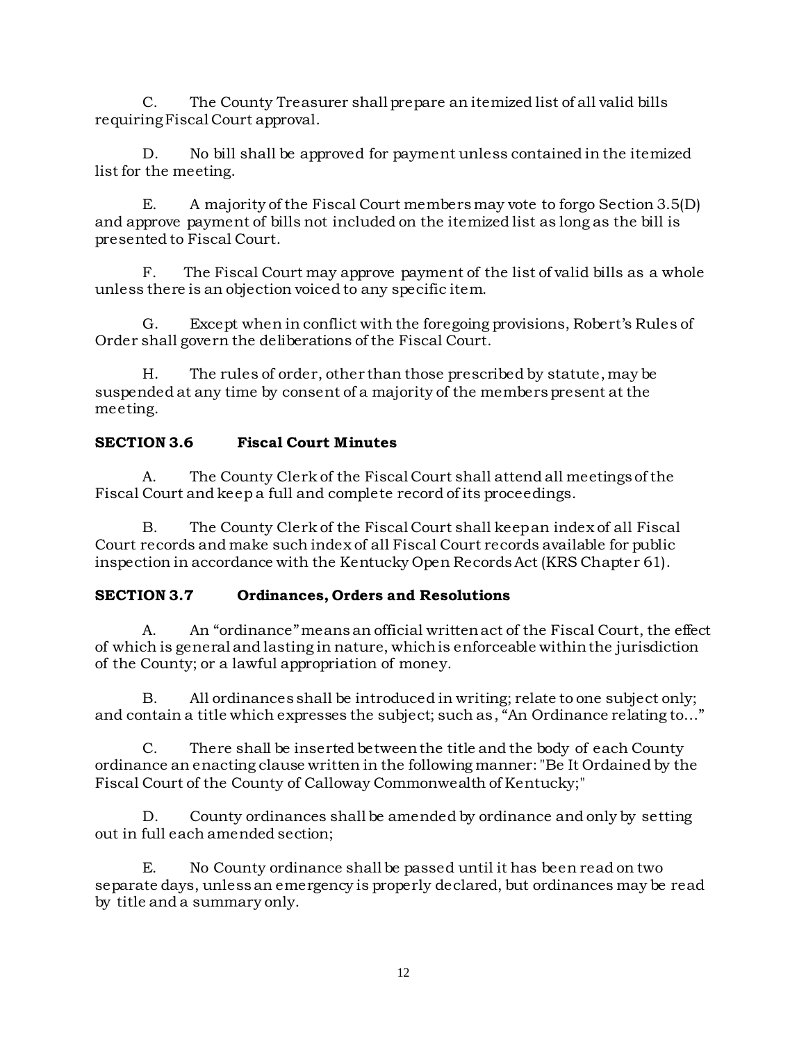C. The County Treasurer shall prepare an itemized list of all valid bills requiring Fiscal Court approval.

D. No bill shall be approved for payment unless contained in the itemized list for the meeting.

E. A majority of the Fiscal Court members may vote to forgo Section 3.5(D) and approve payment of bills not included on the itemized list as long as the bill is presented to Fiscal Court.

F. The Fiscal Court may approve payment of the list of valid bills as a whole unless there is an objection voiced to any specific item.

G. Except when in conflict with the foregoing provisions, Robert's Rules of Order shall govern the deliberations of the Fiscal Court.

H. The rules of order, other than those prescribed by statute, may be suspended at any time by consent of a majority of the members present at the meeting.

### SECTION 3.6 Fiscal Court Minutes

A. The County Clerk of the Fiscal Court shall attend all meetings of the Fiscal Court and keep a full and complete record of its proceedings.

B. The County Clerk of the Fiscal Court shall keep an index of all Fiscal Court records and make such index of all Fiscal Court records available for public inspection in accordance with the Kentucky Open Records Act (KRS Chapter 61).

### SECTION 3.7 Ordinances, Orders and Resolutions

A. An "ordinance" means an official written act of the Fiscal Court, the effect of which is general and lasting in nature, which is enforceable within the jurisdiction of the County; or a lawful appropriation of money.

B. All ordinances shall be introduced in writing; relate to one subject only; and contain a title which expresses the subject; such as, "An Ordinance relating to…"

C. There shall be inserted between the title and the body of each County ordinance an enacting clause written in the following manner: "Be It Ordained by the Fiscal Court of the County of Calloway Commonwealth of Kentucky;"

D. County ordinances shall be amended by ordinance and only by setting out in full each amended section;

E. No County ordinance shall be passed until it has been read on two separate days, unless an emergency is properly declared, but ordinances may be read by title and a summary only.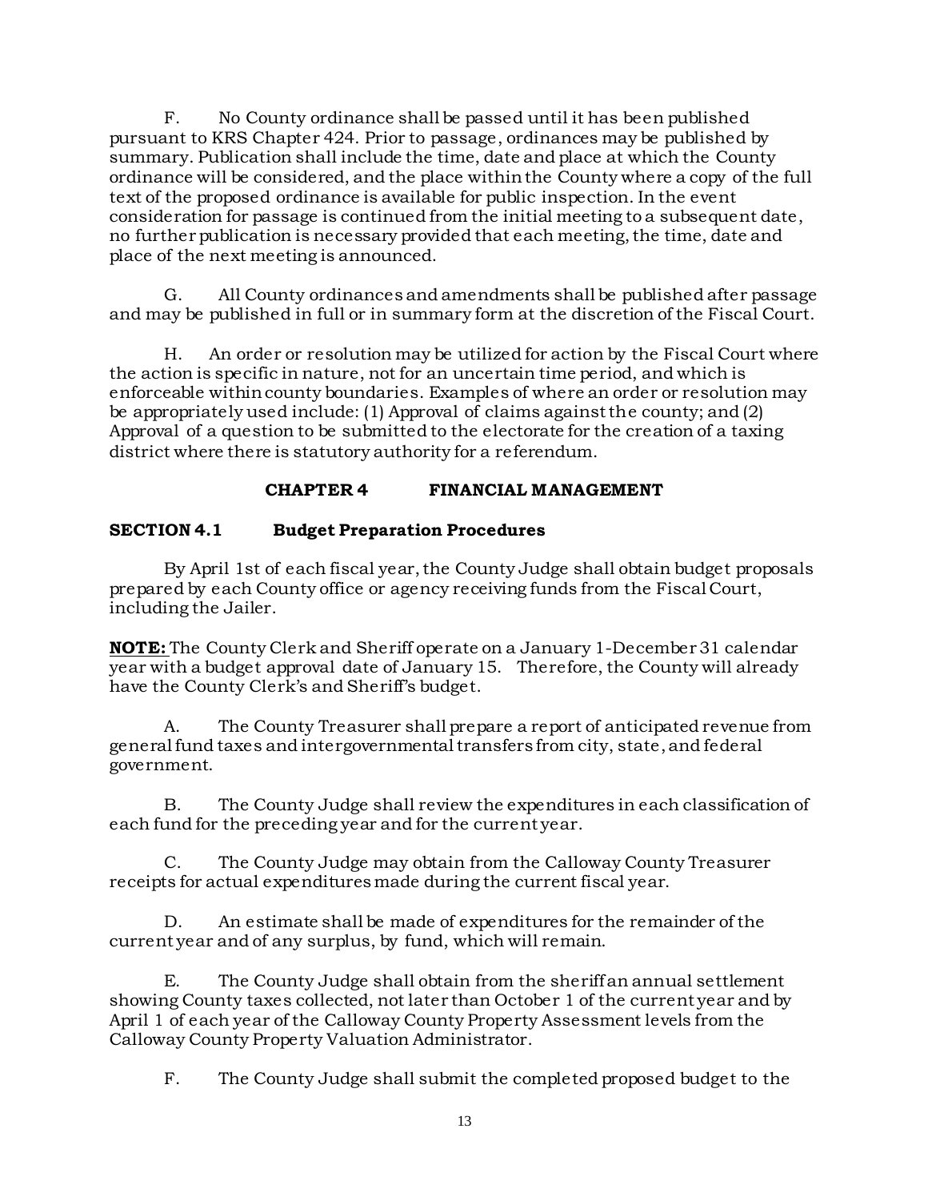F. No County ordinance shall be passed until it has been published pursuant to KRS Chapter 424. Prior to passage, ordinances may be published by summary. Publication shall include the time, date and place at which the County ordinance will be considered, and the place within the County where a copy of the full text of the proposed ordinance is available for public inspection. In the event consideration for passage is continued from the initial meeting to a subsequent date, no further publication is necessary provided that each meeting, the time, date and place of the next meeting is announced.

G. All County ordinances and amendments shall be published after passage and may be published in full or in summary form at the discretion of the Fiscal Court.

H. An order or resolution may be utilized for action by the Fiscal Court where the action is specific in nature, not for an uncertain time period, and which is enforceable within county boundaries. Examples of where an order or resolution may be appropriately used include: (1) Approval of claims against the county; and (2) Approval of a question to be submitted to the electorate for the creation of a taxing district where there is statutory authority for a referendum.

## CHAPTER 4 FINANCIAL MANAGEMENT

### SECTION 4.1 Budget Preparation Procedures

By April 1st of each fiscal year, the County Judge shall obtain budget proposals prepared by each County office or agency receiving funds from the Fiscal Court, including the Jailer.

**<u>NOTE:</u>** The County Clerk and Sheriff operate on a January 1-December 31 calendar year with a budget approval date of January 15. Therefore, the County will already have the County Clerk's and Sheriff's budget.

A. The County Treasurer shall prepare a report of anticipated revenue from general fund taxes and intergovernmental transfers from city, state, and federal government.

B. The County Judge shall review the expenditures in each classification of each fund for the preceding year and for the current year.

C. The County Judge may obtain from the Calloway County Treasurer receipts for actual expenditures made during the current fiscal year.

D. An estimate shall be made of expenditures for the remainder of the current year and of any surplus, by fund, which will remain.

E. The County Judge shall obtain from the sheriff an annual settlement showing County taxes collected, not later than October 1 of the current year and by April 1 of each year of the Calloway County Property Assessment levels from the Calloway County Property Valuation Administrator.

F. The County Judge shall submit the completed proposed budget to the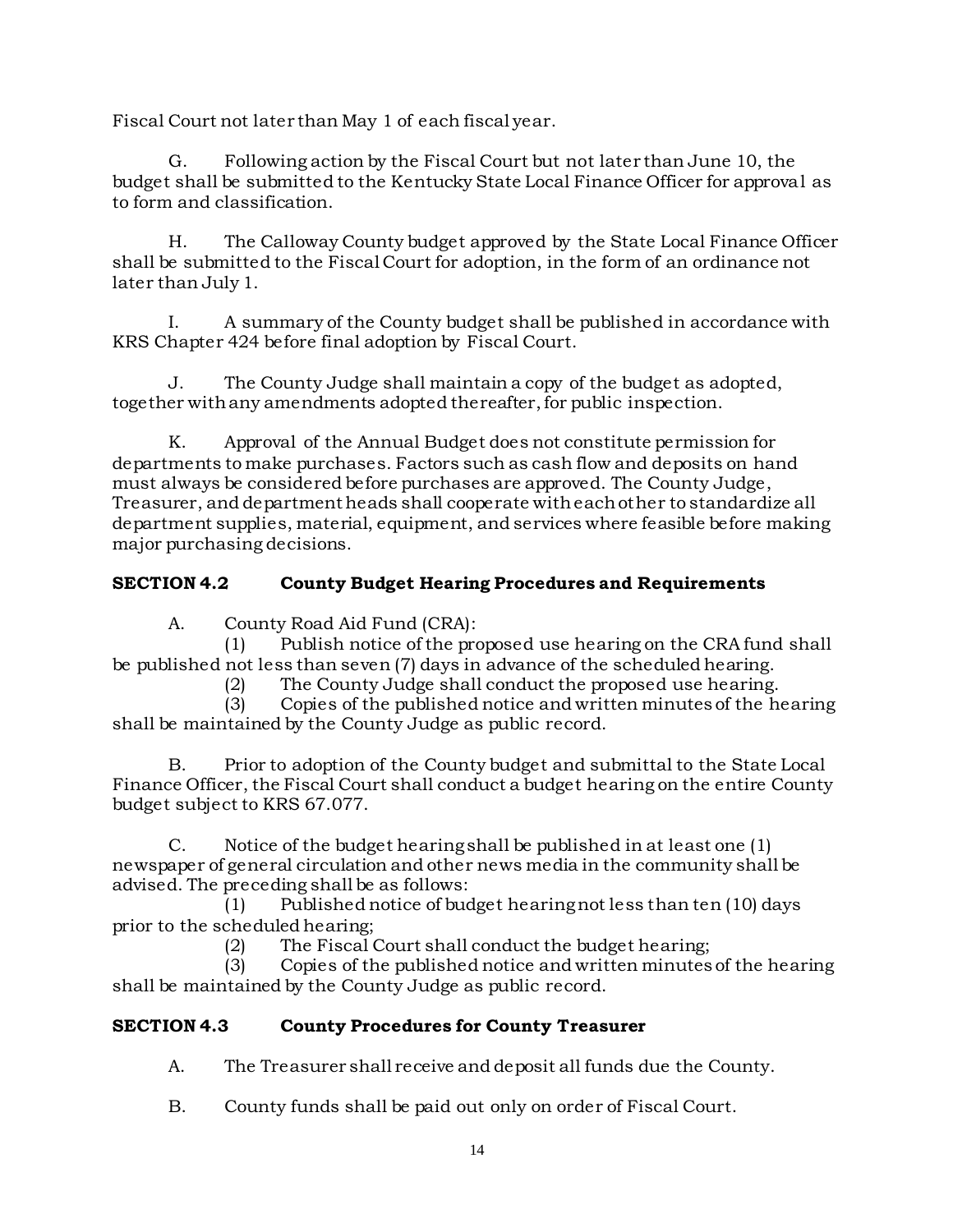Fiscal Court not later than May 1 of each fiscal year.

G. Following action by the Fiscal Court but not later than June 10, the budget shall be submitted to the Kentucky State Local Finance Officer for approval as to form and classification.

H. The Calloway County budget approved by the State Local Finance Officer shall be submitted to the Fiscal Court for adoption, in the form of an ordinance not later than July 1.

I. A summary of the County budget shall be published in accordance with KRS Chapter 424 before final adoption by Fiscal Court.

J. The County Judge shall maintain a copy of the budget as adopted, together with any amendments adopted thereafter, for public inspection.

K. Approval of the Annual Budget does not constitute permission for departments to make purchases. Factors such as cash flow and deposits on hand must always be considered before purchases are approved. The County Judge, Treasurer, and department heads shall cooperate with each other to standardize all department supplies, material, equipment, and services where feasible before making major purchasing decisions.

## SECTION 4.2 County Budget Hearing Procedures and Requirements

A. County Road Aid Fund (CRA):

(1) Publish notice of the proposed use hearing on the CRA fund shall be published not less than seven (7) days in advance of the scheduled hearing.

(2) The County Judge shall conduct the proposed use hearing.

(3) Copies of the published notice and written minutes of the hearing shall be maintained by the County Judge as public record.

B. Prior to adoption of the County budget and submittal to the State Local Finance Officer, the Fiscal Court shall conduct a budget hearing on the entire County budget subject to KRS 67.077.

C. Notice of the budget hearing shall be published in at least one (1) newspaper of general circulation and other news media in the community shall be advised. The preceding shall be as follows:

(1) Published notice of budget hearing not less than ten (10) days prior to the scheduled hearing;

(2) The Fiscal Court shall conduct the budget hearing;

(3) Copies of the published notice and written minutes of the hearing shall be maintained by the County Judge as public record.

## SECTION 4.3 County Procedures for County Treasurer

A. The Treasurer shall receive and deposit all funds due the County.

B. County funds shall be paid out only on order of Fiscal Court.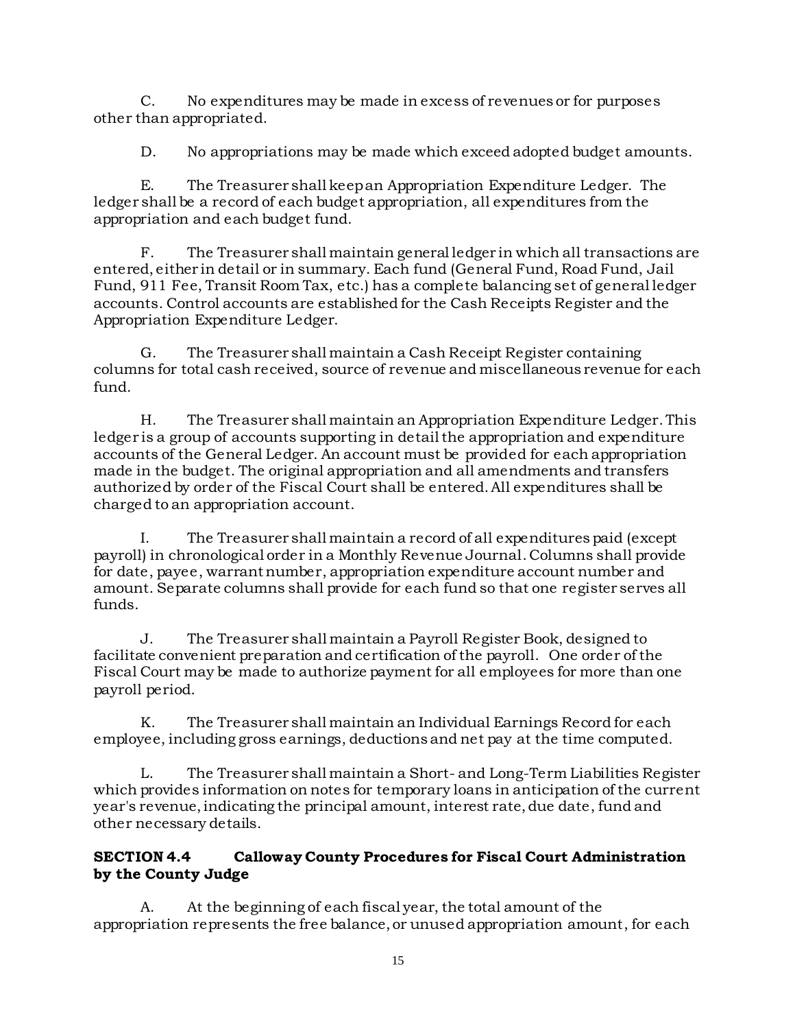C. No expenditures may be made in excess of revenues or for purposes other than appropriated.

D. No appropriations may be made which exceed adopted budget amounts.

E. The Treasurer shall keep an Appropriation Expenditure Ledger. The ledger shall be a record of each budget appropriation, all expenditures from the appropriation and each budget fund.

F. The Treasurer shall maintain general ledger in which all transactions are entered, either in detail or in summary. Each fund (General Fund, Road Fund, Jail Fund, 911 Fee, Transit Room Tax, etc.) has a complete balancing set of general ledger accounts. Control accounts are established for the Cash Receipts Register and the Appropriation Expenditure Ledger.

G. The Treasurer shall maintain a Cash Receipt Register containing columns for total cash received, source of revenue and miscellaneous revenue for each fund.

H. The Treasurer shall maintain an Appropriation Expenditure Ledger. This ledger is a group of accounts supporting in detail the appropriation and expenditure accounts of the General Ledger. An account must be provided for each appropriation made in the budget. The original appropriation and all amendments and transfers authorized by order of the Fiscal Court shall be entered. All expenditures shall be charged to an appropriation account.

I. The Treasurer shall maintain a record of all expenditures paid (except payroll) in chronological order in a Monthly Revenue Journal. Columns shall provide for date, payee, warrant number, appropriation expenditure account number and amount. Separate columns shall provide for each fund so that one register serves all funds.

J. The Treasurer shall maintain a Payroll Register Book, designed to facilitate convenient preparation and certification of the payroll. One order of the Fiscal Court may be made to authorize payment for all employees for more than one payroll period.

K. The Treasurer shall maintain an Individual Earnings Record for each employee, including gross earnings, deductions and net pay at the time computed.

L. The Treasurer shall maintain a Short- and Long-Term Liabilities Register which provides information on notes for temporary loans in anticipation of the current year's revenue, indicating the principal amount, interest rate, due date, fund and other necessary details.

### SECTION 4.4 Calloway County Procedures for Fiscal Court Administration by the County Judge

A. At the beginning of each fiscal year, the total amount of the appropriation represents the free balance, or unused appropriation amount, for each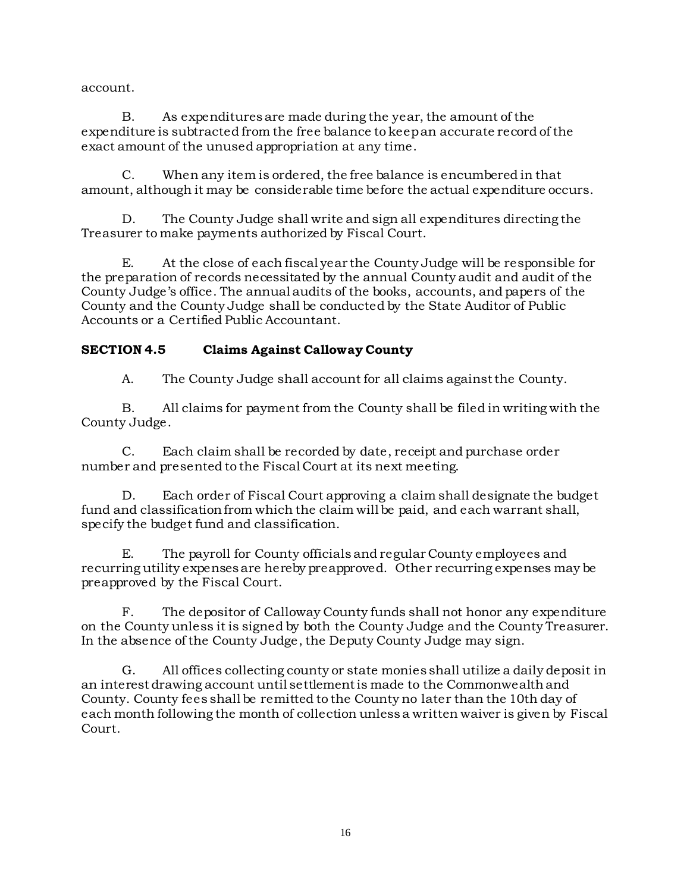account.

B. As expenditures are made during the year, the amount of the expenditure is subtracted from the free balance to keep an accurate record of the exact amount of the unused appropriation at any time.

C. When any item is ordered, the free balance is encumbered in that amount, although it may be considerable time before the actual expenditure occurs.

D. The County Judge shall write and sign all expenditures directing the Treasurer to make payments authorized by Fiscal Court.

E. At the close of each fiscal year the County Judge will be responsible for the preparation of records necessitated by the annual County audit and audit of the County Judge's office. The annual audits of the books, accounts, and papers of the County and the County Judge shall be conducted by the State Auditor of Public Accounts or a Certified Public Accountant.

### SECTION 4.5 Claims Against Calloway County

A. The County Judge shall account for all claims against the County.

B. All claims for payment from the County shall be filed in writing with the County Judge.

C. Each claim shall be recorded by date, receipt and purchase order number and presented to the Fiscal Court at its next meeting.

D. Each order of Fiscal Court approving a claim shall designate the budget fund and classification from which the claim will be paid, and each warrant shall, specify the budget fund and classification.

E. The payroll for County officials and regular County employees and recurring utility expenses are hereby preapproved. Other recurring expenses may be preapproved by the Fiscal Court.

F. The depositor of Calloway County funds shall not honor any expenditure on the County unless it is signed by both the County Judge and the County Treasurer. In the absence of the County Judge, the Deputy County Judge may sign.

G. All offices collecting county or state monies shall utilize a daily deposit in an interest drawing account until settlement is made to the Commonwealth and County. County fees shall be remitted to the County no later than the 10th day of each month following the month of collection unless a written waiver is given by Fiscal Court.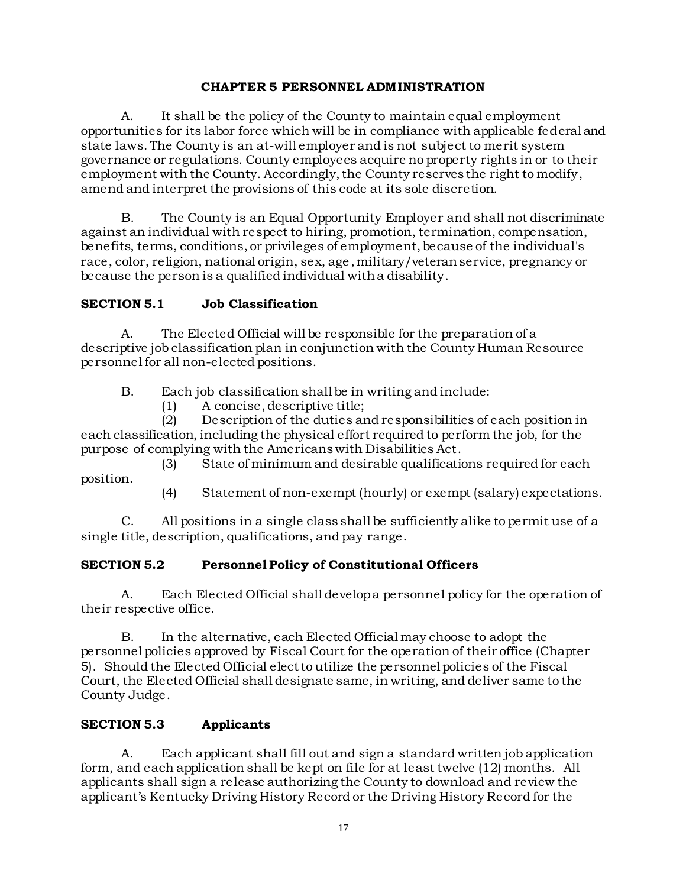# CHAPTER 5 PERSONNEL ADMINISTRATION

A. It shall be the policy of the County to maintain equal employment opportunities for its labor force which will be in compliance with applicable federal and state laws. The County is an at-will employer and is not subject to merit system governance or regulations. County employees acquire no property rights in or to their employment with the County. Accordingly, the County reserves the right to modify, amend and interpret the provisions of this code at its sole discretion.

B. The County is an Equal Opportunity Employer and shall not discriminate against an individual with respect to hiring, promotion, termination, compensation, benefits, terms, conditions, or privileges of employment, because of the individual's race, color, religion, national origin, sex, age, military/veteran service, pregnancy or because the person is a qualified individual with a disability.

## SECTION 5.1 Job Classification

A. The Elected Official will be responsible for the preparation of a descriptive job classification plan in conjunction with the County Human Resource personnel for all non-elected positions.

B. Each job classification shall be in writing and include:

(1) A concise, descriptive title;

(2) Description of the duties and responsibilities of each position in each classification, including the physical effort required to perform the job, for the purpose of complying with the Americans with Disabilities Act.

(3) State of minimum and desirable qualifications required for each position.

(4) Statement of non-exempt (hourly) or exempt (salary) expectations.

C. All positions in a single class shall be sufficiently alike to permit use of a single title, description, qualifications, and pay range.

## SECTION 5.2 Personnel Policy of Constitutional Officers

A. Each Elected Official shall develop a personnel policy for the operation of their respective office.

B. In the alternative, each Elected Official may choose to adopt the personnel policies approved by Fiscal Court for the operation of their office (Chapter 5). Should the Elected Official elect to utilize the personnel policies of the Fiscal Court, the Elected Official shall designate same, in writing, and deliver same to the County Judge.

## SECTION 5.3 Applicants

A. Each applicant shall fill out and sign a standard written job application form, and each application shall be kept on file for at least twelve (12) months. All applicants shall sign a release authorizing the County to download and review the applicant's Kentucky Driving History Record or the Driving History Record for the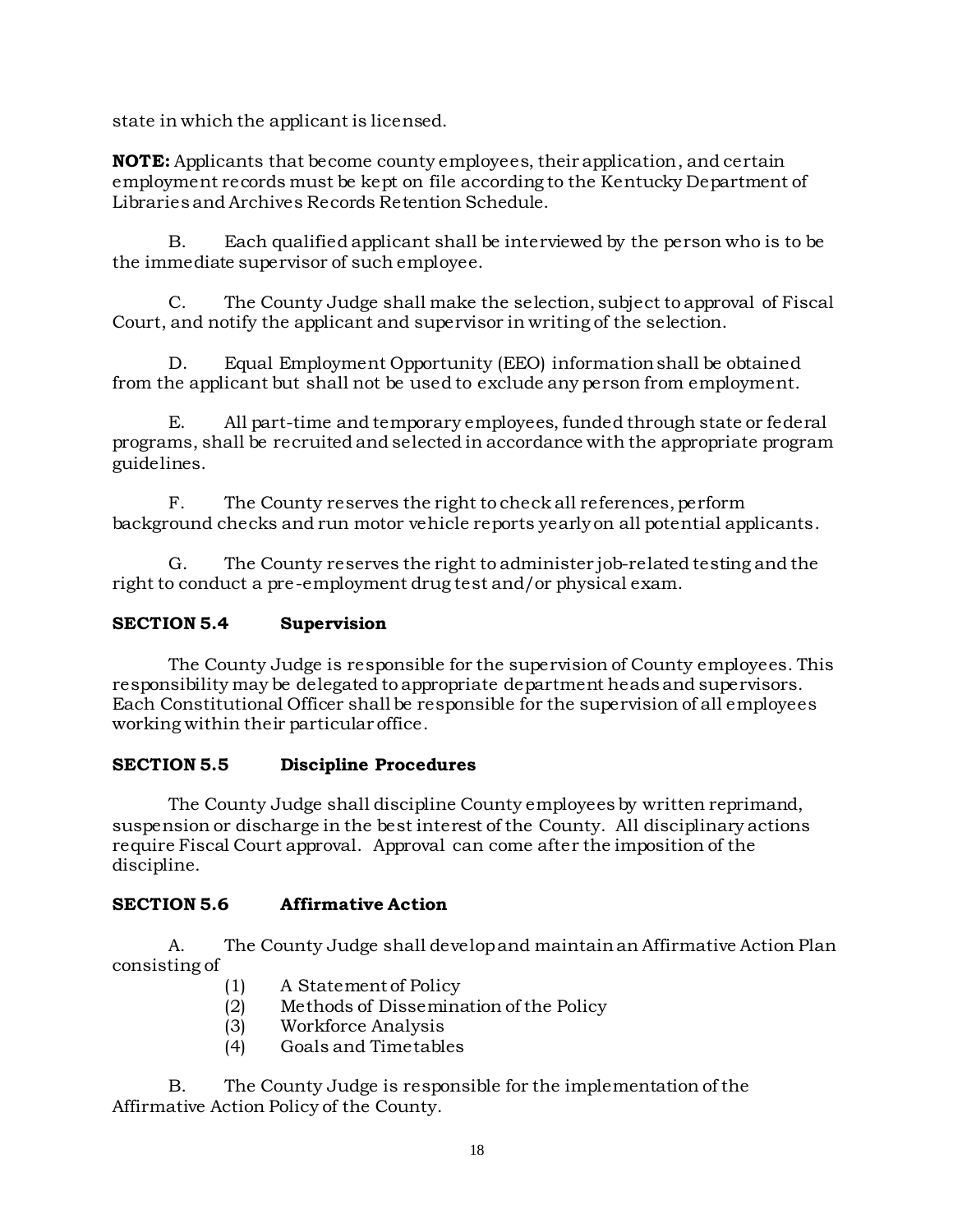state in which the applicant is licensed.

**NOTE:** Applicants that become county employees, their application, and certain employment records must be kept on file according to the Kentucky Department of Libraries and Archives Records Retention Schedule.

B. Each qualified applicant shall be interviewed by the person who is to be the immediate supervisor of such employee.

C. The County Judge shall make the selection, subject to approval of Fiscal Court, and notify the applicant and supervisor in writing of the selection.

D. Equal Employment Opportunity (EEO) information shall be obtained from the applicant but shall not be used to exclude any person from employment.

E. All part-time and temporary employees, funded through state or federal programs, shall be recruited and selected in accordance with the appropriate program guidelines.

F. The County reserves the right to check all references, perform background checks and run motor vehicle reports yearly on all potential applicants.

G. The County reserves the right to administer job-related testing and the right to conduct a pre-employment drug test and/or physical exam.

### SECTION 5.4 Supervision

The County Judge is responsible for the supervision of County employees. This responsibility may be delegated to appropriate department heads and supervisors. Each Constitutional Officer shall be responsible for the supervision of all employees working within their particular office.

### SECTION 5.5 Discipline Procedures

The County Judge shall discipline County employees by written reprimand, suspension or discharge in the best interest of the County. All disciplinary actions require Fiscal Court approval. Approval can come after the imposition of the discipline.

### SECTION 5.6 Affirmative Action

A. The County Judge shall develop and maintain an Affirmative Action Plan consisting of

(1) A Statement of Policy
(2) Methods of Dissemination of the Policy
(3) Workforce Analysis
(4) Goals and Timetables

B. The County Judge is responsible for the implementation of the Affirmative Action Policy of the County.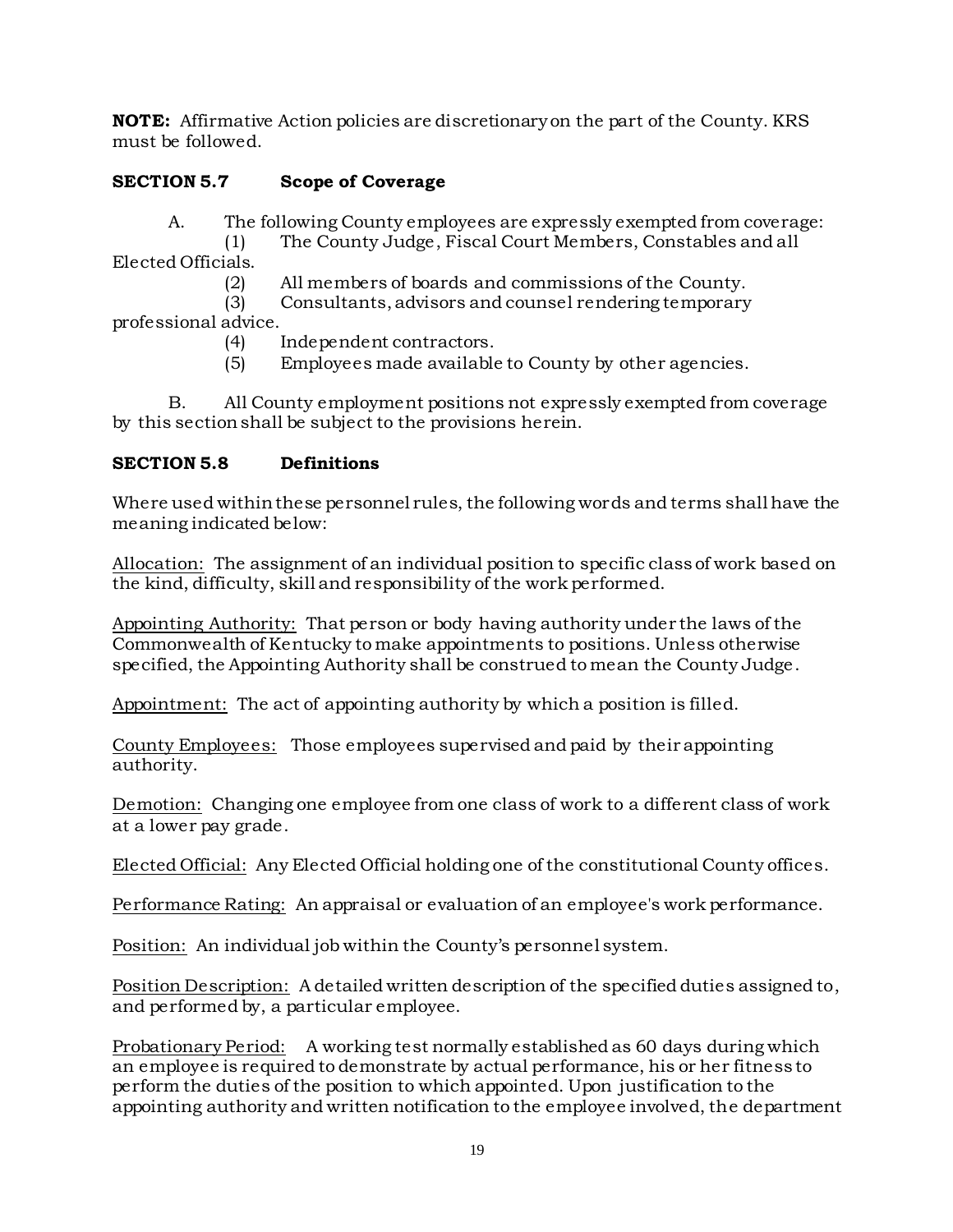**NOTE:** Affirmative Action policies are discretionary on the part of the County. KRS must be followed.

### SECTION 5.7 Scope of Coverage

A. The following County employees are expressly exempted from coverage:

(1) The County Judge, Fiscal Court Members, Constables and all Elected Officials.

(2) All members of boards and commissions of the County.

(3) Consultants, advisors and counsel rendering temporary professional advice.

(4) Independent contractors.

(5) Employees made available to County by other agencies.

B. All County employment positions not expressly exempted from coverage by this section shall be subject to the provisions herein.

### SECTION 5.8 Definitions

Where used within these personnel rules, the following words and terms shall have the meaning indicated below:

Allocation: The assignment of an individual position to specific class of work based on the kind, difficulty, skill and responsibility of the work performed.

Appointing Authority: That person or body having authority under the laws of the Commonwealth of Kentucky to make appointments to positions. Unless otherwise specified, the Appointing Authority shall be construed to mean the County Judge.

Appointment: The act of appointing authority by which a position is filled.

County Employees: Those employees supervised and paid by their appointing authority.

Demotion: Changing one employee from one class of work to a different class of work at a lower pay grade.

Elected Official: Any Elected Official holding one of the constitutional County offices.

Performance Rating: An appraisal or evaluation of an employee's work performance.

Position: An individual job within the County's personnel system.

Position Description: A detailed written description of the specified duties assigned to, and performed by, a particular employee.

Probationary Period: A working test normally established as 60 days during which an employee is required to demonstrate by actual performance, his or her fitness to perform the duties of the position to which appointed. Upon justification to the appointing authority and written notification to the employee involved, the department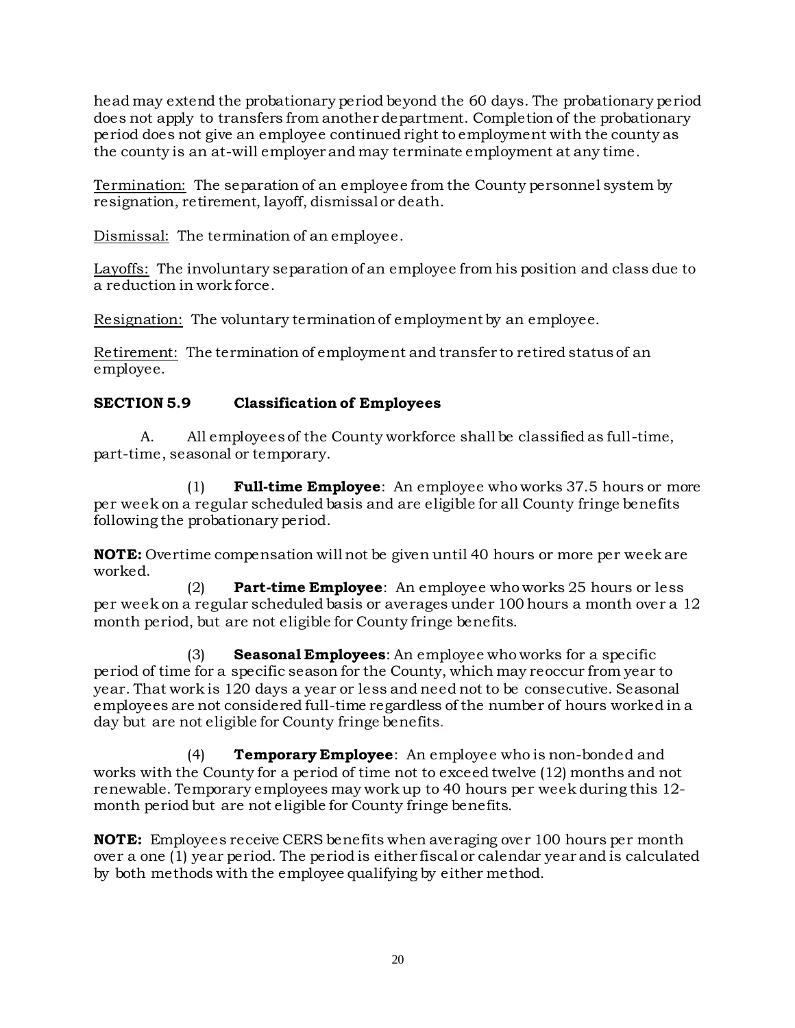head may extend the probationary period beyond the 60 days. The probationary period does not apply to transfers from another department. Completion of the probationary period does not give an employee continued right to employment with the county as the county is an at-will employer and may terminate employment at any time.

Termination: The separation of an employee from the County personnel system by resignation, retirement, layoff, dismissal or death.

Dismissal: The termination of an employee.

Layoffs: The involuntary separation of an employee from his position and class due to a reduction in work force.

Resignation: The voluntary termination of employment by an employee.

Retirement: The termination of employment and transfer to retired status of an employee.

### SECTION 5.9 Classification of Employees

A. All employees of the County workforce shall be classified as full-time, part-time, seasonal or temporary.

(1) **Full-time Employee**: An employee who works 37.5 hours or more per week on a regular scheduled basis and are eligible for all County fringe benefits following the probationary period.

**NOTE:** Overtime compensation will not be given until 40 hours or more per week are worked.

(2) **Part-time Employee**: An employee who works 25 hours or less per week on a regular scheduled basis or averages under 100 hours a month over a 12 month period, but are not eligible for County fringe benefits.

(3) **Seasonal Employees**: An employee who works for a specific period of time for a specific season for the County, which may reoccur from year to year. That work is 120 days a year or less and need not to be consecutive. Seasonal employees are not considered full-time regardless of the number of hours worked in a day but are not eligible for County fringe benefits.

(4) **Temporary Employee**: An employee who is non-bonded and works with the County for a period of time not to exceed twelve (12) months and not renewable. Temporary employees may work up to 40 hours per week during this 12-month period but are not eligible for County fringe benefits.

**NOTE:** Employees receive CERS benefits when averaging over 100 hours per month over a one (1) year period. The period is either fiscal or calendar year and is calculated by both methods with the employee qualifying by either method.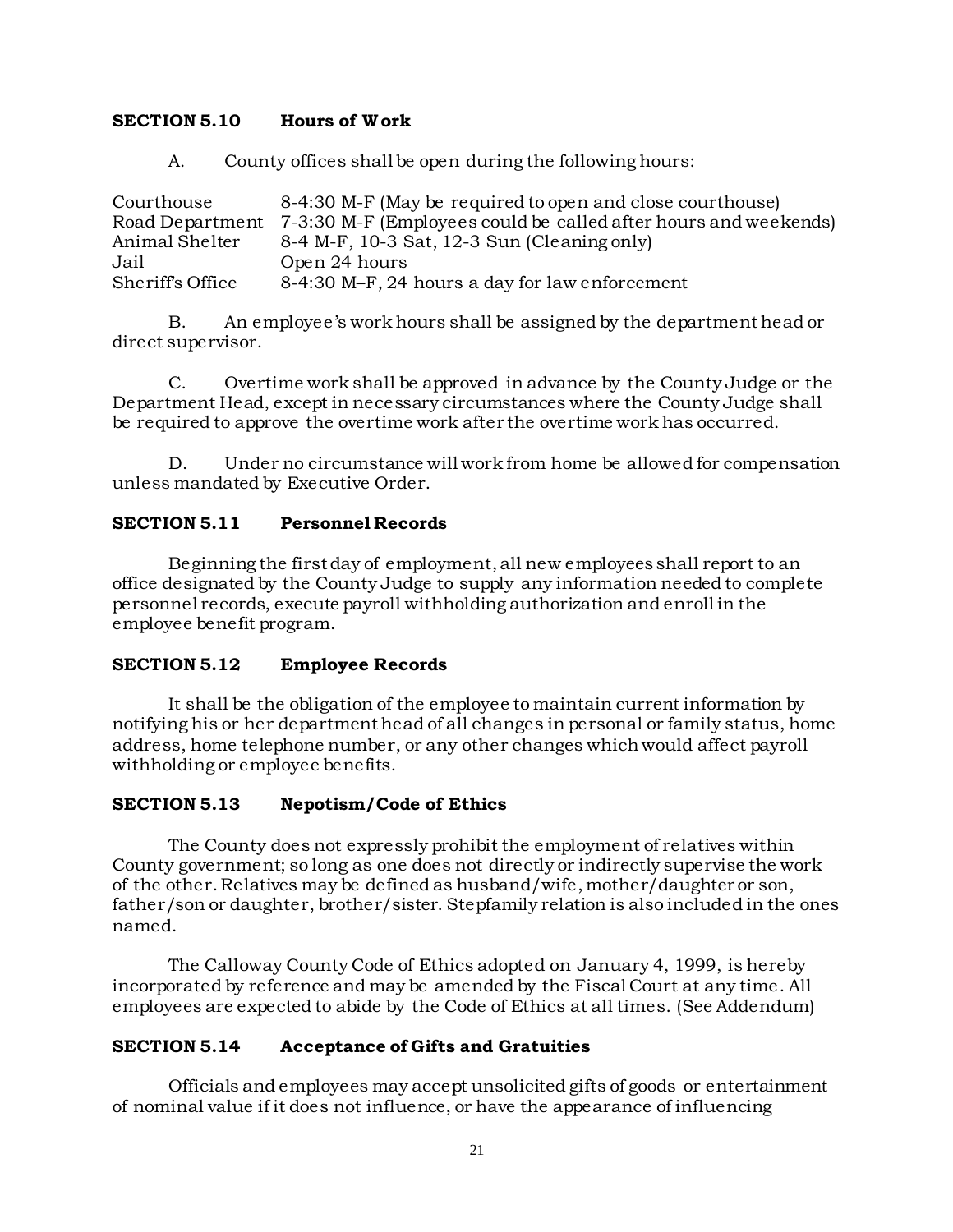### SECTION 5.10 Hours of Work

A. County offices shall be open during the following hours:

| | |
|---|---|
| Courthouse | 8-4:30 M-F (May be required to open and close courthouse) |
| Road Department | 7-3:30 M-F (Employees could be called after hours and weekends) |
| Animal Shelter | 8-4 M-F, 10-3 Sat, 12-3 Sun (Cleaning only) |
| Jail | Open 24 hours |
| Sheriff's Office | 8-4:30 M–F, 24 hours a day for law enforcement |

B. An employee's work hours shall be assigned by the department head or direct supervisor.

C. Overtime work shall be approved in advance by the County Judge or the Department Head, except in necessary circumstances where the County Judge shall be required to approve the overtime work after the overtime work has occurred.

D. Under no circumstance will work from home be allowed for compensation unless mandated by Executive Order.

### SECTION 5.11 Personnel Records

Beginning the first day of employment, all new employees shall report to an office designated by the County Judge to supply any information needed to complete personnel records, execute payroll withholding authorization and enroll in the employee benefit program.

### SECTION 5.12 Employee Records

It shall be the obligation of the employee to maintain current information by notifying his or her department head of all changes in personal or family status, home address, home telephone number, or any other changes which would affect payroll withholding or employee benefits.

### SECTION 5.13 Nepotism/Code of Ethics

The County does not expressly prohibit the employment of relatives within County government; so long as one does not directly or indirectly supervise the work of the other. Relatives may be defined as husband/wife, mother/daughter or son, father/son or daughter, brother/sister. Stepfamily relation is also included in the ones named.

The Calloway County Code of Ethics adopted on January 4, 1999, is hereby incorporated by reference and may be amended by the Fiscal Court at any time. All employees are expected to abide by the Code of Ethics at all times. (See Addendum)

### SECTION 5.14 Acceptance of Gifts and Gratuities

Officials and employees may accept unsolicited gifts of goods or entertainment of nominal value if it does not influence, or have the appearance of influencing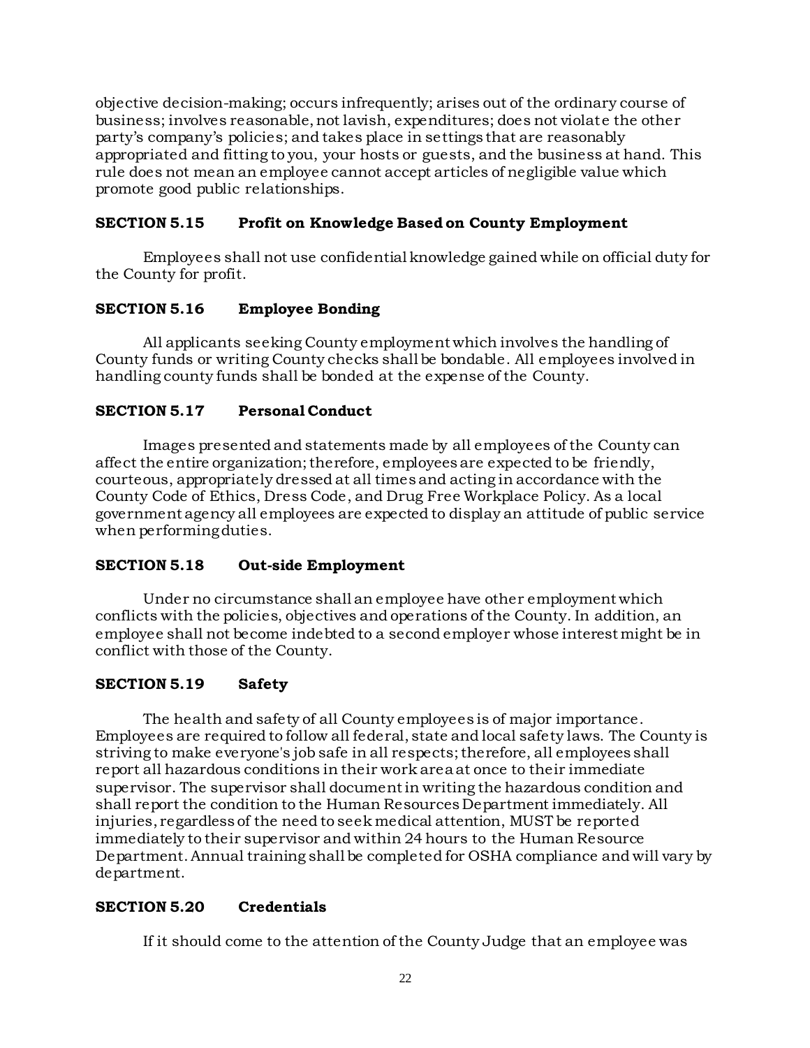objective decision-making; occurs infrequently; arises out of the ordinary course of business; involves reasonable, not lavish, expenditures; does not violate the other party's company's policies; and takes place in settings that are reasonably appropriated and fitting to you, your hosts or guests, and the business at hand. This rule does not mean an employee cannot accept articles of negligible value which promote good public relationships.

### SECTION 5.15 Profit on Knowledge Based on County Employment

Employees shall not use confidential knowledge gained while on official duty for the County for profit.

### SECTION 5.16 Employee Bonding

All applicants seeking County employment which involves the handling of County funds or writing County checks shall be bondable. All employees involved in handling county funds shall be bonded at the expense of the County.

### SECTION 5.17 Personal Conduct

Images presented and statements made by all employees of the County can affect the entire organization; therefore, employees are expected to be friendly, courteous, appropriately dressed at all times and acting in accordance with the County Code of Ethics, Dress Code, and Drug Free Workplace Policy. As a local government agency all employees are expected to display an attitude of public service when performing duties.

### SECTION 5.18 Out-side Employment

Under no circumstance shall an employee have other employment which conflicts with the policies, objectives and operations of the County. In addition, an employee shall not become indebted to a second employer whose interest might be in conflict with those of the County.

### SECTION 5.19 Safety

The health and safety of all County employees is of major importance. Employees are required to follow all federal, state and local safety laws. The County is striving to make everyone's job safe in all respects; therefore, all employees shall report all hazardous conditions in their work area at once to their immediate supervisor. The supervisor shall document in writing the hazardous condition and shall report the condition to the Human Resources Department immediately. All injuries, regardless of the need to seek medical attention, MUST be reported immediately to their supervisor and within 24 hours to the Human Resource Department. Annual training shall be completed for OSHA compliance and will vary by department.

### SECTION 5.20 Credentials

If it should come to the attention of the County Judge that an employee was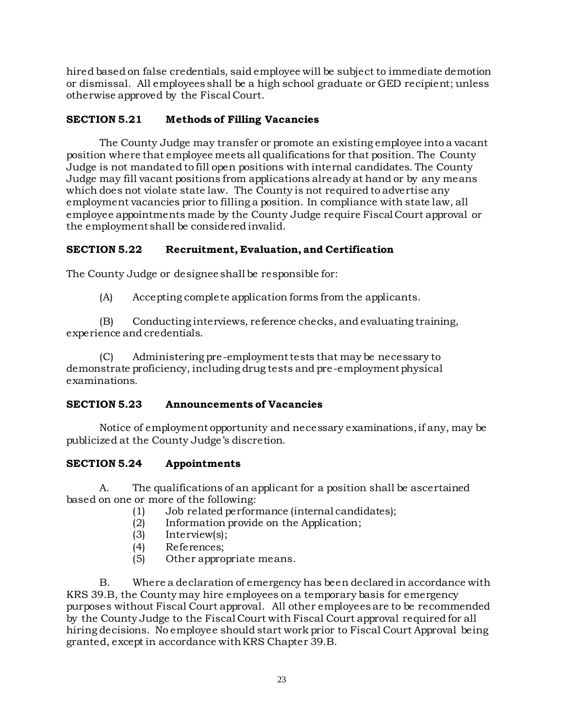hired based on false credentials, said employee will be subject to immediate demotion or dismissal. All employees shall be a high school graduate or GED recipient; unless otherwise approved by the Fiscal Court.

### SECTION 5.21 Methods of Filling Vacancies

The County Judge may transfer or promote an existing employee into a vacant position where that employee meets all qualifications for that position. The County Judge is not mandated to fill open positions with internal candidates. The County Judge may fill vacant positions from applications already at hand or by any means which does not violate state law. The County is not required to advertise any employment vacancies prior to filling a position. In compliance with state law, all employee appointments made by the County Judge require Fiscal Court approval or the employment shall be considered invalid.

### SECTION 5.22 Recruitment, Evaluation, and Certification

The County Judge or designee shall be responsible for:

(A) Accepting complete application forms from the applicants.

(B) Conducting interviews, reference checks, and evaluating training, experience and credentials.

(C) Administering pre-employment tests that may be necessary to demonstrate proficiency, including drug tests and pre-employment physical examinations.

### SECTION 5.23 Announcements of Vacancies

Notice of employment opportunity and necessary examinations, if any, may be publicized at the County Judge's discretion.

### SECTION 5.24 Appointments

A. The qualifications of an applicant for a position shall be ascertained based on one or more of the following:

(1) Job related performance (internal candidates);
(2) Information provide on the Application;
(3) Interview(s);
(4) References;
(5) Other appropriate means.

B. Where a declaration of emergency has been declared in accordance with KRS 39.B, the County may hire employees on a temporary basis for emergency purposes without Fiscal Court approval. All other employees are to be recommended by the County Judge to the Fiscal Court with Fiscal Court approval required for all hiring decisions. No employee should start work prior to Fiscal Court Approval being granted, except in accordance with KRS Chapter 39.B.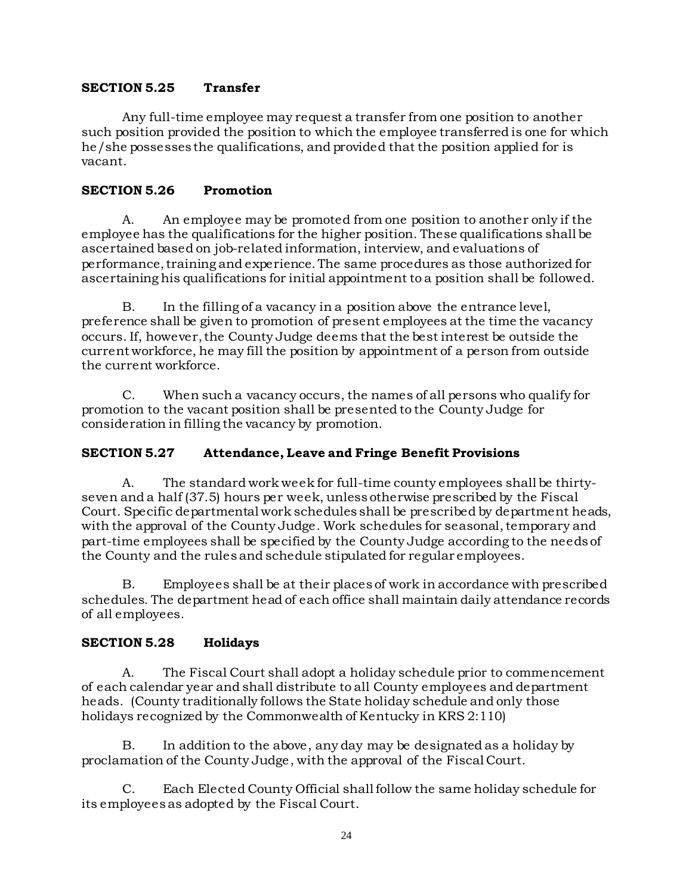### SECTION 5.25 Transfer

Any full-time employee may request a transfer from one position to another such position provided the position to which the employee transferred is one for which he/she possesses the qualifications, and provided that the position applied for is vacant.

### SECTION 5.26 Promotion

A. An employee may be promoted from one position to another only if the employee has the qualifications for the higher position. These qualifications shall be ascertained based on job-related information, interview, and evaluations of performance, training and experience. The same procedures as those authorized for ascertaining his qualifications for initial appointment to a position shall be followed.

B. In the filling of a vacancy in a position above the entrance level, preference shall be given to promotion of present employees at the time the vacancy occurs. If, however, the County Judge deems that the best interest be outside the current workforce, he may fill the position by appointment of a person from outside the current workforce.

C. When such a vacancy occurs, the names of all persons who qualify for promotion to the vacant position shall be presented to the County Judge for consideration in filling the vacancy by promotion.

### SECTION 5.27 Attendance, Leave and Fringe Benefit Provisions

A. The standard work week for full-time county employees shall be thirty-seven and a half (37.5) hours per week, unless otherwise prescribed by the Fiscal Court. Specific departmental work schedules shall be prescribed by department heads, with the approval of the County Judge. Work schedules for seasonal, temporary and part-time employees shall be specified by the County Judge according to the needs of the County and the rules and schedule stipulated for regular employees.

B. Employees shall be at their places of work in accordance with prescribed schedules. The department head of each office shall maintain daily attendance records of all employees.

### SECTION 5.28 Holidays

A. The Fiscal Court shall adopt a holiday schedule prior to commencement of each calendar year and shall distribute to all County employees and department heads. (County traditionally follows the State holiday schedule and only those holidays recognized by the Commonwealth of Kentucky in KRS 2:110)

B. In addition to the above, any day may be designated as a holiday by proclamation of the County Judge, with the approval of the Fiscal Court.

C. Each Elected County Official shall follow the same holiday schedule for its employees as adopted by the Fiscal Court.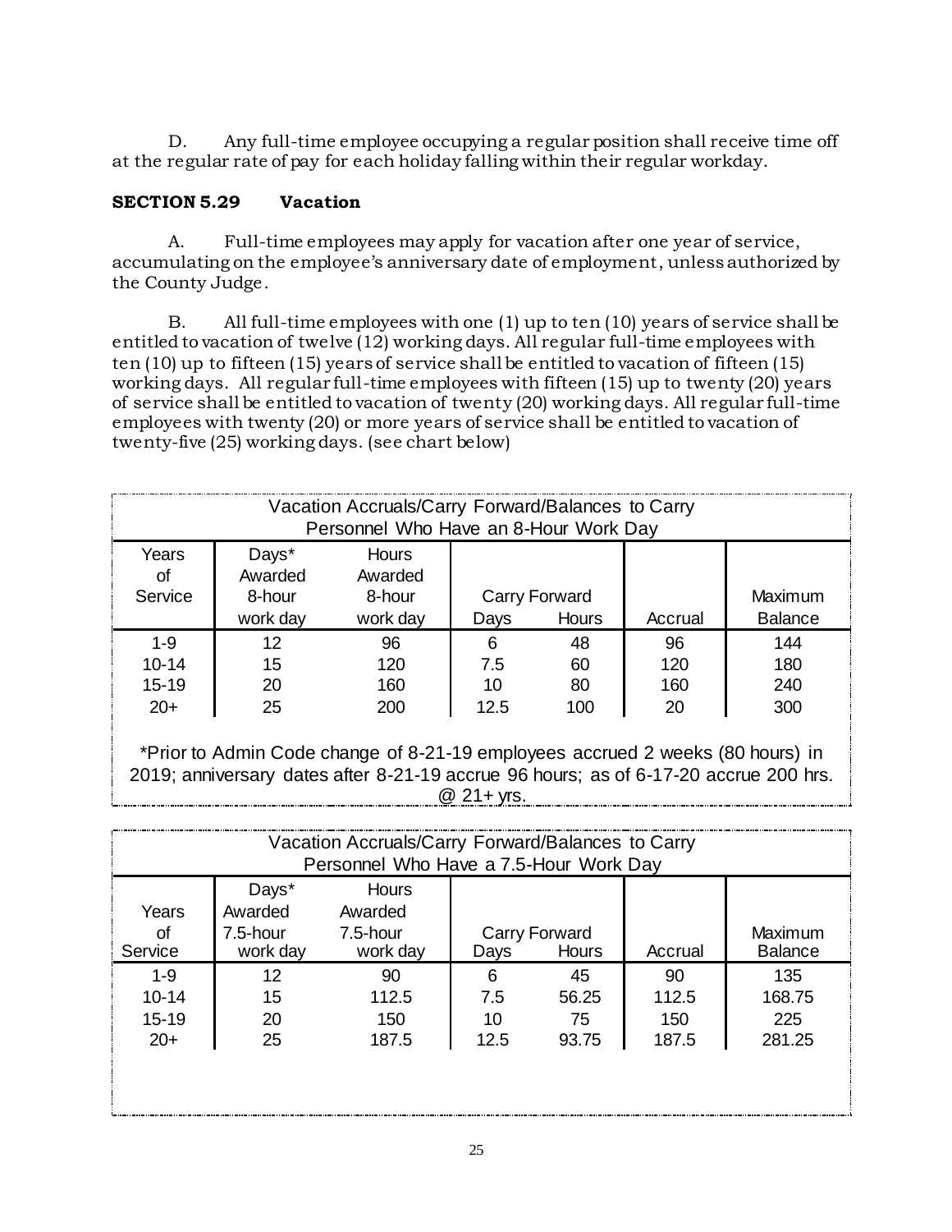D. Any full-time employee occupying a regular position shall receive time off at the regular rate of pay for each holiday falling within their regular workday.

### SECTION 5.29 Vacation

A. Full-time employees may apply for vacation after one year of service, accumulating on the employee's anniversary date of employment, unless authorized by the County Judge.

B. All full-time employees with one (1) up to ten (10) years of service shall be entitled to vacation of twelve (12) working days. All regular full-time employees with ten (10) up to fifteen (15) years of service shall be entitled to vacation of fifteen (15) working days. All regular full-time employees with fifteen (15) up to twenty (20) years of service shall be entitled to vacation of twenty (20) working days. All regular full-time employees with twenty (20) or more years of service shall be entitled to vacation of twenty-five (25) working days. (see chart below)

**Vacation Accruals/Carry Forward/Balances to Carry**
**Personnel Who Have an 8-Hour Work Day**

| Years of Service | Days* Awarded 8-hour work day | Hours Awarded 8-hour work day | Carry Forward Days | Carry Forward Hours | Accrual | Maximum Balance |
|---|---|---|---|---|---|---|
| 1-9 | 12 | 96 | 6 | 48 | 96 | 144 |
| 10-14 | 15 | 120 | 7.5 | 60 | 120 | 180 |
| 15-19 | 20 | 160 | 10 | 80 | 160 | 240 |
| 20+ | 25 | 200 | 12.5 | 100 | 20 | 300 |

*Prior to Admin Code change of 8-21-19 employees accrued 2 weeks (80 hours) in 2019; anniversary dates after 8-21-19 accrue 96 hours; as of 6-17-20 accrue 200 hrs. @ 21+ yrs.

**Vacation Accruals/Carry Forward/Balances to Carry**
**Personnel Who Have a 7.5-Hour Work Day**

| Years of Service | Days* Awarded 7.5-hour work day | Hours Awarded 7.5-hour work day | Carry Forward Days | Carry Forward Hours | Accrual | Maximum Balance |
|---|---|---|---|---|---|---|
| 1-9 | 12 | 90 | 6 | 45 | 90 | 135 |
| 10-14 | 15 | 112.5 | 7.5 | 56.25 | 112.5 | 168.75 |
| 15-19 | 20 | 150 | 10 | 75 | 150 | 225 |
| 20+ | 25 | 187.5 | 12.5 | 93.75 | 187.5 | 281.25 |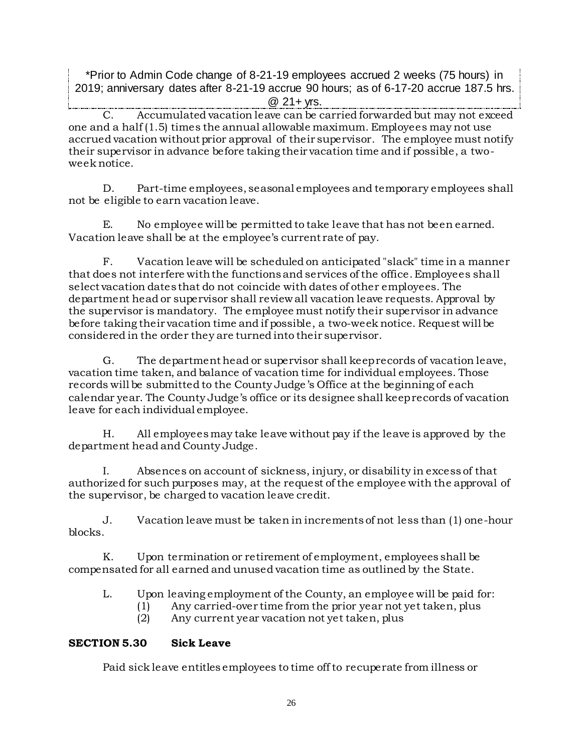*Prior to Admin Code change of 8-21-19 employees accrued 2 weeks (75 hours) in 2019; anniversary dates after 8-21-19 accrue 90 hours; as of 6-17-20 accrue 187.5 hrs. @ 21+ yrs.

C. Accumulated vacation leave can be carried forwarded but may not exceed one and a half (1.5) times the annual allowable maximum. Employees may not use accrued vacation without prior approval of their supervisor. The employee must notify their supervisor in advance before taking their vacation time and if possible, a two-week notice.

D. Part-time employees, seasonal employees and temporary employees shall not be eligible to earn vacation leave.

E. No employee will be permitted to take leave that has not been earned. Vacation leave shall be at the employee's current rate of pay.

F. Vacation leave will be scheduled on anticipated "slack" time in a manner that does not interfere with the functions and services of the office. Employees shall select vacation dates that do not coincide with dates of other employees. The department head or supervisor shall review all vacation leave requests. Approval by the supervisor is mandatory. The employee must notify their supervisor in advance before taking their vacation time and if possible, a two-week notice. Request will be considered in the order they are turned into their supervisor.

G. The department head or supervisor shall keep records of vacation leave, vacation time taken, and balance of vacation time for individual employees. Those records will be submitted to the County Judge's Office at the beginning of each calendar year. The County Judge's office or its designee shall keep records of vacation leave for each individual employee.

H. All employees may take leave without pay if the leave is approved by the department head and County Judge.

I. Absences on account of sickness, injury, or disability in excess of that authorized for such purposes may, at the request of the employee with the approval of the supervisor, be charged to vacation leave credit.

J. Vacation leave must be taken in increments of not less than (1) one-hour blocks.

K. Upon termination or retirement of employment, employees shall be compensated for all earned and unused vacation time as outlined by the State.

L. Upon leaving employment of the County, an employee will be paid for:

(1) Any carried-over time from the prior year not yet taken, plus
(2) Any current year vacation not yet taken, plus

### SECTION 5.30 Sick Leave

Paid sick leave entitles employees to time off to recuperate from illness or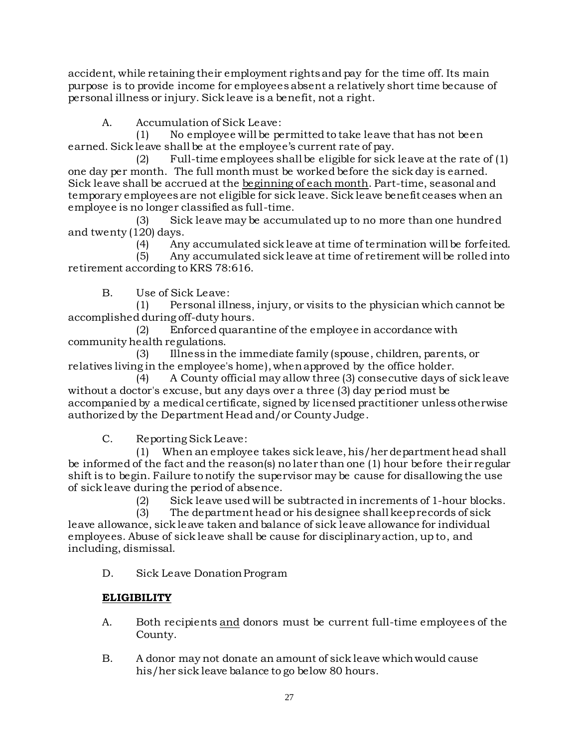accident, while retaining their employment rights and pay for the time off. Its main purpose is to provide income for employees absent a relatively short time because of personal illness or injury. Sick leave is a benefit, not a right.

A. Accumulation of Sick Leave:

(1) No employee will be permitted to take leave that has not been earned. Sick leave shall be at the employee's current rate of pay.

(2) Full-time employees shall be eligible for sick leave at the rate of (1) one day per month. The full month must be worked before the sick day is earned. Sick leave shall be accrued at the <u>beginning of each month</u>. Part-time, seasonal and temporary employees are not eligible for sick leave. Sick leave benefit ceases when an employee is no longer classified as full-time.

(3) Sick leave may be accumulated up to no more than one hundred and twenty (120) days.

(4) Any accumulated sick leave at time of termination will be forfeited.

(5) Any accumulated sick leave at time of retirement will be rolled into retirement according to KRS 78:616.

B. Use of Sick Leave:

(1) Personal illness, injury, or visits to the physician which cannot be accomplished during off-duty hours.

(2) Enforced quarantine of the employee in accordance with community health regulations.

(3) Illness in the immediate family (spouse, children, parents, or relatives living in the employee's home), when approved by the office holder.

(4) A County official may allow three (3) consecutive days of sick leave without a doctor's excuse, but any days over a three (3) day period must be accompanied by a medical certificate, signed by licensed practitioner unless otherwise authorized by the Department Head and/or County Judge.

C. Reporting Sick Leave:

(1) When an employee takes sick leave, his/her department head shall be informed of the fact and the reason(s) no later than one (1) hour before their regular shift is to begin. Failure to notify the supervisor may be cause for disallowing the use of sick leave during the period of absence.

(2) Sick leave used will be subtracted in increments of 1-hour blocks.

(3) The department head or his designee shall keep records of sick leave allowance, sick leave taken and balance of sick leave allowance for individual employees. Abuse of sick leave shall be cause for disciplinary action, up to, and including, dismissal.

D. Sick Leave Donation Program

**<u>ELIGIBILITY</u>**

A. Both recipients <u>and</u> donors must be current full-time employees of the County.

B. A donor may not donate an amount of sick leave which would cause his/her sick leave balance to go below 80 hours.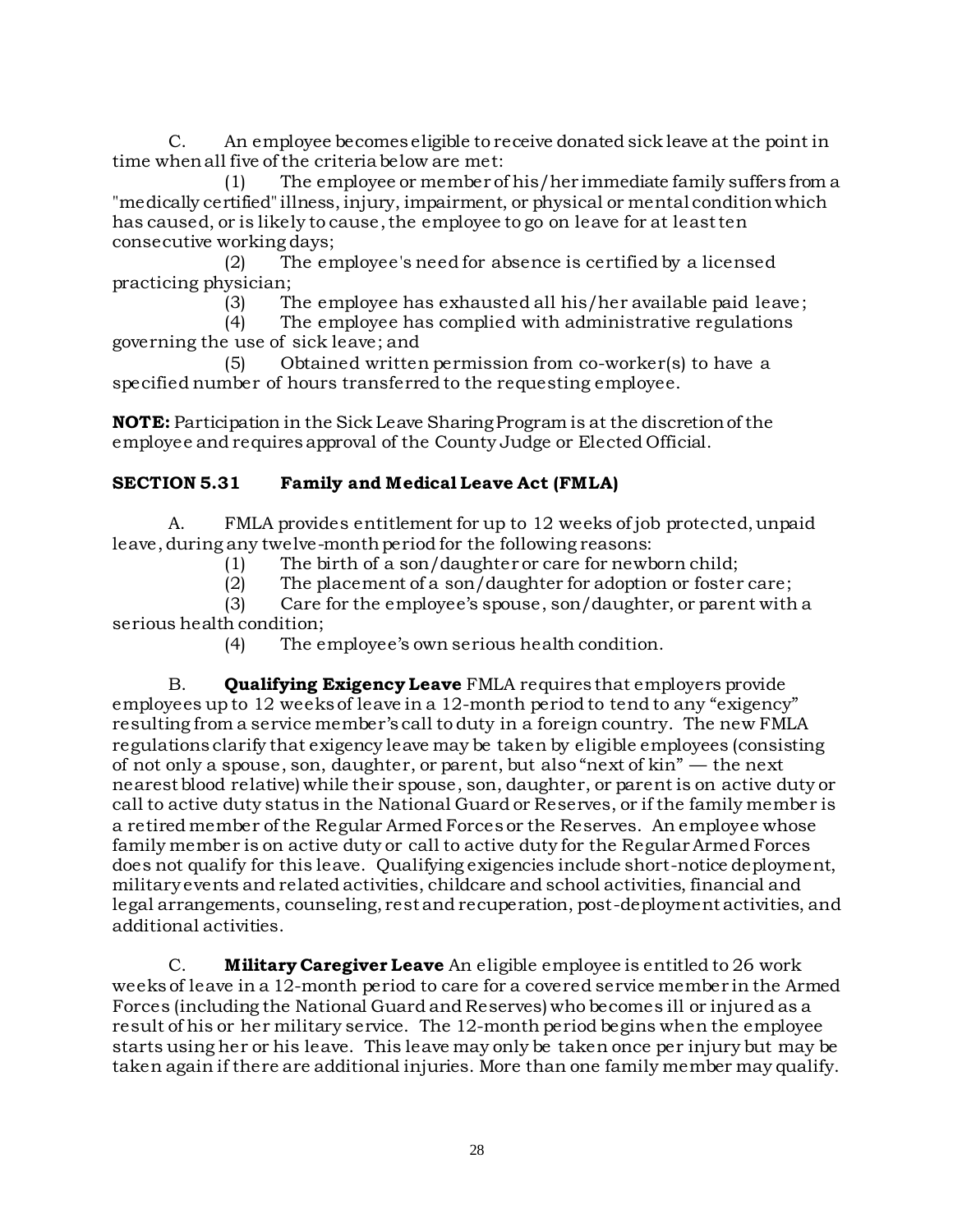C. An employee becomes eligible to receive donated sick leave at the point in time when all five of the criteria below are met:

(1) The employee or member of his/her immediate family suffers from a "medically certified" illness, injury, impairment, or physical or mental condition which has caused, or is likely to cause, the employee to go on leave for at least ten consecutive working days;

(2) The employee's need for absence is certified by a licensed practicing physician;

(3) The employee has exhausted all his/her available paid leave;

(4) The employee has complied with administrative regulations governing the use of sick leave; and

(5) Obtained written permission from co-worker(s) to have a specified number of hours transferred to the requesting employee.

**NOTE:** Participation in the Sick Leave Sharing Program is at the discretion of the employee and requires approval of the County Judge or Elected Official.

## SECTION 5.31 Family and Medical Leave Act (FMLA)

A. FMLA provides entitlement for up to 12 weeks of job protected, unpaid leave, during any twelve-month period for the following reasons:

(1) The birth of a son/daughter or care for newborn child;

(2) The placement of a son/daughter for adoption or foster care;

(3) Care for the employee's spouse, son/daughter, or parent with a serious health condition;

(4) The employee's own serious health condition.

B. **Qualifying Exigency Leave** FMLA requires that employers provide employees up to 12 weeks of leave in a 12-month period to tend to any "exigency" resulting from a service member's call to duty in a foreign country. The new FMLA regulations clarify that exigency leave may be taken by eligible employees (consisting of not only a spouse, son, daughter, or parent, but also "next of kin" — the next nearest blood relative) while their spouse, son, daughter, or parent is on active duty or call to active duty status in the National Guard or Reserves, or if the family member is a retired member of the Regular Armed Forces or the Reserves. An employee whose family member is on active duty or call to active duty for the Regular Armed Forces does not qualify for this leave. Qualifying exigencies include short-notice deployment, military events and related activities, childcare and school activities, financial and legal arrangements, counseling, rest and recuperation, post-deployment activities, and additional activities.

C. **Military Caregiver Leave** An eligible employee is entitled to 26 work weeks of leave in a 12-month period to care for a covered service member in the Armed Forces (including the National Guard and Reserves) who becomes ill or injured as a result of his or her military service. The 12-month period begins when the employee starts using her or his leave. This leave may only be taken once per injury but may be taken again if there are additional injuries. More than one family member may qualify.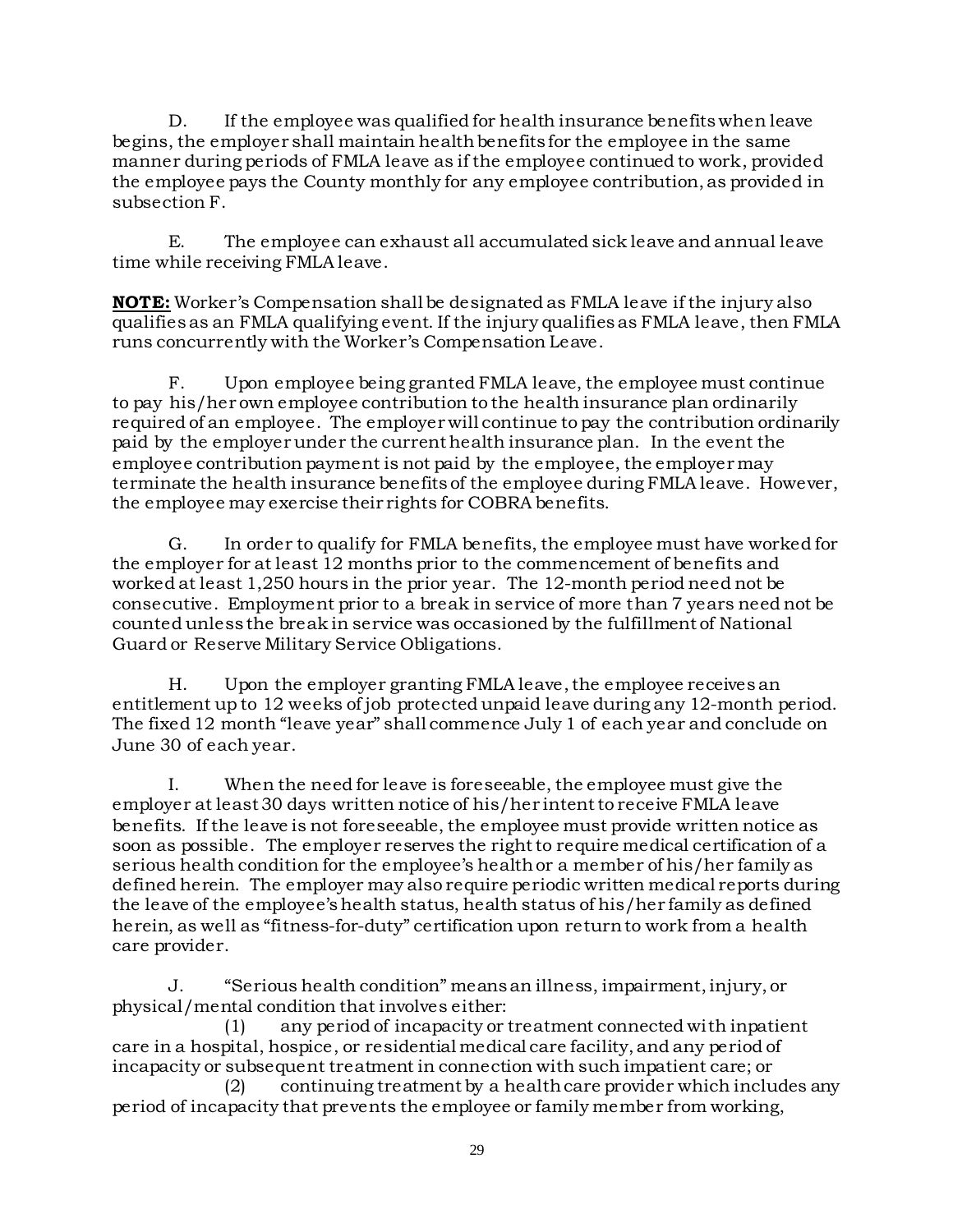D. If the employee was qualified for health insurance benefits when leave begins, the employer shall maintain health benefits for the employee in the same manner during periods of FMLA leave as if the employee continued to work, provided the employee pays the County monthly for any employee contribution, as provided in subsection F.

E. The employee can exhaust all accumulated sick leave and annual leave time while receiving FMLA leave.

**NOTE:** Worker's Compensation shall be designated as FMLA leave if the injury also qualifies as an FMLA qualifying event. If the injury qualifies as FMLA leave, then FMLA runs concurrently with the Worker's Compensation Leave.

F. Upon employee being granted FMLA leave, the employee must continue to pay his/her own employee contribution to the health insurance plan ordinarily required of an employee. The employer will continue to pay the contribution ordinarily paid by the employer under the current health insurance plan. In the event the employee contribution payment is not paid by the employee, the employer may terminate the health insurance benefits of the employee during FMLA leave. However, the employee may exercise their rights for COBRA benefits.

G. In order to qualify for FMLA benefits, the employee must have worked for the employer for at least 12 months prior to the commencement of benefits and worked at least 1,250 hours in the prior year. The 12-month period need not be consecutive. Employment prior to a break in service of more than 7 years need not be counted unless the break in service was occasioned by the fulfillment of National Guard or Reserve Military Service Obligations.

H. Upon the employer granting FMLA leave, the employee receives an entitlement up to 12 weeks of job protected unpaid leave during any 12-month period. The fixed 12 month "leave year" shall commence July 1 of each year and conclude on June 30 of each year.

I. When the need for leave is foreseeable, the employee must give the employer at least 30 days written notice of his/her intent to receive FMLA leave benefits. If the leave is not foreseeable, the employee must provide written notice as soon as possible. The employer reserves the right to require medical certification of a serious health condition for the employee's health or a member of his/her family as defined herein. The employer may also require periodic written medical reports during the leave of the employee's health status, health status of his/her family as defined herein, as well as "fitness-for-duty" certification upon return to work from a health care provider.

J. "Serious health condition" means an illness, impairment, injury, or physical/mental condition that involves either:

(1) any period of incapacity or treatment connected with inpatient care in a hospital, hospice, or residential medical care facility, and any period of incapacity or subsequent treatment in connection with such impatient care; or

(2) continuing treatment by a health care provider which includes any period of incapacity that prevents the employee or family member from working,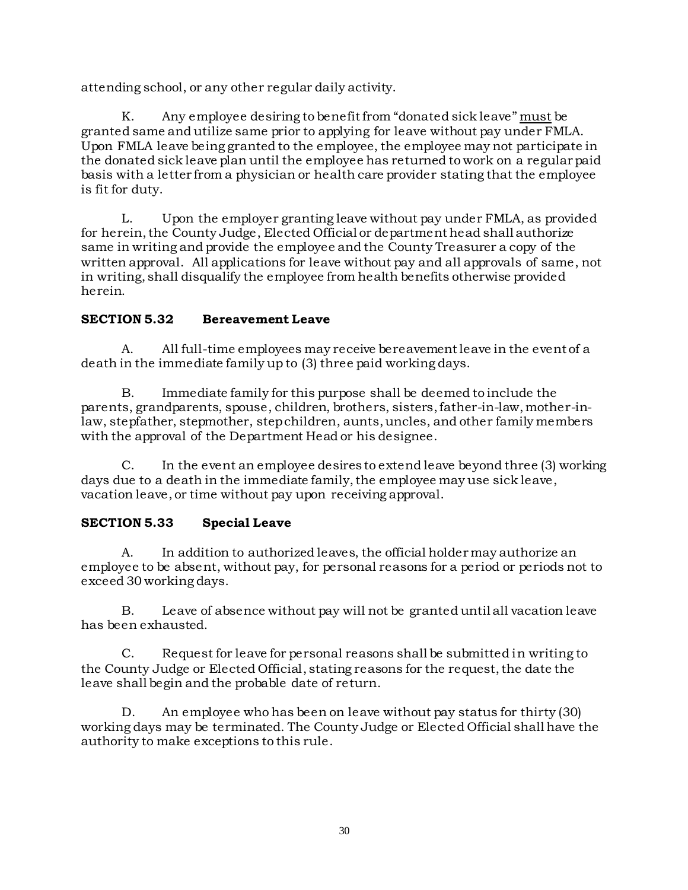attending school, or any other regular daily activity.

K. Any employee desiring to benefit from "donated sick leave" <u>must</u> be granted same and utilize same prior to applying for leave without pay under FMLA. Upon FMLA leave being granted to the employee, the employee may not participate in the donated sick leave plan until the employee has returned to work on a regular paid basis with a letter from a physician or health care provider stating that the employee is fit for duty.

L. Upon the employer granting leave without pay under FMLA, as provided for herein, the County Judge, Elected Official or department head shall authorize same in writing and provide the employee and the County Treasurer a copy of the written approval. All applications for leave without pay and all approvals of same, not in writing, shall disqualify the employee from health benefits otherwise provided herein.

### SECTION 5.32 Bereavement Leave

A. All full-time employees may receive bereavement leave in the event of a death in the immediate family up to (3) three paid working days.

B. Immediate family for this purpose shall be deemed to include the parents, grandparents, spouse, children, brothers, sisters, father-in-law, mother-in-law, stepfather, stepmother, stepchildren, aunts, uncles, and other family members with the approval of the Department Head or his designee.

C. In the event an employee desires to extend leave beyond three (3) working days due to a death in the immediate family, the employee may use sick leave, vacation leave, or time without pay upon receiving approval.

### SECTION 5.33 Special Leave

A. In addition to authorized leaves, the official holder may authorize an employee to be absent, without pay, for personal reasons for a period or periods not to exceed 30 working days.

B. Leave of absence without pay will not be granted until all vacation leave has been exhausted.

C. Request for leave for personal reasons shall be submitted in writing to the County Judge or Elected Official, stating reasons for the request, the date the leave shall begin and the probable date of return.

D. An employee who has been on leave without pay status for thirty (30) working days may be terminated. The County Judge or Elected Official shall have the authority to make exceptions to this rule.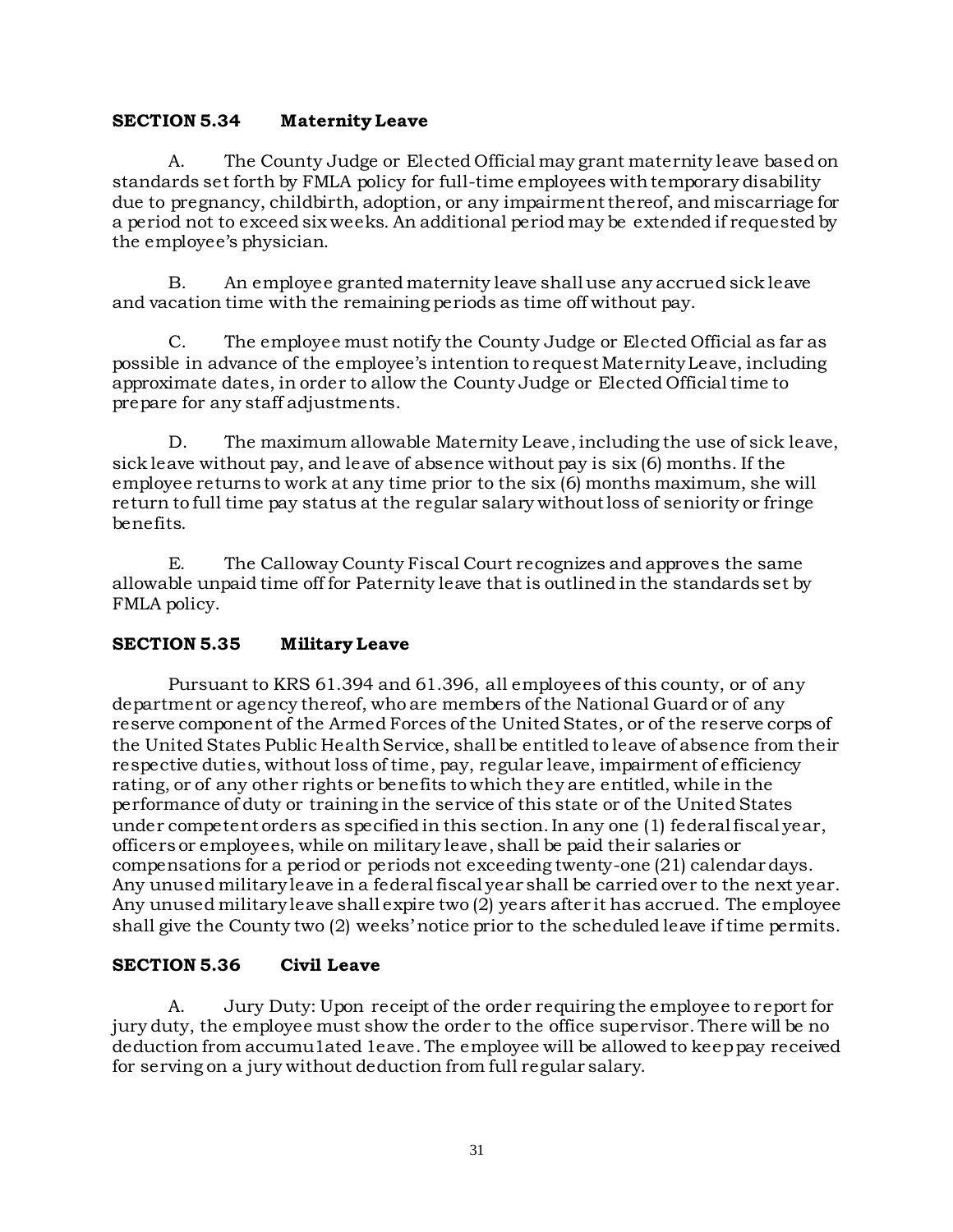### SECTION 5.34 Maternity Leave

A. The County Judge or Elected Official may grant maternity leave based on standards set forth by FMLA policy for full-time employees with temporary disability due to pregnancy, childbirth, adoption, or any impairment thereof, and miscarriage for a period not to exceed six weeks. An additional period may be extended if requested by the employee's physician.

B. An employee granted maternity leave shall use any accrued sick leave and vacation time with the remaining periods as time off without pay.

C. The employee must notify the County Judge or Elected Official as far as possible in advance of the employee's intention to request Maternity Leave, including approximate dates, in order to allow the County Judge or Elected Official time to prepare for any staff adjustments.

D. The maximum allowable Maternity Leave, including the use of sick leave, sick leave without pay, and leave of absence without pay is six (6) months. If the employee returns to work at any time prior to the six (6) months maximum, she will return to full time pay status at the regular salary without loss of seniority or fringe benefits.

E. The Calloway County Fiscal Court recognizes and approves the same allowable unpaid time off for Paternity leave that is outlined in the standards set by FMLA policy.

### SECTION 5.35 Military Leave

Pursuant to KRS 61.394 and 61.396, all employees of this county, or of any department or agency thereof, who are members of the National Guard or of any reserve component of the Armed Forces of the United States, or of the reserve corps of the United States Public Health Service, shall be entitled to leave of absence from their respective duties, without loss of time, pay, regular leave, impairment of efficiency rating, or of any other rights or benefits to which they are entitled, while in the performance of duty or training in the service of this state or of the United States under competent orders as specified in this section. In any one (1) federal fiscal year, officers or employees, while on military leave, shall be paid their salaries or compensations for a period or periods not exceeding twenty-one (21) calendar days. Any unused military leave in a federal fiscal year shall be carried over to the next year. Any unused military leave shall expire two (2) years after it has accrued. The employee shall give the County two (2) weeks' notice prior to the scheduled leave if time permits.

### SECTION 5.36 Civil Leave

A. Jury Duty: Upon receipt of the order requiring the employee to report for jury duty, the employee must show the order to the office supervisor. There will be no deduction from accumu1ated 1eave. The employee will be allowed to keep pay received for serving on a jury without deduction from full regular salary.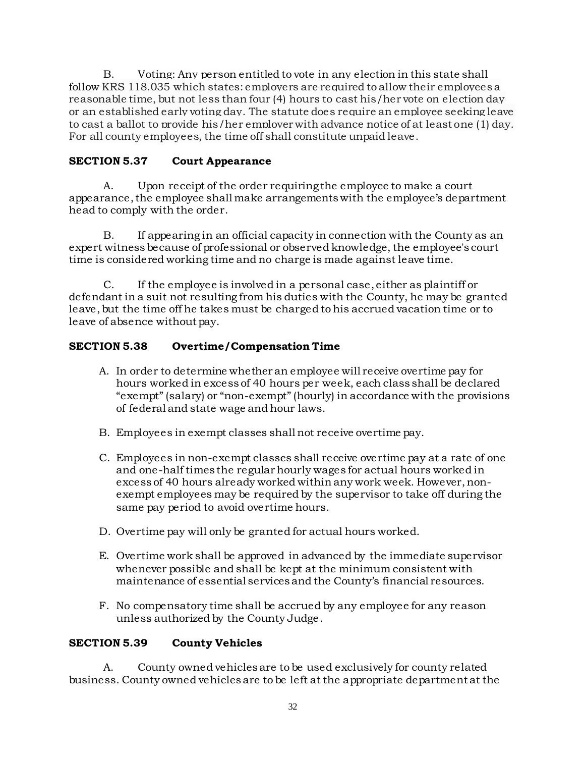B. Voting: Any person entitled to vote in any election in this state shall follow KRS 118.035 which states: employers are required to allow their employees a reasonable time, but not less than four (4) hours to cast his/her vote on election day or an established early voting day. The statute does require an employee seeking leave to cast a ballot to provide his/her employer with advance notice of at least one (1) day. For all county employees, the time off shall constitute unpaid leave.

## SECTION 5.37 Court Appearance

A. Upon receipt of the order requiring the employee to make a court appearance, the employee shall make arrangements with the employee's department head to comply with the order.

B. If appearing in an official capacity in connection with the County as an expert witness because of professional or observed knowledge, the employee's court time is considered working time and no charge is made against leave time.

C. If the employee is involved in a personal case, either as plaintiff or defendant in a suit not resulting from his duties with the County, he may be granted leave, but the time off he takes must be charged to his accrued vacation time or to leave of absence without pay.

## SECTION 5.38 Overtime/Compensation Time

A. In order to determine whether an employee will receive overtime pay for hours worked in excess of 40 hours per week, each class shall be declared "exempt" (salary) or "non-exempt" (hourly) in accordance with the provisions of federal and state wage and hour laws.

B. Employees in exempt classes shall not receive overtime pay.

C. Employees in non-exempt classes shall receive overtime pay at a rate of one and one-half times the regular hourly wages for actual hours worked in excess of 40 hours already worked within any work week. However, non-exempt employees may be required by the supervisor to take off during the same pay period to avoid overtime hours.

D. Overtime pay will only be granted for actual hours worked.

E. Overtime work shall be approved in advanced by the immediate supervisor whenever possible and shall be kept at the minimum consistent with maintenance of essential services and the County's financial resources.

F. No compensatory time shall be accrued by any employee for any reason unless authorized by the County Judge.

## SECTION 5.39 County Vehicles

A. County owned vehicles are to be used exclusively for county related business. County owned vehicles are to be left at the appropriate department at the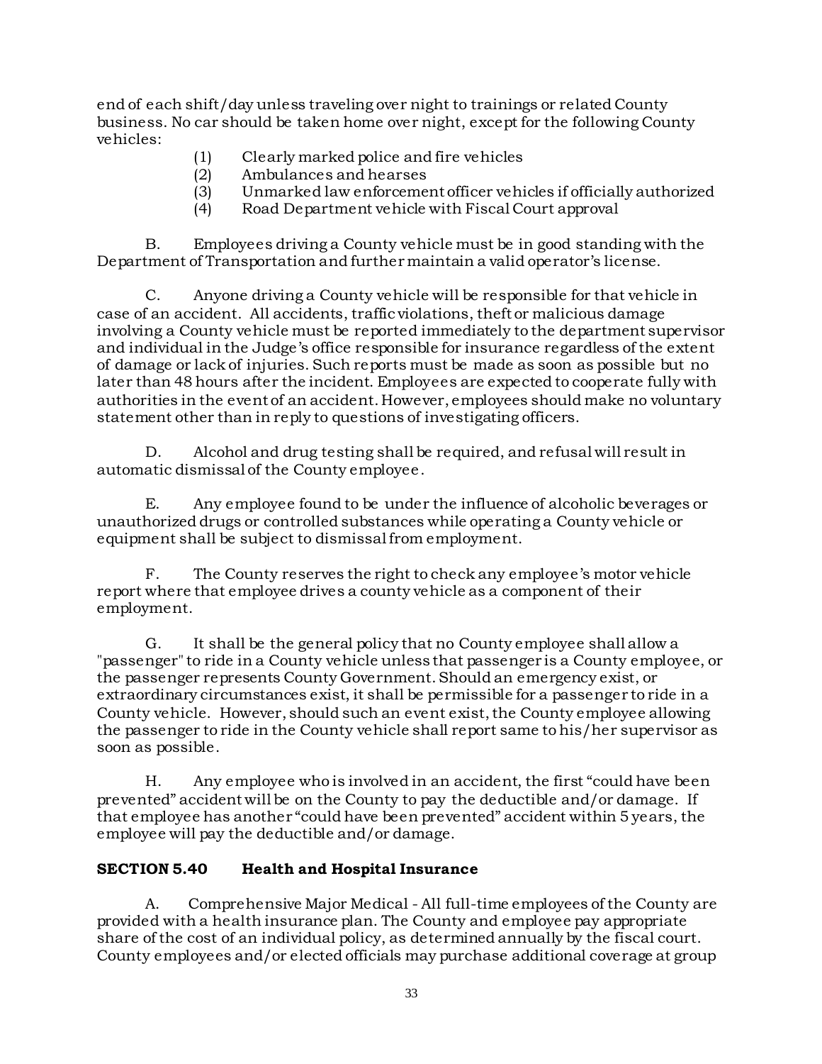end of each shift/day unless traveling over night to trainings or related County business. No car should be taken home over night, except for the following County vehicles:

(1) Clearly marked police and fire vehicles
(2) Ambulances and hearses
(3) Unmarked law enforcement officer vehicles if officially authorized
(4) Road Department vehicle with Fiscal Court approval

B. Employees driving a County vehicle must be in good standing with the Department of Transportation and further maintain a valid operator's license.

C. Anyone driving a County vehicle will be responsible for that vehicle in case of an accident. All accidents, traffic violations, theft or malicious damage involving a County vehicle must be reported immediately to the department supervisor and individual in the Judge's office responsible for insurance regardless of the extent of damage or lack of injuries. Such reports must be made as soon as possible but no later than 48 hours after the incident. Employees are expected to cooperate fully with authorities in the event of an accident. However, employees should make no voluntary statement other than in reply to questions of investigating officers.

D. Alcohol and drug testing shall be required, and refusal will result in automatic dismissal of the County employee.

E. Any employee found to be under the influence of alcoholic beverages or unauthorized drugs or controlled substances while operating a County vehicle or equipment shall be subject to dismissal from employment.

F. The County reserves the right to check any employee's motor vehicle report where that employee drives a county vehicle as a component of their employment.

G. It shall be the general policy that no County employee shall allow a "passenger" to ride in a County vehicle unless that passenger is a County employee, or the passenger represents County Government. Should an emergency exist, or extraordinary circumstances exist, it shall be permissible for a passenger to ride in a County vehicle. However, should such an event exist, the County employee allowing the passenger to ride in the County vehicle shall report same to his/her supervisor as soon as possible.

H. Any employee who is involved in an accident, the first "could have been prevented" accident will be on the County to pay the deductible and/or damage. If that employee has another "could have been prevented" accident within 5 years, the employee will pay the deductible and/or damage.

## SECTION 5.40 Health and Hospital Insurance

A. Comprehensive Major Medical - All full-time employees of the County are provided with a health insurance plan. The County and employee pay appropriate share of the cost of an individual policy, as determined annually by the fiscal court. County employees and/or elected officials may purchase additional coverage at group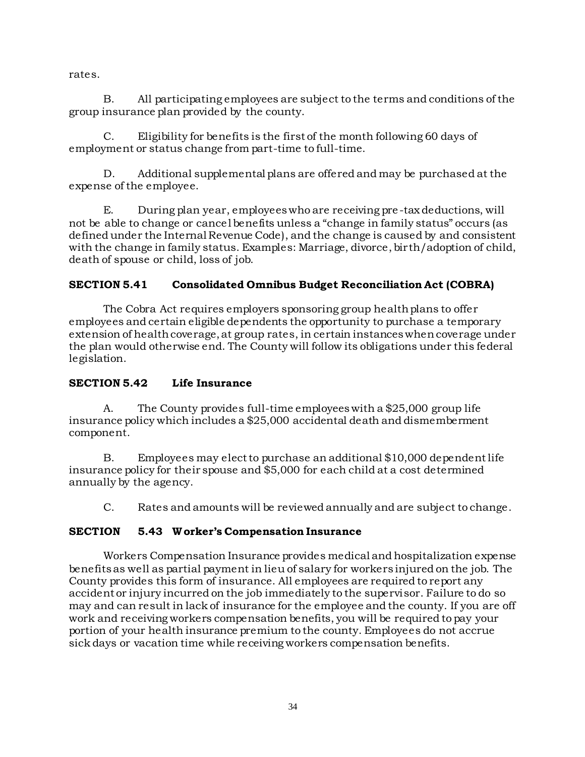rates.

B. All participating employees are subject to the terms and conditions of the group insurance plan provided by the county.

C. Eligibility for benefits is the first of the month following 60 days of employment or status change from part-time to full-time.

D. Additional supplemental plans are offered and may be purchased at the expense of the employee.

E. During plan year, employees who are receiving pre-tax deductions, will not be able to change or cancel benefits unless a "change in family status" occurs (as defined under the Internal Revenue Code), and the change is caused by and consistent with the change in family status. Examples: Marriage, divorce, birth/adoption of child, death of spouse or child, loss of job.

### SECTION 5.41 Consolidated Omnibus Budget Reconciliation Act (COBRA)

The Cobra Act requires employers sponsoring group health plans to offer employees and certain eligible dependents the opportunity to purchase a temporary extension of health coverage, at group rates, in certain instances when coverage under the plan would otherwise end. The County will follow its obligations under this federal legislation.

### SECTION 5.42 Life Insurance

A. The County provides full-time employees with a $25,000 group life insurance policy which includes a $25,000 accidental death and dismemberment component.

B. Employees may elect to purchase an additional $10,000 dependent life insurance policy for their spouse and $5,000 for each child at a cost determined annually by the agency.

C. Rates and amounts will be reviewed annually and are subject to change.

### SECTION 5.43 Worker's Compensation Insurance

Workers Compensation Insurance provides medical and hospitalization expense benefits as well as partial payment in lieu of salary for workers injured on the job. The County provides this form of insurance. All employees are required to report any accident or injury incurred on the job immediately to the supervisor. Failure to do so may and can result in lack of insurance for the employee and the county. If you are off work and receiving workers compensation benefits, you will be required to pay your portion of your health insurance premium to the county. Employees do not accrue sick days or vacation time while receiving workers compensation benefits.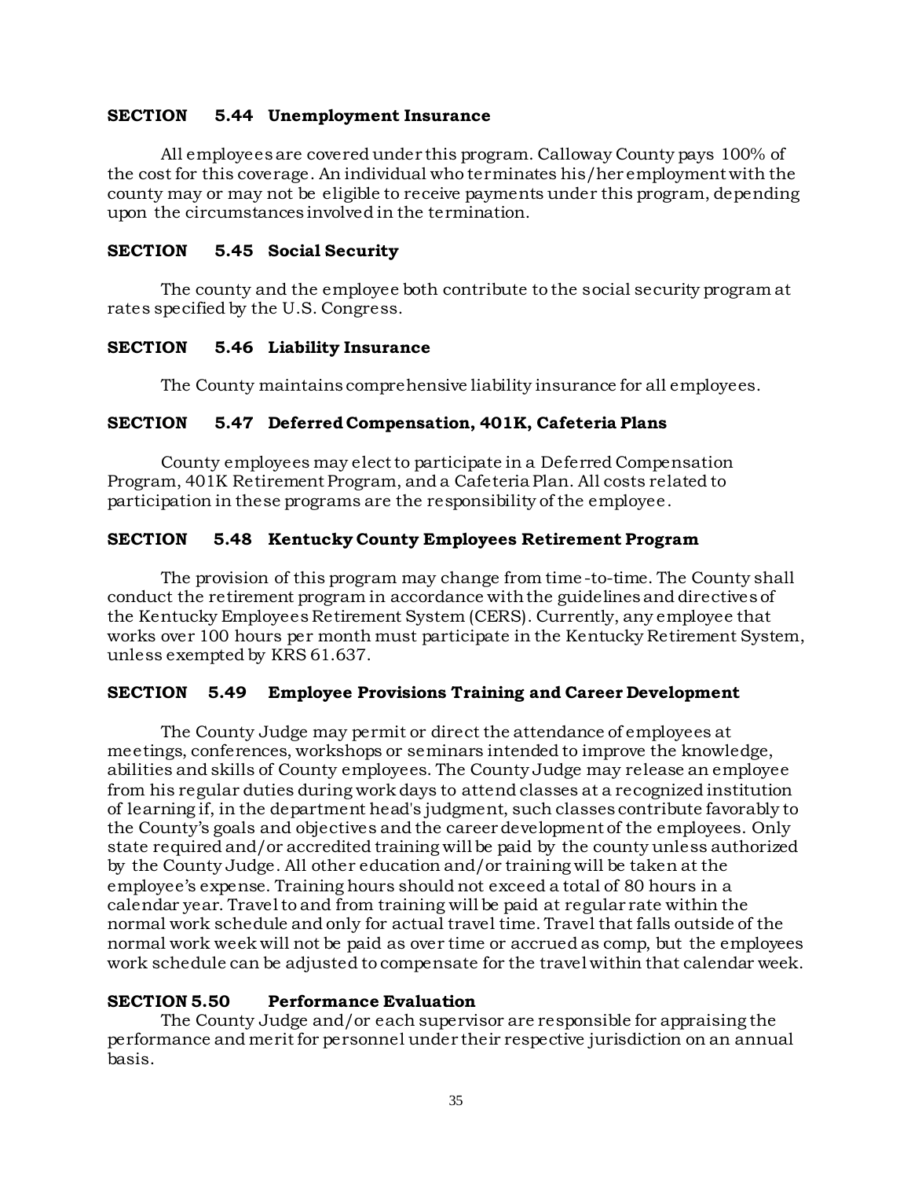### SECTION 5.44 Unemployment Insurance

All employees are covered under this program. Calloway County pays 100% of the cost for this coverage. An individual who terminates his/her employment with the county may or may not be eligible to receive payments under this program, depending upon the circumstances involved in the termination.

### SECTION 5.45 Social Security

The county and the employee both contribute to the social security program at rates specified by the U.S. Congress.

### SECTION 5.46 Liability Insurance

The County maintains comprehensive liability insurance for all employees.

### SECTION 5.47 Deferred Compensation, 401K, Cafeteria Plans

County employees may elect to participate in a Deferred Compensation Program, 401K Retirement Program, and a Cafeteria Plan. All costs related to participation in these programs are the responsibility of the employee.

### SECTION 5.48 Kentucky County Employees Retirement Program

The provision of this program may change from time-to-time. The County shall conduct the retirement program in accordance with the guidelines and directives of the Kentucky Employees Retirement System (CERS). Currently, any employee that works over 100 hours per month must participate in the Kentucky Retirement System, unless exempted by KRS 61.637.

### SECTION 5.49 Employee Provisions Training and Career Development

The County Judge may permit or direct the attendance of employees at meetings, conferences, workshops or seminars intended to improve the knowledge, abilities and skills of County employees. The County Judge may release an employee from his regular duties during work days to attend classes at a recognized institution of learning if, in the department head's judgment, such classes contribute favorably to the County's goals and objectives and the career development of the employees. Only state required and/or accredited training will be paid by the county unless authorized by the County Judge. All other education and/or training will be taken at the employee's expense. Training hours should not exceed a total of 80 hours in a calendar year. Travel to and from training will be paid at regular rate within the normal work schedule and only for actual travel time. Travel that falls outside of the normal work week will not be paid as over time or accrued as comp, but the employees work schedule can be adjusted to compensate for the travel within that calendar week.

### SECTION 5.50 Performance Evaluation

The County Judge and/or each supervisor are responsible for appraising the performance and merit for personnel under their respective jurisdiction on an annual basis.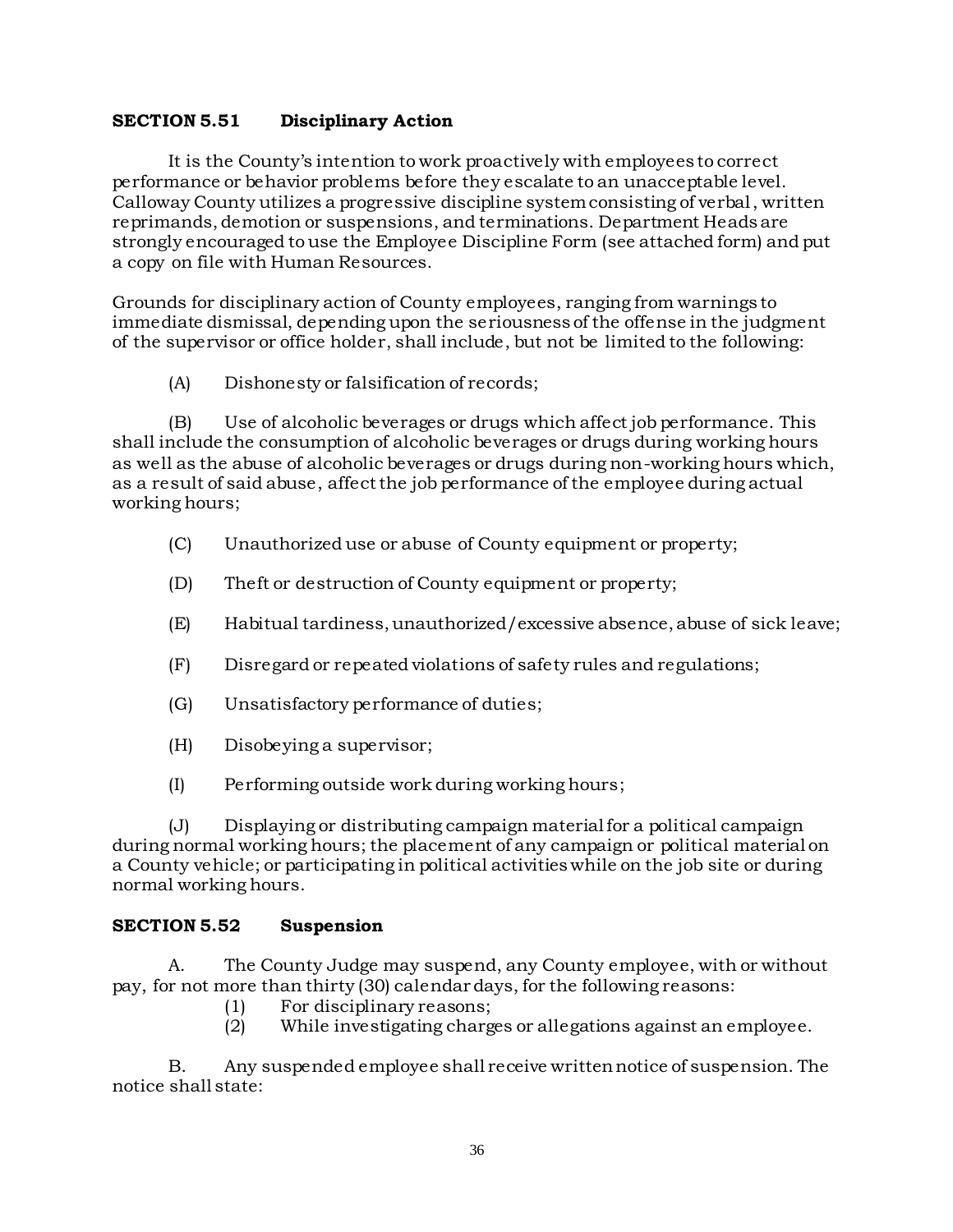## SECTION 5.51 Disciplinary Action

It is the County's intention to work proactively with employees to correct performance or behavior problems before they escalate to an unacceptable level. Calloway County utilizes a progressive discipline system consisting of verbal, written reprimands, demotion or suspensions, and terminations. Department Heads are strongly encouraged to use the Employee Discipline Form (see attached form) and put a copy on file with Human Resources.

Grounds for disciplinary action of County employees, ranging from warnings to immediate dismissal, depending upon the seriousness of the offense in the judgment of the supervisor or office holder, shall include, but not be limited to the following:

(A) Dishonesty or falsification of records;

(B) Use of alcoholic beverages or drugs which affect job performance. This shall include the consumption of alcoholic beverages or drugs during working hours as well as the abuse of alcoholic beverages or drugs during non-working hours which, as a result of said abuse, affect the job performance of the employee during actual working hours;

(C) Unauthorized use or abuse of County equipment or property;

(D) Theft or destruction of County equipment or property;

(E) Habitual tardiness, unauthorized/excessive absence, abuse of sick leave;

(F) Disregard or repeated violations of safety rules and regulations;

(G) Unsatisfactory performance of duties;

(H) Disobeying a supervisor;

(I) Performing outside work during working hours;

(J) Displaying or distributing campaign material for a political campaign during normal working hours; the placement of any campaign or political material on a County vehicle; or participating in political activities while on the job site or during normal working hours.

## SECTION 5.52 Suspension

A. The County Judge may suspend, any County employee, with or without pay, for not more than thirty (30) calendar days, for the following reasons:

(1) For disciplinary reasons;
(2) While investigating charges or allegations against an employee.

B. Any suspended employee shall receive written notice of suspension. The notice shall state: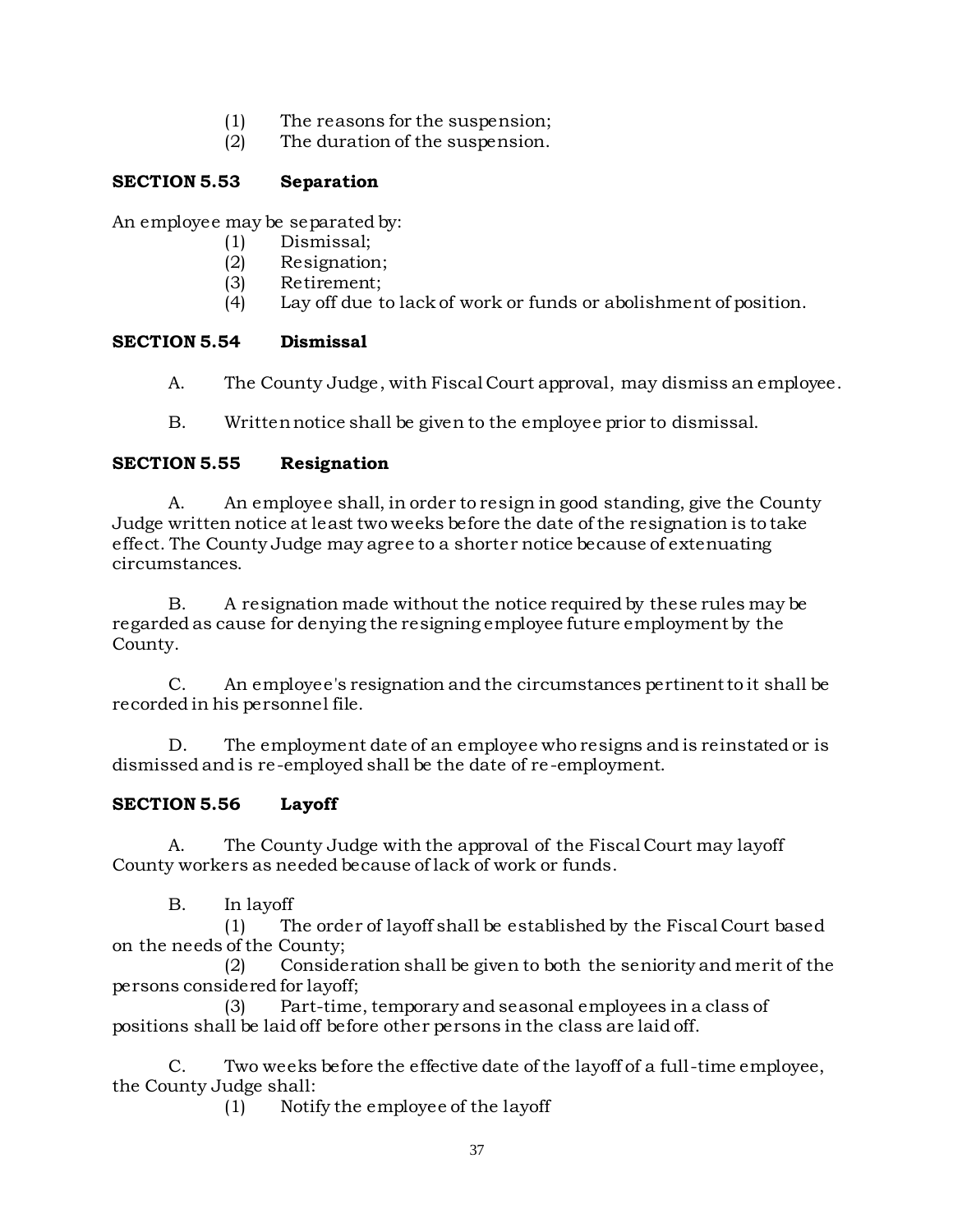(1) The reasons for the suspension;
(2) The duration of the suspension.

### SECTION 5.53 Separation

An employee may be separated by:

(1) Dismissal;
(2) Resignation;
(3) Retirement;
(4) Lay off due to lack of work or funds or abolishment of position.

### SECTION 5.54 Dismissal

A. The County Judge, with Fiscal Court approval, may dismiss an employee.

B. Written notice shall be given to the employee prior to dismissal.

### SECTION 5.55 Resignation

A. An employee shall, in order to resign in good standing, give the County Judge written notice at least two weeks before the date of the resignation is to take effect. The County Judge may agree to a shorter notice because of extenuating circumstances.

B. A resignation made without the notice required by these rules may be regarded as cause for denying the resigning employee future employment by the County.

C. An employee's resignation and the circumstances pertinent to it shall be recorded in his personnel file.

D. The employment date of an employee who resigns and is reinstated or is dismissed and is re-employed shall be the date of re-employment.

### SECTION 5.56 Layoff

A. The County Judge with the approval of the Fiscal Court may layoff County workers as needed because of lack of work or funds.

B. In layoff

(1) The order of layoff shall be established by the Fiscal Court based on the needs of the County;

(2) Consideration shall be given to both the seniority and merit of the persons considered for layoff;

(3) Part-time, temporary and seasonal employees in a class of positions shall be laid off before other persons in the class are laid off.

C. Two weeks before the effective date of the layoff of a full-time employee, the County Judge shall:

(1) Notify the employee of the layoff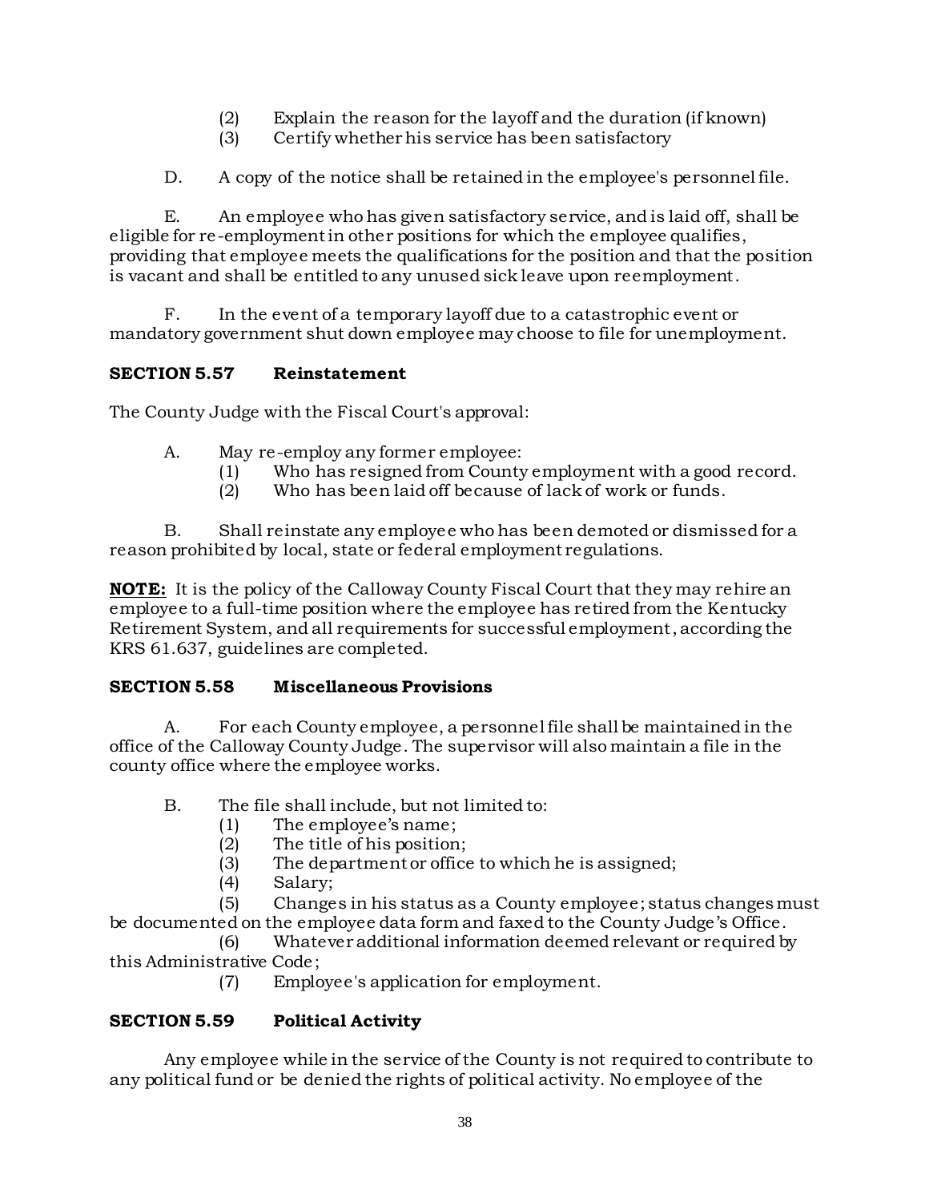(2) Explain the reason for the layoff and the duration (if known)
(3) Certify whether his service has been satisfactory

D. A copy of the notice shall be retained in the employee's personnel file.

E. An employee who has given satisfactory service, and is laid off, shall be eligible for re-employment in other positions for which the employee qualifies, providing that employee meets the qualifications for the position and that the position is vacant and shall be entitled to any unused sick leave upon reemployment.

F. In the event of a temporary layoff due to a catastrophic event or mandatory government shut down employee may choose to file for unemployment.

### SECTION 5.57 Reinstatement

The County Judge with the Fiscal Court's approval:

A. May re-employ any former employee:
(1) Who has resigned from County employment with a good record.
(2) Who has been laid off because of lack of work or funds.

B. Shall reinstate any employee who has been demoted or dismissed for a reason prohibited by local, state or federal employment regulations.

**NOTE:** It is the policy of the Calloway County Fiscal Court that they may rehire an employee to a full-time position where the employee has retired from the Kentucky Retirement System, and all requirements for successful employment, according the KRS 61.637, guidelines are completed.

### SECTION 5.58 Miscellaneous Provisions

A. For each County employee, a personnel file shall be maintained in the office of the Calloway County Judge. The supervisor will also maintain a file in the county office where the employee works.

B. The file shall include, but not limited to:
(1) The employee's name;
(2) The title of his position;
(3) The department or office to which he is assigned;
(4) Salary;
(5) Changes in his status as a County employee; status changes must be documented on the employee data form and faxed to the County Judge's Office.
(6) Whatever additional information deemed relevant or required by this Administrative Code;
(7) Employee's application for employment.

### SECTION 5.59 Political Activity

Any employee while in the service of the County is not required to contribute to any political fund or be denied the rights of political activity. No employee of the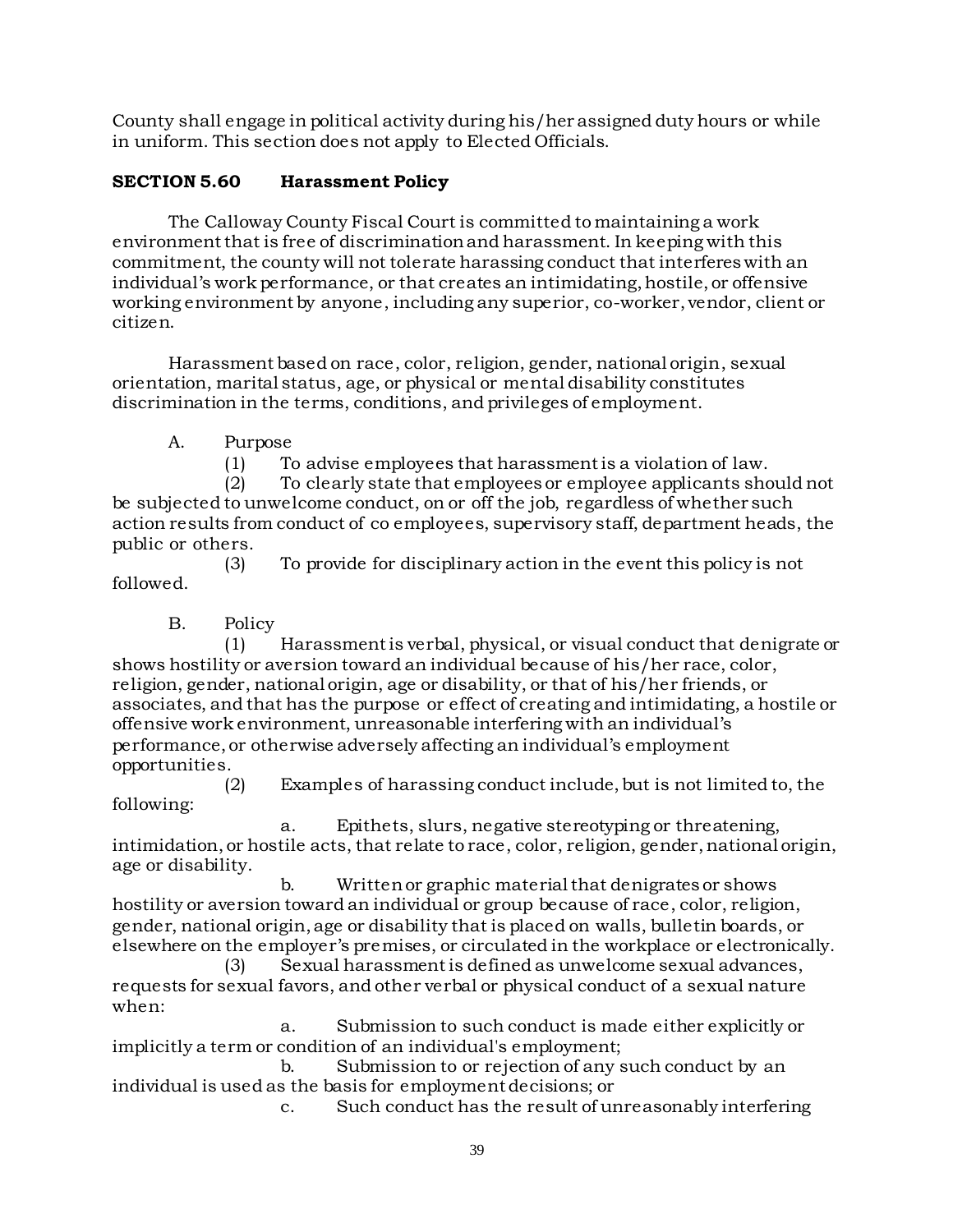County shall engage in political activity during his/her assigned duty hours or while in uniform. This section does not apply to Elected Officials.

**SECTION 5.60 Harassment Policy**

The Calloway County Fiscal Court is committed to maintaining a work environment that is free of discrimination and harassment. In keeping with this commitment, the county will not tolerate harassing conduct that interferes with an individual's work performance, or that creates an intimidating, hostile, or offensive working environment by anyone, including any superior, co-worker, vendor, client or citizen.

Harassment based on race, color, religion, gender, national origin, sexual orientation, marital status, age, or physical or mental disability constitutes discrimination in the terms, conditions, and privileges of employment.

A. Purpose

(1) To advise employees that harassment is a violation of law.

(2) To clearly state that employees or employee applicants should not be subjected to unwelcome conduct, on or off the job, regardless of whether such action results from conduct of co employees, supervisory staff, department heads, the public or others.

(3) To provide for disciplinary action in the event this policy is not followed.

B. Policy

(1) Harassment is verbal, physical, or visual conduct that denigrate or shows hostility or aversion toward an individual because of his/her race, color, religion, gender, national origin, age or disability, or that of his/her friends, or associates, and that has the purpose or effect of creating and intimidating, a hostile or offensive work environment, unreasonable interfering with an individual's performance, or otherwise adversely affecting an individual's employment opportunities.

(2) Examples of harassing conduct include, but is not limited to, the following:

a. Epithets, slurs, negative stereotyping or threatening, intimidation, or hostile acts, that relate to race, color, religion, gender, national origin, age or disability.

b. Written or graphic material that denigrates or shows hostility or aversion toward an individual or group because of race, color, religion, gender, national origin, age or disability that is placed on walls, bulletin boards, or elsewhere on the employer's premises, or circulated in the workplace or electronically.

(3) Sexual harassment is defined as unwelcome sexual advances, requests for sexual favors, and other verbal or physical conduct of a sexual nature when:

a. Submission to such conduct is made either explicitly or implicitly a term or condition of an individual's employment;

b. Submission to or rejection of any such conduct by an individual is used as the basis for employment decisions; or

c. Such conduct has the result of unreasonably interfering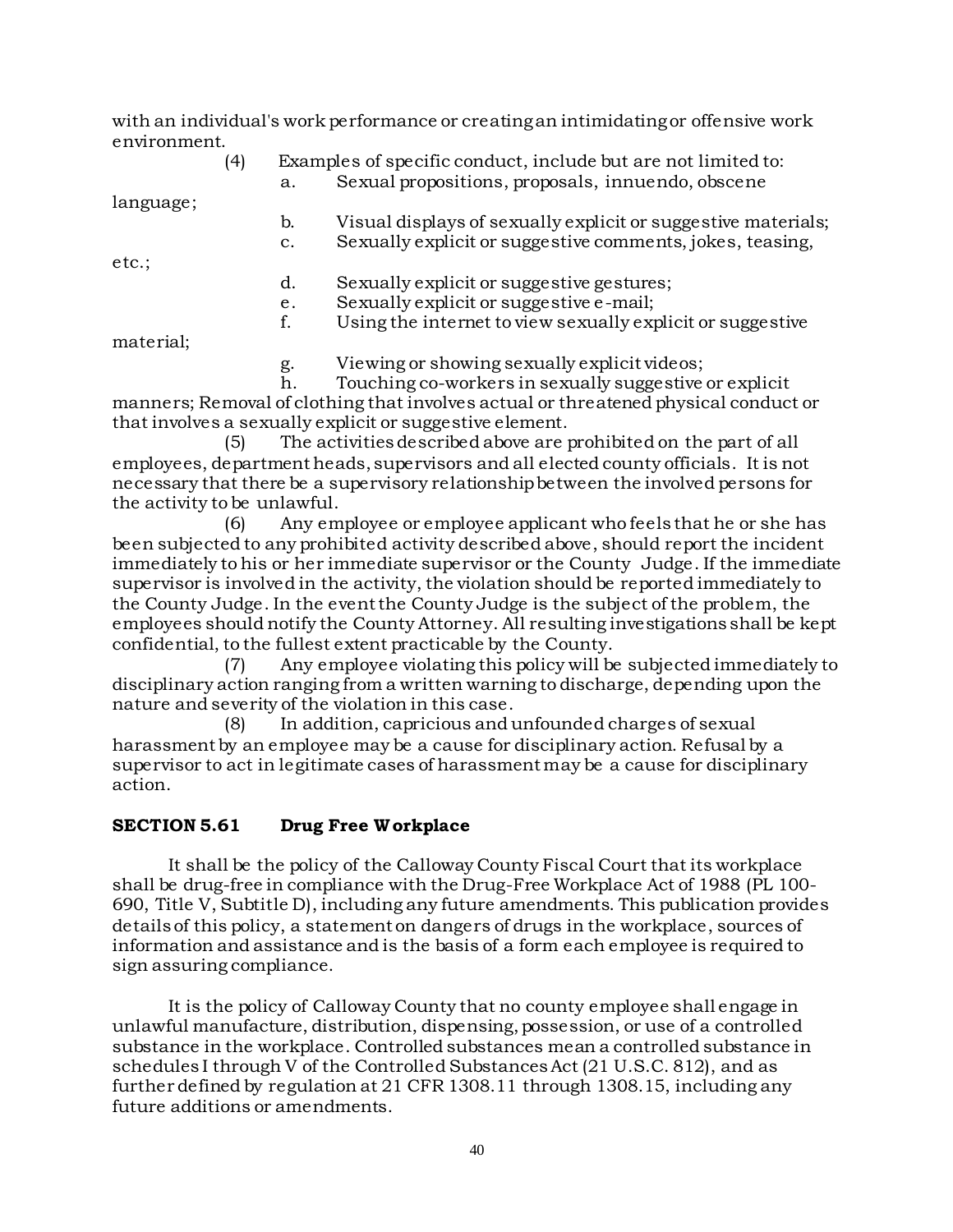with an individual's work performance or creating an intimidating or offensive work environment.

(4) Examples of specific conduct, include but are not limited to:

a. Sexual propositions, proposals, innuendo, obscene language;

b. Visual displays of sexually explicit or suggestive materials;

c. Sexually explicit or suggestive comments, jokes, teasing, etc.;

d. Sexually explicit or suggestive gestures;

e. Sexually explicit or suggestive e-mail;

f. Using the internet to view sexually explicit or suggestive material;

g. Viewing or showing sexually explicit videos;

h. Touching co-workers in sexually suggestive or explicit manners; Removal of clothing that involves actual or threatened physical conduct or that involves a sexually explicit or suggestive element.

(5) The activities described above are prohibited on the part of all employees, department heads, supervisors and all elected county officials. It is not necessary that there be a supervisory relationship between the involved persons for the activity to be unlawful.

(6) Any employee or employee applicant who feels that he or she has been subjected to any prohibited activity described above, should report the incident immediately to his or her immediate supervisor or the County Judge. If the immediate supervisor is involved in the activity, the violation should be reported immediately to the County Judge. In the event the County Judge is the subject of the problem, the employees should notify the County Attorney. All resulting investigations shall be kept confidential, to the fullest extent practicable by the County.

(7) Any employee violating this policy will be subjected immediately to disciplinary action ranging from a written warning to discharge, depending upon the nature and severity of the violation in this case.

(8) In addition, capricious and unfounded charges of sexual harassment by an employee may be a cause for disciplinary action. Refusal by a supervisor to act in legitimate cases of harassment may be a cause for disciplinary action.

## SECTION 5.61 Drug Free Workplace

It shall be the policy of the Calloway County Fiscal Court that its workplace shall be drug-free in compliance with the Drug-Free Workplace Act of 1988 (PL 100-690, Title V, Subtitle D), including any future amendments. This publication provides details of this policy, a statement on dangers of drugs in the workplace, sources of information and assistance and is the basis of a form each employee is required to sign assuring compliance.

It is the policy of Calloway County that no county employee shall engage in unlawful manufacture, distribution, dispensing, possession, or use of a controlled substance in the workplace. Controlled substances mean a controlled substance in schedules I through V of the Controlled Substances Act (21 U.S.C. 812), and as further defined by regulation at 21 CFR 1308.11 through 1308.15, including any future additions or amendments.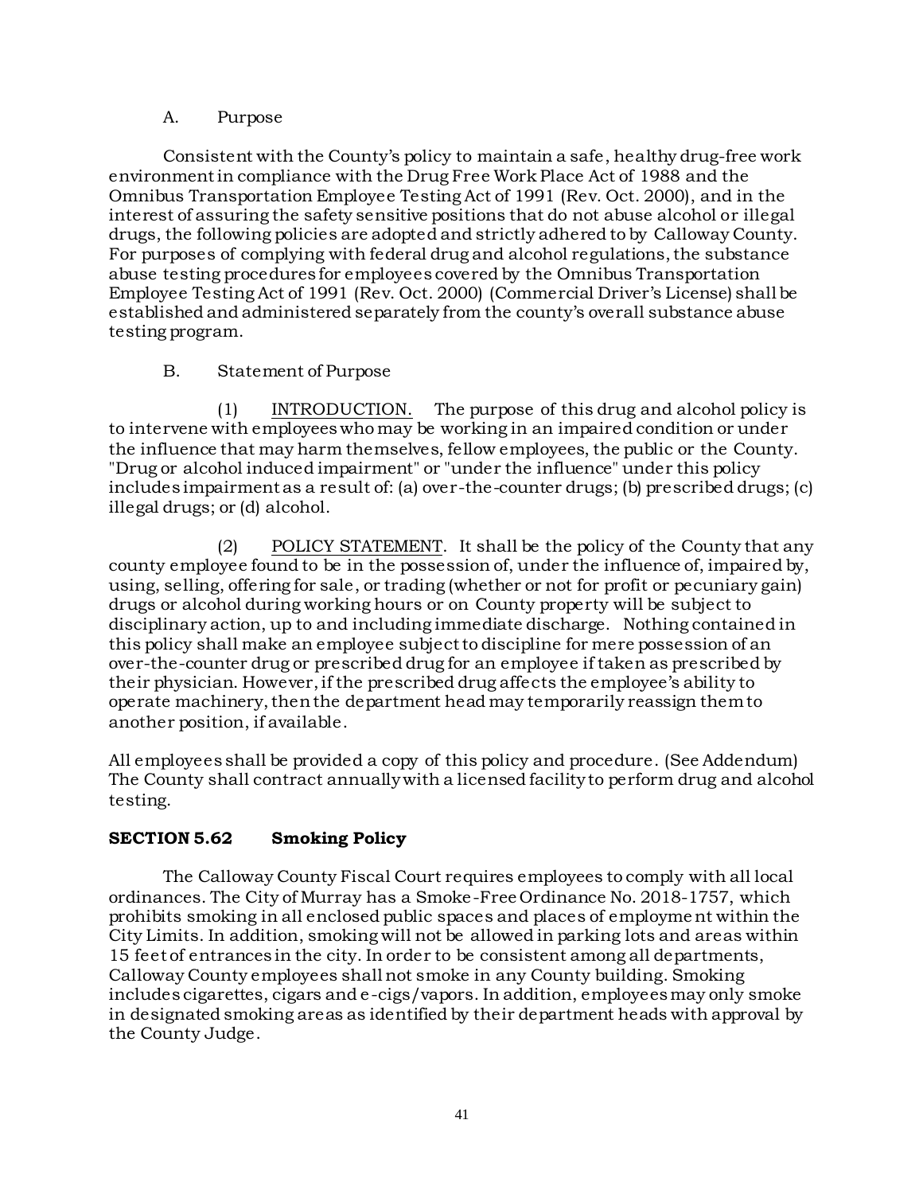A. Purpose

Consistent with the County's policy to maintain a safe, healthy drug-free work environment in compliance with the Drug Free Work Place Act of 1988 and the Omnibus Transportation Employee Testing Act of 1991 (Rev. Oct. 2000), and in the interest of assuring the safety sensitive positions that do not abuse alcohol or illegal drugs, the following policies are adopted and strictly adhered to by Calloway County. For purposes of complying with federal drug and alcohol regulations, the substance abuse testing procedures for employees covered by the Omnibus Transportation Employee Testing Act of 1991 (Rev. Oct. 2000) (Commercial Driver's License) shall be established and administered separately from the county's overall substance abuse testing program.

B. Statement of Purpose

(1) INTRODUCTION. The purpose of this drug and alcohol policy is to intervene with employees who may be working in an impaired condition or under the influence that may harm themselves, fellow employees, the public or the County. "Drug or alcohol induced impairment" or "under the influence" under this policy includes impairment as a result of: (a) over-the-counter drugs; (b) prescribed drugs; (c) illegal drugs; or (d) alcohol.

(2) POLICY STATEMENT. It shall be the policy of the County that any county employee found to be in the possession of, under the influence of, impaired by, using, selling, offering for sale, or trading (whether or not for profit or pecuniary gain) drugs or alcohol during working hours or on County property will be subject to disciplinary action, up to and including immediate discharge. Nothing contained in this policy shall make an employee subject to discipline for mere possession of an over-the-counter drug or prescribed drug for an employee if taken as prescribed by their physician. However, if the prescribed drug affects the employee's ability to operate machinery, then the department head may temporarily reassign them to another position, if available.

All employees shall be provided a copy of this policy and procedure. (See Addendum) The County shall contract annually with a licensed facility to perform drug and alcohol testing.

## SECTION 5.62 Smoking Policy

The Calloway County Fiscal Court requires employees to comply with all local ordinances. The City of Murray has a Smoke-Free Ordinance No. 2018-1757, which prohibits smoking in all enclosed public spaces and places of employment within the City Limits. In addition, smoking will not be allowed in parking lots and areas within 15 feet of entrances in the city. In order to be consistent among all departments, Calloway County employees shall not smoke in any County building. Smoking includes cigarettes, cigars and e-cigs/vapors. In addition, employees may only smoke in designated smoking areas as identified by their department heads with approval by the County Judge.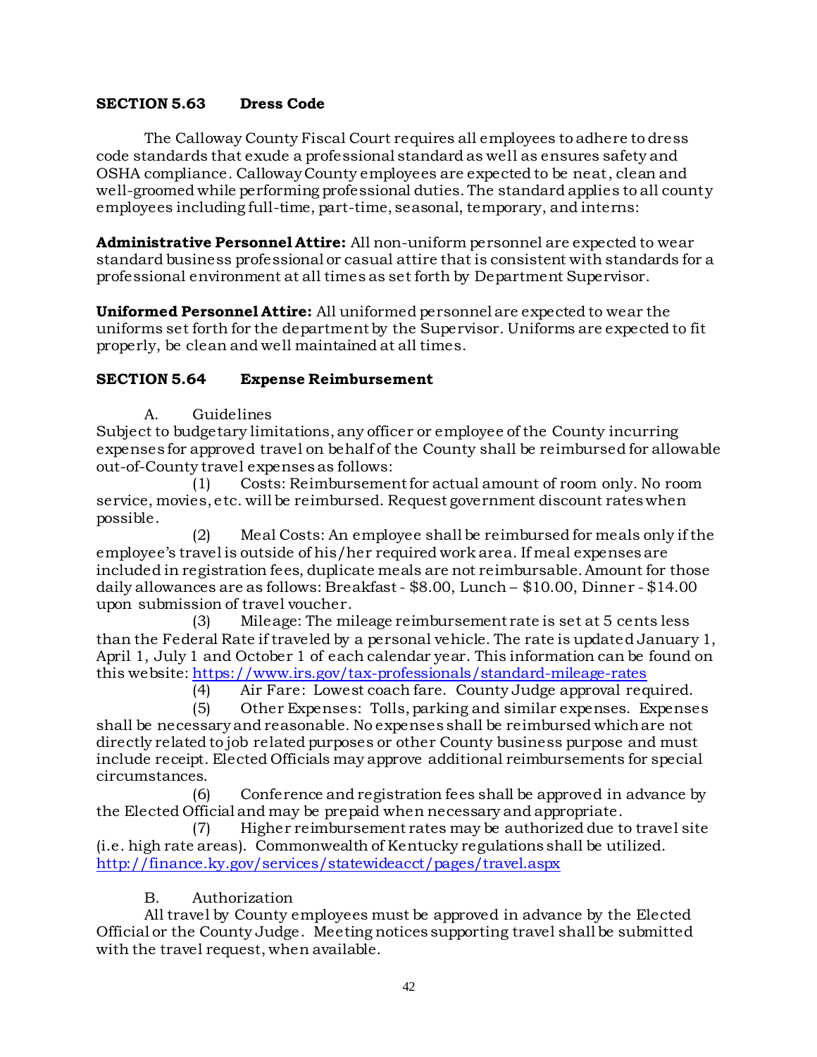## SECTION 5.63 Dress Code

The Calloway County Fiscal Court requires all employees to adhere to dress code standards that exude a professional standard as well as ensures safety and OSHA compliance. Calloway County employees are expected to be neat, clean and well-groomed while performing professional duties. The standard applies to all county employees including full-time, part-time, seasonal, temporary, and interns:

**Administrative Personnel Attire:** All non-uniform personnel are expected to wear standard business professional or casual attire that is consistent with standards for a professional environment at all times as set forth by Department Supervisor.

**Uniformed Personnel Attire:** All uniformed personnel are expected to wear the uniforms set forth for the department by the Supervisor. Uniforms are expected to fit properly, be clean and well maintained at all times.

## SECTION 5.64 Expense Reimbursement

A. Guidelines

Subject to budgetary limitations, any officer or employee of the County incurring expenses for approved travel on behalf of the County shall be reimbursed for allowable out-of-County travel expenses as follows:

(1) Costs: Reimbursement for actual amount of room only. No room service, movies, etc. will be reimbursed. Request government discount rates when possible.

(2) Meal Costs: An employee shall be reimbursed for meals only if the employee's travel is outside of his/her required work area. If meal expenses are included in registration fees, duplicate meals are not reimbursable. Amount for those daily allowances are as follows: Breakfast - $8.00, Lunch – $10.00, Dinner - $14.00 upon submission of travel voucher.

(3) Mileage: The mileage reimbursement rate is set at 5 cents less than the Federal Rate if traveled by a personal vehicle. The rate is updated January 1, April 1, July 1 and October 1 of each calendar year. This information can be found on this website: [https://www.irs.gov/tax-professionals/standard-mileage-rates](https://www.irs.gov/tax-professionals/standard-mileage-rates)

(4) Air Fare: Lowest coach fare. County Judge approval required.

(5) Other Expenses: Tolls, parking and similar expenses. Expenses shall be necessary and reasonable. No expenses shall be reimbursed which are not directly related to job related purposes or other County business purpose and must include receipt. Elected Officials may approve additional reimbursements for special circumstances.

(6) Conference and registration fees shall be approved in advance by the Elected Official and may be prepaid when necessary and appropriate.

(7) Higher reimbursement rates may be authorized due to travel site (i.e. high rate areas). Commonwealth of Kentucky regulations shall be utilized. [http://finance.ky.gov/services/statewideacct/pages/travel.aspx](http://finance.ky.gov/services/statewideacct/pages/travel.aspx)

B. Authorization

All travel by County employees must be approved in advance by the Elected Official or the County Judge. Meeting notices supporting travel shall be submitted with the travel request, when available.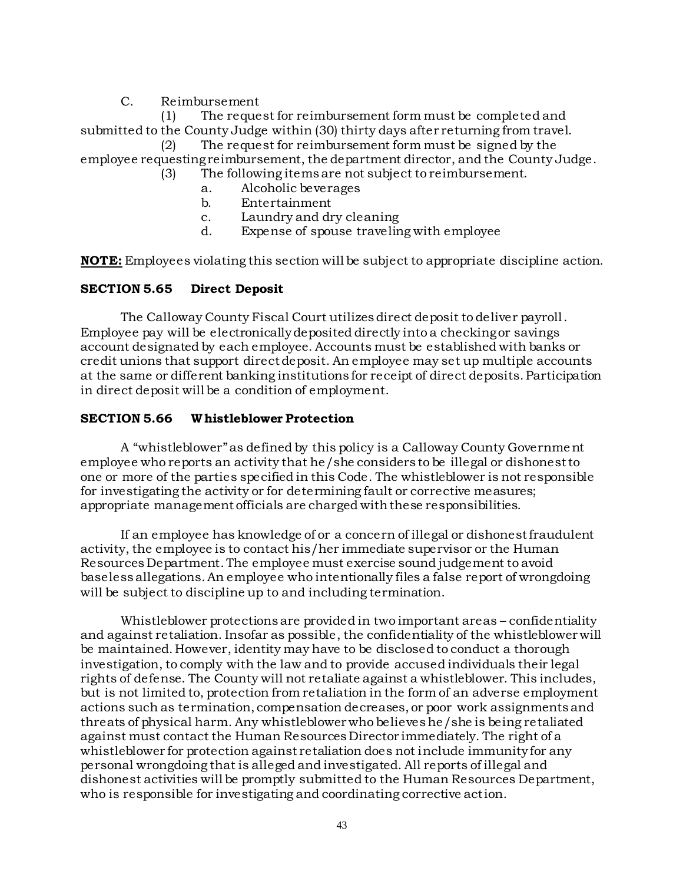C. Reimbursement

(1) The request for reimbursement form must be completed and submitted to the County Judge within (30) thirty days after returning from travel.

(2) The request for reimbursement form must be signed by the employee requesting reimbursement, the department director, and the County Judge.

(3) The following items are not subject to reimbursement.

a. Alcoholic beverages
b. Entertainment
c. Laundry and dry cleaning
d. Expense of spouse traveling with employee

**NOTE:** Employees violating this section will be subject to appropriate discipline action.

### SECTION 5.65 Direct Deposit

The Calloway County Fiscal Court utilizes direct deposit to deliver payroll. Employee pay will be electronically deposited directly into a checking or savings account designated by each employee. Accounts must be established with banks or credit unions that support direct deposit. An employee may set up multiple accounts at the same or different banking institutions for receipt of direct deposits. Participation in direct deposit will be a condition of employment.

### SECTION 5.66 Whistleblower Protection

A "whistleblower" as defined by this policy is a Calloway County Government employee who reports an activity that he/she considers to be illegal or dishonest to one or more of the parties specified in this Code. The whistleblower is not responsible for investigating the activity or for determining fault or corrective measures; appropriate management officials are charged with these responsibilities.

If an employee has knowledge of or a concern of illegal or dishonest fraudulent activity, the employee is to contact his/her immediate supervisor or the Human Resources Department. The employee must exercise sound judgement to avoid baseless allegations. An employee who intentionally files a false report of wrongdoing will be subject to discipline up to and including termination.

Whistleblower protections are provided in two important areas – confidentiality and against retaliation. Insofar as possible, the confidentiality of the whistleblower will be maintained. However, identity may have to be disclosed to conduct a thorough investigation, to comply with the law and to provide accused individuals their legal rights of defense. The County will not retaliate against a whistleblower. This includes, but is not limited to, protection from retaliation in the form of an adverse employment actions such as termination, compensation decreases, or poor work assignments and threats of physical harm. Any whistleblower who believes he/she is being retaliated against must contact the Human Resources Director immediately. The right of a whistleblower for protection against retaliation does not include immunity for any personal wrongdoing that is alleged and investigated. All reports of illegal and dishonest activities will be promptly submitted to the Human Resources Department, who is responsible for investigating and coordinating corrective action.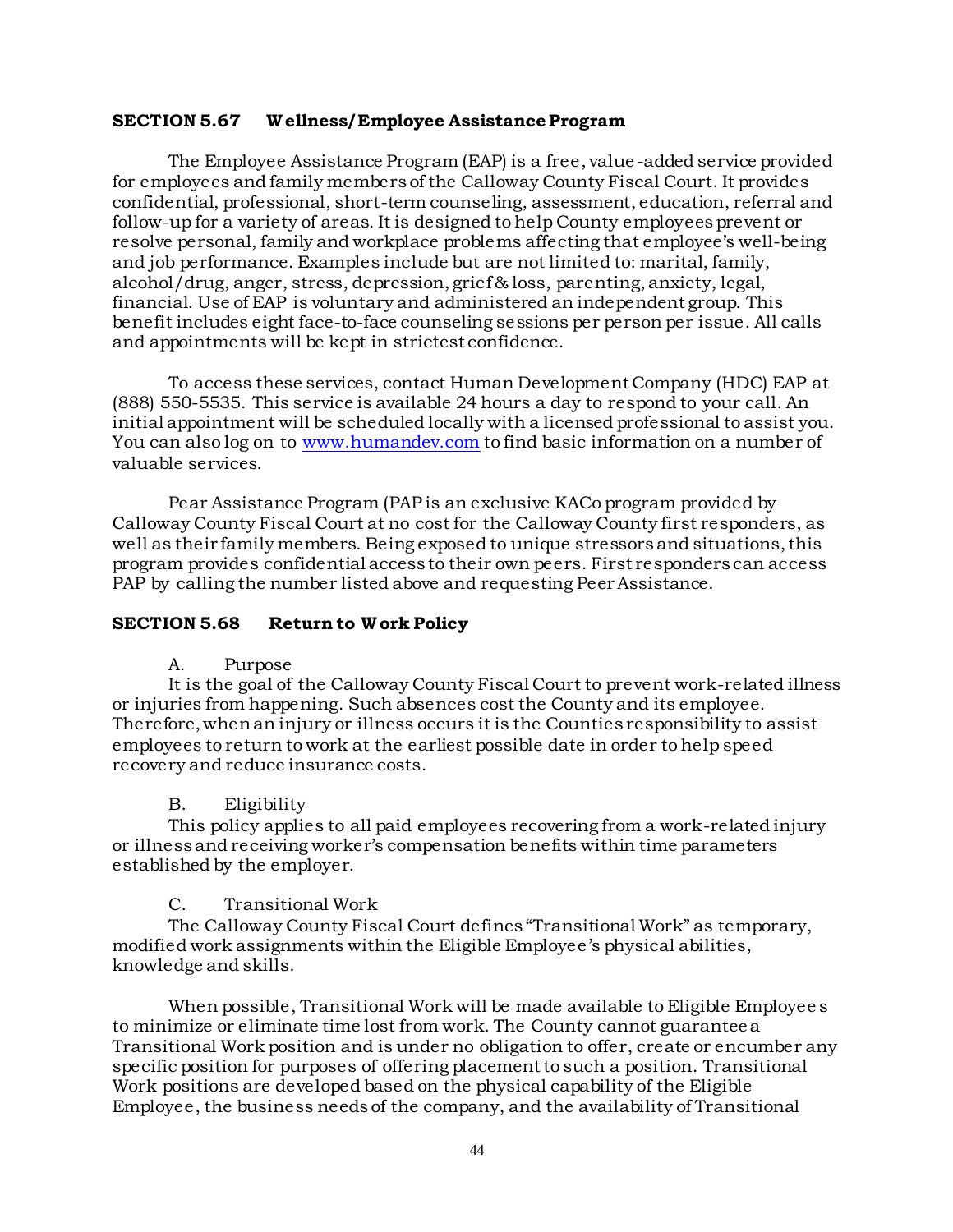### SECTION 5.67 Wellness/Employee Assistance Program

The Employee Assistance Program (EAP) is a free, value-added service provided for employees and family members of the Calloway County Fiscal Court. It provides confidential, professional, short-term counseling, assessment, education, referral and follow-up for a variety of areas. It is designed to help County employees prevent or resolve personal, family and workplace problems affecting that employee's well-being and job performance. Examples include but are not limited to: marital, family, alcohol/drug, anger, stress, depression, grief & loss, parenting, anxiety, legal, financial. Use of EAP is voluntary and administered an independent group. This benefit includes eight face-to-face counseling sessions per person per issue. All calls and appointments will be kept in strictest confidence.

To access these services, contact Human Development Company (HDC) EAP at (888) 550-5535. This service is available 24 hours a day to respond to your call. An initial appointment will be scheduled locally with a licensed professional to assist you. You can also log on to www.humandev.com to find basic information on a number of valuable services.

Pear Assistance Program (PAP is an exclusive KACo program provided by Calloway County Fiscal Court at no cost for the Calloway County first responders, as well as their family members. Being exposed to unique stressors and situations, this program provides confidential access to their own peers. First responders can access PAP by calling the number listed above and requesting Peer Assistance.

### SECTION 5.68 Return to Work Policy

A. Purpose

It is the goal of the Calloway County Fiscal Court to prevent work-related illness or injuries from happening. Such absences cost the County and its employee. Therefore, when an injury or illness occurs it is the Counties responsibility to assist employees to return to work at the earliest possible date in order to help speed recovery and reduce insurance costs.

B. Eligibility

This policy applies to all paid employees recovering from a work-related injury or illness and receiving worker's compensation benefits within time parameters established by the employer.

C. Transitional Work

The Calloway County Fiscal Court defines "Transitional Work" as temporary, modified work assignments within the Eligible Employee's physical abilities, knowledge and skills.

When possible, Transitional Work will be made available to Eligible Employees to minimize or eliminate time lost from work. The County cannot guarantee a Transitional Work position and is under no obligation to offer, create or encumber any specific position for purposes of offering placement to such a position. Transitional Work positions are developed based on the physical capability of the Eligible Employee, the business needs of the company, and the availability of Transitional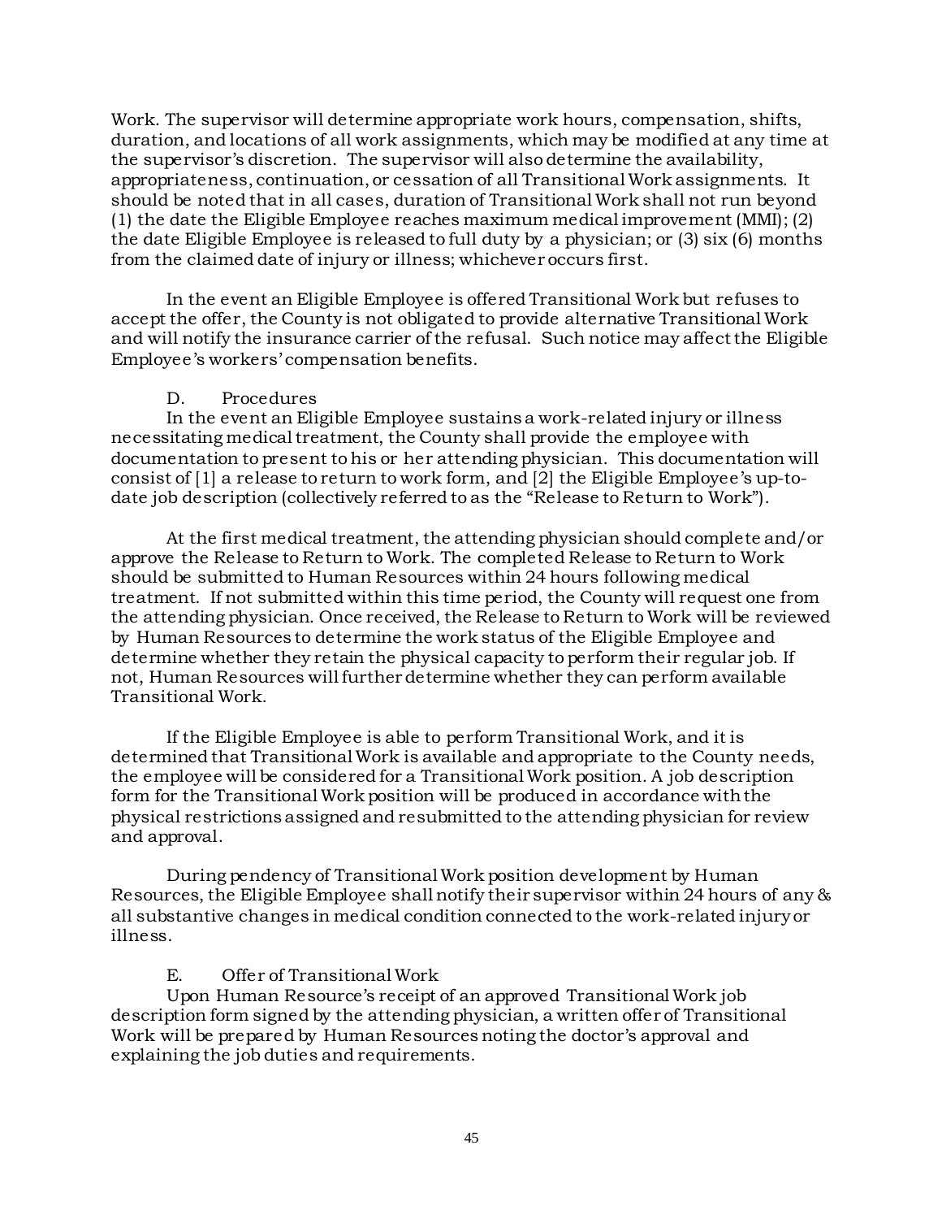Work. The supervisor will determine appropriate work hours, compensation, shifts, duration, and locations of all work assignments, which may be modified at any time at the supervisor's discretion. The supervisor will also determine the availability, appropriateness, continuation, or cessation of all Transitional Work assignments. It should be noted that in all cases, duration of Transitional Work shall not run beyond (1) the date the Eligible Employee reaches maximum medical improvement (MMI); (2) the date Eligible Employee is released to full duty by a physician; or (3) six (6) months from the claimed date of injury or illness; whichever occurs first.

In the event an Eligible Employee is offered Transitional Work but refuses to accept the offer, the County is not obligated to provide alternative Transitional Work and will notify the insurance carrier of the refusal. Such notice may affect the Eligible Employee's workers' compensation benefits.

D. Procedures

In the event an Eligible Employee sustains a work-related injury or illness necessitating medical treatment, the County shall provide the employee with documentation to present to his or her attending physician. This documentation will consist of [1] a release to return to work form, and [2] the Eligible Employee's up-to-date job description (collectively referred to as the "Release to Return to Work").

At the first medical treatment, the attending physician should complete and/or approve the Release to Return to Work. The completed Release to Return to Work should be submitted to Human Resources within 24 hours following medical treatment. If not submitted within this time period, the County will request one from the attending physician. Once received, the Release to Return to Work will be reviewed by Human Resources to determine the work status of the Eligible Employee and determine whether they retain the physical capacity to perform their regular job. If not, Human Resources will further determine whether they can perform available Transitional Work.

If the Eligible Employee is able to perform Transitional Work, and it is determined that Transitional Work is available and appropriate to the County needs, the employee will be considered for a Transitional Work position. A job description form for the Transitional Work position will be produced in accordance with the physical restrictions assigned and resubmitted to the attending physician for review and approval.

During pendency of Transitional Work position development by Human Resources, the Eligible Employee shall notify their supervisor within 24 hours of any & all substantive changes in medical condition connected to the work-related injury or illness.

E. Offer of Transitional Work

Upon Human Resource's receipt of an approved Transitional Work job description form signed by the attending physician, a written offer of Transitional Work will be prepared by Human Resources noting the doctor's approval and explaining the job duties and requirements.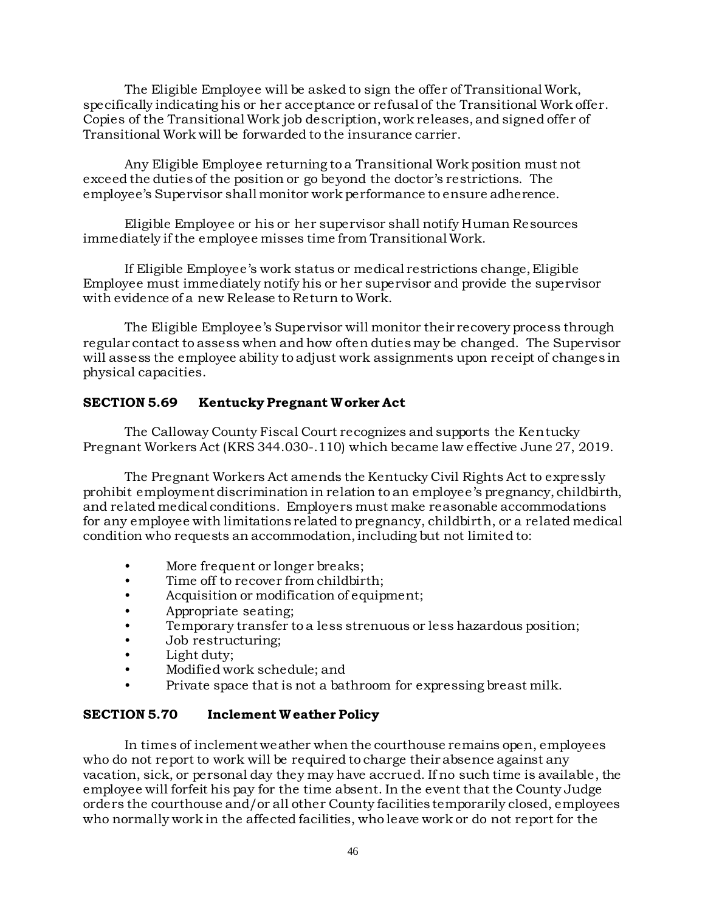The Eligible Employee will be asked to sign the offer of Transitional Work, specifically indicating his or her acceptance or refusal of the Transitional Work offer. Copies of the Transitional Work job description, work releases, and signed offer of Transitional Work will be forwarded to the insurance carrier.

Any Eligible Employee returning to a Transitional Work position must not exceed the duties of the position or go beyond the doctor's restrictions. The employee's Supervisor shall monitor work performance to ensure adherence.

Eligible Employee or his or her supervisor shall notify Human Resources immediately if the employee misses time from Transitional Work.

If Eligible Employee's work status or medical restrictions change, Eligible Employee must immediately notify his or her supervisor and provide the supervisor with evidence of a new Release to Return to Work.

The Eligible Employee's Supervisor will monitor their recovery process through regular contact to assess when and how often duties may be changed. The Supervisor will assess the employee ability to adjust work assignments upon receipt of changes in physical capacities.

### SECTION 5.69 Kentucky Pregnant Worker Act

The Calloway County Fiscal Court recognizes and supports the Kentucky Pregnant Workers Act (KRS 344.030-.110) which became law effective June 27, 2019.

The Pregnant Workers Act amends the Kentucky Civil Rights Act to expressly prohibit employment discrimination in relation to an employee's pregnancy, childbirth, and related medical conditions. Employers must make reasonable accommodations for any employee with limitations related to pregnancy, childbirth, or a related medical condition who requests an accommodation, including but not limited to:

- More frequent or longer breaks;
- Time off to recover from childbirth;
- Acquisition or modification of equipment;
- Appropriate seating;
- Temporary transfer to a less strenuous or less hazardous position;
- Job restructuring;
- Light duty;
- Modified work schedule; and
- Private space that is not a bathroom for expressing breast milk.

### SECTION 5.70 Inclement Weather Policy

In times of inclement weather when the courthouse remains open, employees who do not report to work will be required to charge their absence against any vacation, sick, or personal day they may have accrued. If no such time is available, the employee will forfeit his pay for the time absent. In the event that the County Judge orders the courthouse and/or all other County facilities temporarily closed, employees who normally work in the affected facilities, who leave work or do not report for the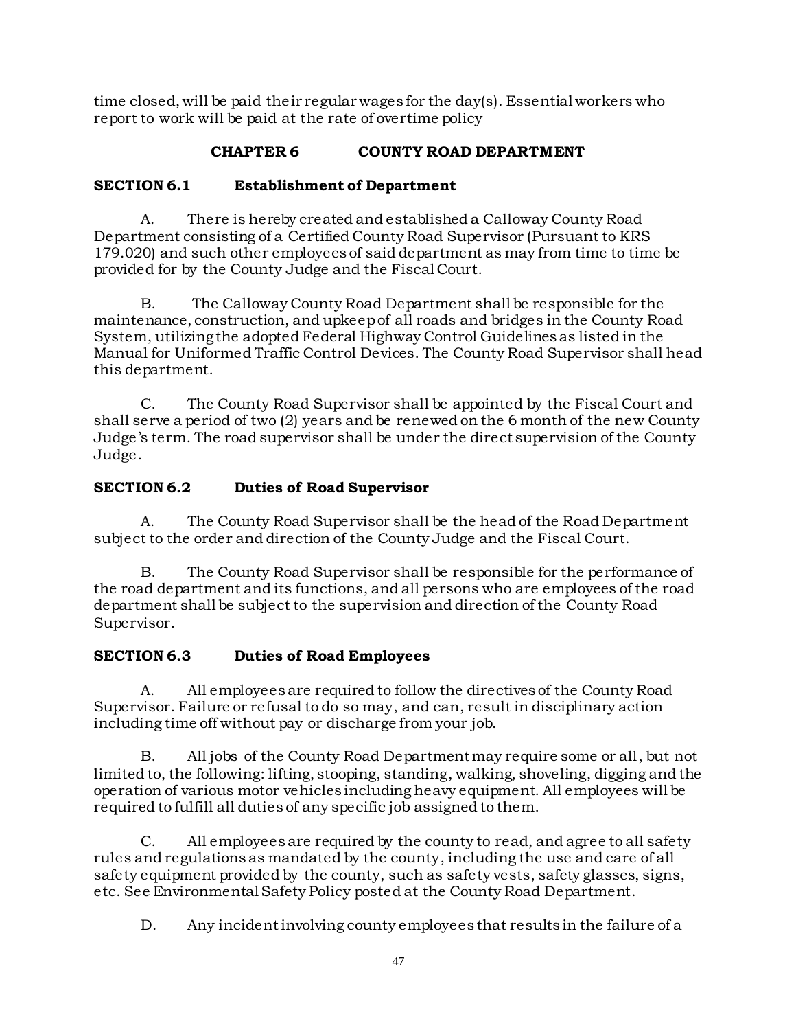time closed, will be paid their regular wages for the day(s). Essential workers who report to work will be paid at the rate of overtime policy

## CHAPTER 6 COUNTY ROAD DEPARTMENT

### SECTION 6.1 Establishment of Department

A. There is hereby created and established a Calloway County Road Department consisting of a Certified County Road Supervisor (Pursuant to KRS 179.020) and such other employees of said department as may from time to time be provided for by the County Judge and the Fiscal Court.

B. The Calloway County Road Department shall be responsible for the maintenance, construction, and upkeep of all roads and bridges in the County Road System, utilizing the adopted Federal Highway Control Guidelines as listed in the Manual for Uniformed Traffic Control Devices. The County Road Supervisor shall head this department.

C. The County Road Supervisor shall be appointed by the Fiscal Court and shall serve a period of two (2) years and be renewed on the 6 month of the new County Judge's term. The road supervisor shall be under the direct supervision of the County Judge.

### SECTION 6.2 Duties of Road Supervisor

A. The County Road Supervisor shall be the head of the Road Department subject to the order and direction of the County Judge and the Fiscal Court.

B. The County Road Supervisor shall be responsible for the performance of the road department and its functions, and all persons who are employees of the road department shall be subject to the supervision and direction of the County Road Supervisor.

### SECTION 6.3 Duties of Road Employees

A. All employees are required to follow the directives of the County Road Supervisor. Failure or refusal to do so may, and can, result in disciplinary action including time off without pay or discharge from your job.

B. All jobs of the County Road Department may require some or all, but not limited to, the following: lifting, stooping, standing, walking, shoveling, digging and the operation of various motor vehicles including heavy equipment. All employees will be required to fulfill all duties of any specific job assigned to them.

C. All employees are required by the county to read, and agree to all safety rules and regulations as mandated by the county, including the use and care of all safety equipment provided by the county, such as safety vests, safety glasses, signs, etc. See Environmental Safety Policy posted at the County Road Department.

D. Any incident involving county employees that results in the failure of a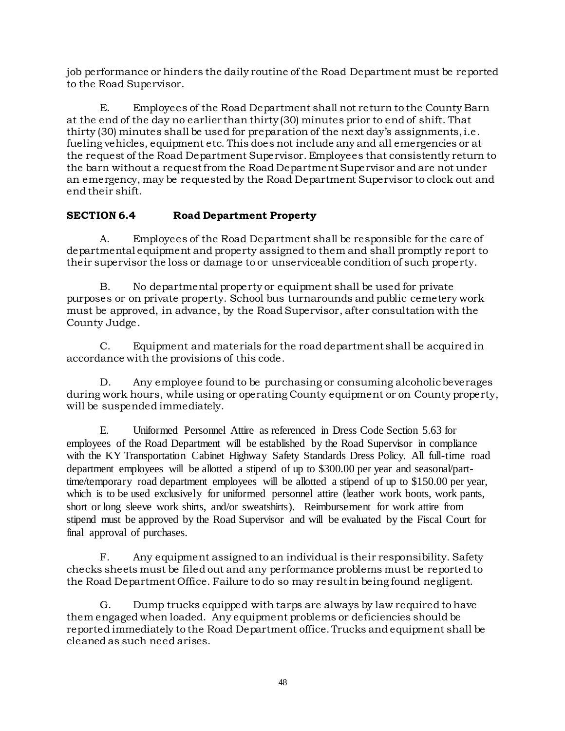job performance or hinders the daily routine of the Road Department must be reported to the Road Supervisor.

E. Employees of the Road Department shall not return to the County Barn at the end of the day no earlier than thirty (30) minutes prior to end of shift. That thirty (30) minutes shall be used for preparation of the next day's assignments, i.e. fueling vehicles, equipment etc. This does not include any and all emergencies or at the request of the Road Department Supervisor. Employees that consistently return to the barn without a request from the Road Department Supervisor and are not under an emergency, may be requested by the Road Department Supervisor to clock out and end their shift.

### SECTION 6.4 Road Department Property

A. Employees of the Road Department shall be responsible for the care of departmental equipment and property assigned to them and shall promptly report to their supervisor the loss or damage to or unserviceable condition of such property.

B. No departmental property or equipment shall be used for private purposes or on private property. School bus turnarounds and public cemetery work must be approved, in advance, by the Road Supervisor, after consultation with the County Judge.

C. Equipment and materials for the road department shall be acquired in accordance with the provisions of this code.

D. Any employee found to be purchasing or consuming alcoholic beverages during work hours, while using or operating County equipment or on County property, will be suspended immediately.

E. Uniformed Personnel Attire as referenced in Dress Code Section 5.63 for employees of the Road Department will be established by the Road Supervisor in compliance with the KY Transportation Cabinet Highway Safety Standards Dress Policy. All full-time road department employees will be allotted a stipend of up to $300.00 per year and seasonal/part-time/temporary road department employees will be allotted a stipend of up to $150.00 per year, which is to be used exclusively for uniformed personnel attire (leather work boots, work pants, short or long sleeve work shirts, and/or sweatshirts). Reimbursement for work attire from stipend must be approved by the Road Supervisor and will be evaluated by the Fiscal Court for final approval of purchases.

F. Any equipment assigned to an individual is their responsibility. Safety checks sheets must be filed out and any performance problems must be reported to the Road Department Office. Failure to do so may result in being found negligent.

G. Dump trucks equipped with tarps are always by law required to have them engaged when loaded. Any equipment problems or deficiencies should be reported immediately to the Road Department office. Trucks and equipment shall be cleaned as such need arises.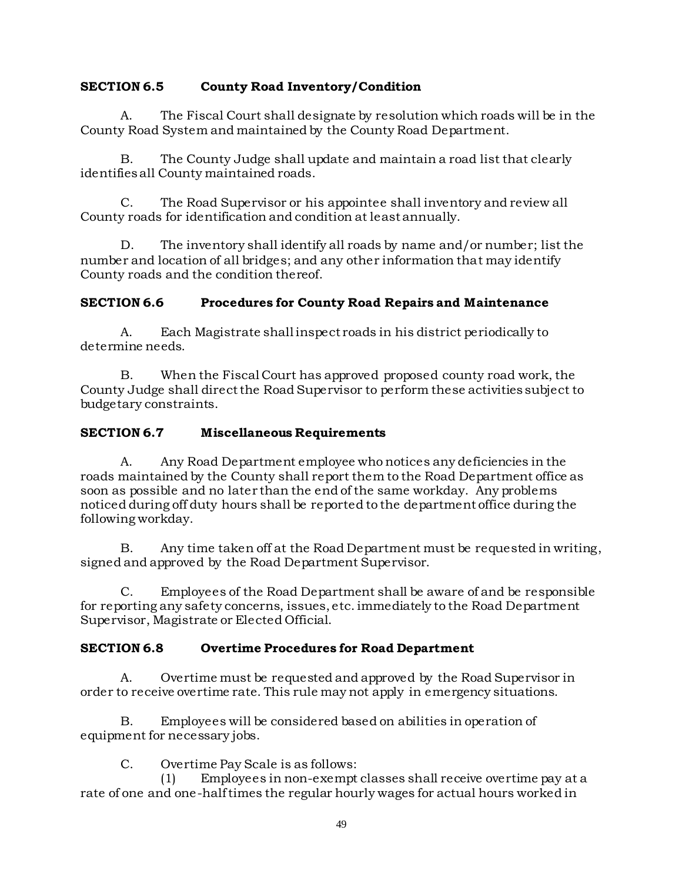## SECTION 6.5 County Road Inventory/Condition

A. The Fiscal Court shall designate by resolution which roads will be in the County Road System and maintained by the County Road Department.

B. The County Judge shall update and maintain a road list that clearly identifies all County maintained roads.

C. The Road Supervisor or his appointee shall inventory and review all County roads for identification and condition at least annually.

D. The inventory shall identify all roads by name and/or number; list the number and location of all bridges; and any other information that may identify County roads and the condition thereof.

## SECTION 6.6 Procedures for County Road Repairs and Maintenance

A. Each Magistrate shall inspect roads in his district periodically to determine needs.

B. When the Fiscal Court has approved proposed county road work, the County Judge shall direct the Road Supervisor to perform these activities subject to budgetary constraints.

## SECTION 6.7 Miscellaneous Requirements

A. Any Road Department employee who notices any deficiencies in the roads maintained by the County shall report them to the Road Department office as soon as possible and no later than the end of the same workday. Any problems noticed during off duty hours shall be reported to the department office during the following workday.

B. Any time taken off at the Road Department must be requested in writing, signed and approved by the Road Department Supervisor.

C. Employees of the Road Department shall be aware of and be responsible for reporting any safety concerns, issues, etc. immediately to the Road Department Supervisor, Magistrate or Elected Official.

## SECTION 6.8 Overtime Procedures for Road Department

A. Overtime must be requested and approved by the Road Supervisor in order to receive overtime rate. This rule may not apply in emergency situations.

B. Employees will be considered based on abilities in operation of equipment for necessary jobs.

C. Overtime Pay Scale is as follows:

(1) Employees in non-exempt classes shall receive overtime pay at a rate of one and one-half times the regular hourly wages for actual hours worked in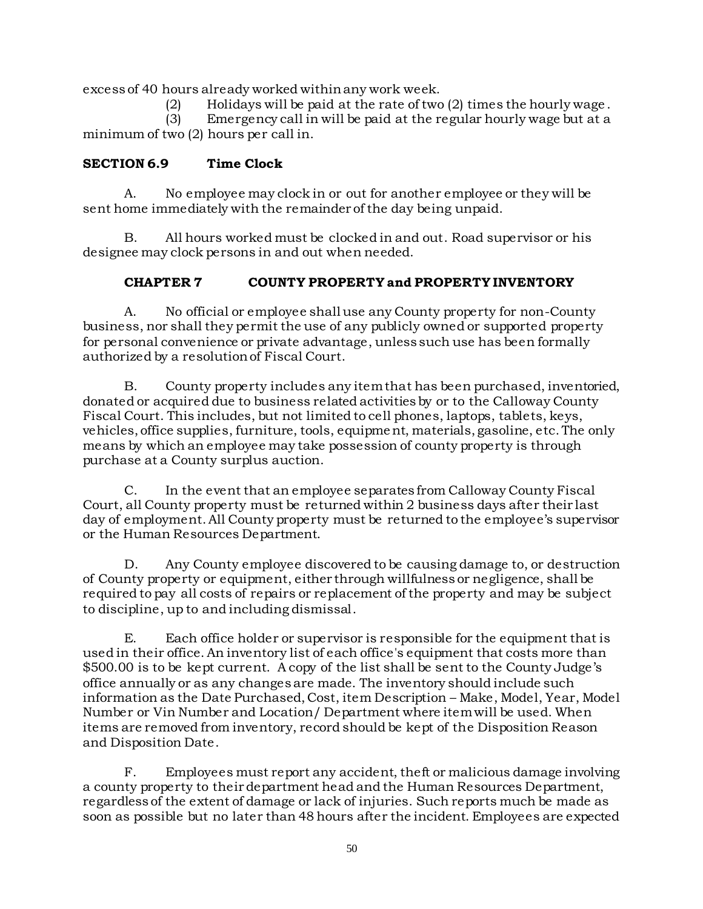excess of 40 hours already worked within any work week.

(2) Holidays will be paid at the rate of two (2) times the hourly wage.

(3) Emergency call in will be paid at the regular hourly wage but at a minimum of two (2) hours per call in.

### SECTION 6.9 Time Clock

A. No employee may clock in or out for another employee or they will be sent home immediately with the remainder of the day being unpaid.

B. All hours worked must be clocked in and out. Road supervisor or his designee may clock persons in and out when needed.

## CHAPTER 7 COUNTY PROPERTY and PROPERTY INVENTORY

A. No official or employee shall use any County property for non-County business, nor shall they permit the use of any publicly owned or supported property for personal convenience or private advantage, unless such use has been formally authorized by a resolution of Fiscal Court.

B. County property includes any item that has been purchased, inventoried, donated or acquired due to business related activities by or to the Calloway County Fiscal Court. This includes, but not limited to cell phones, laptops, tablets, keys, vehicles, office supplies, furniture, tools, equipment, materials, gasoline, etc. The only means by which an employee may take possession of county property is through purchase at a County surplus auction.

C. In the event that an employee separates from Calloway County Fiscal Court, all County property must be returned within 2 business days after their last day of employment. All County property must be returned to the employee's supervisor or the Human Resources Department.

D. Any County employee discovered to be causing damage to, or destruction of County property or equipment, either through willfulness or negligence, shall be required to pay all costs of repairs or replacement of the property and may be subject to discipline, up to and including dismissal.

E. Each office holder or supervisor is responsible for the equipment that is used in their office. An inventory list of each office's equipment that costs more than $500.00 is to be kept current. A copy of the list shall be sent to the County Judge's office annually or as any changes are made. The inventory should include such information as the Date Purchased, Cost, item Description – Make, Model, Year, Model Number or Vin Number and Location/ Department where item will be used. When items are removed from inventory, record should be kept of the Disposition Reason and Disposition Date.

F. Employees must report any accident, theft or malicious damage involving a county property to their department head and the Human Resources Department, regardless of the extent of damage or lack of injuries. Such reports much be made as soon as possible but no later than 48 hours after the incident. Employees are expected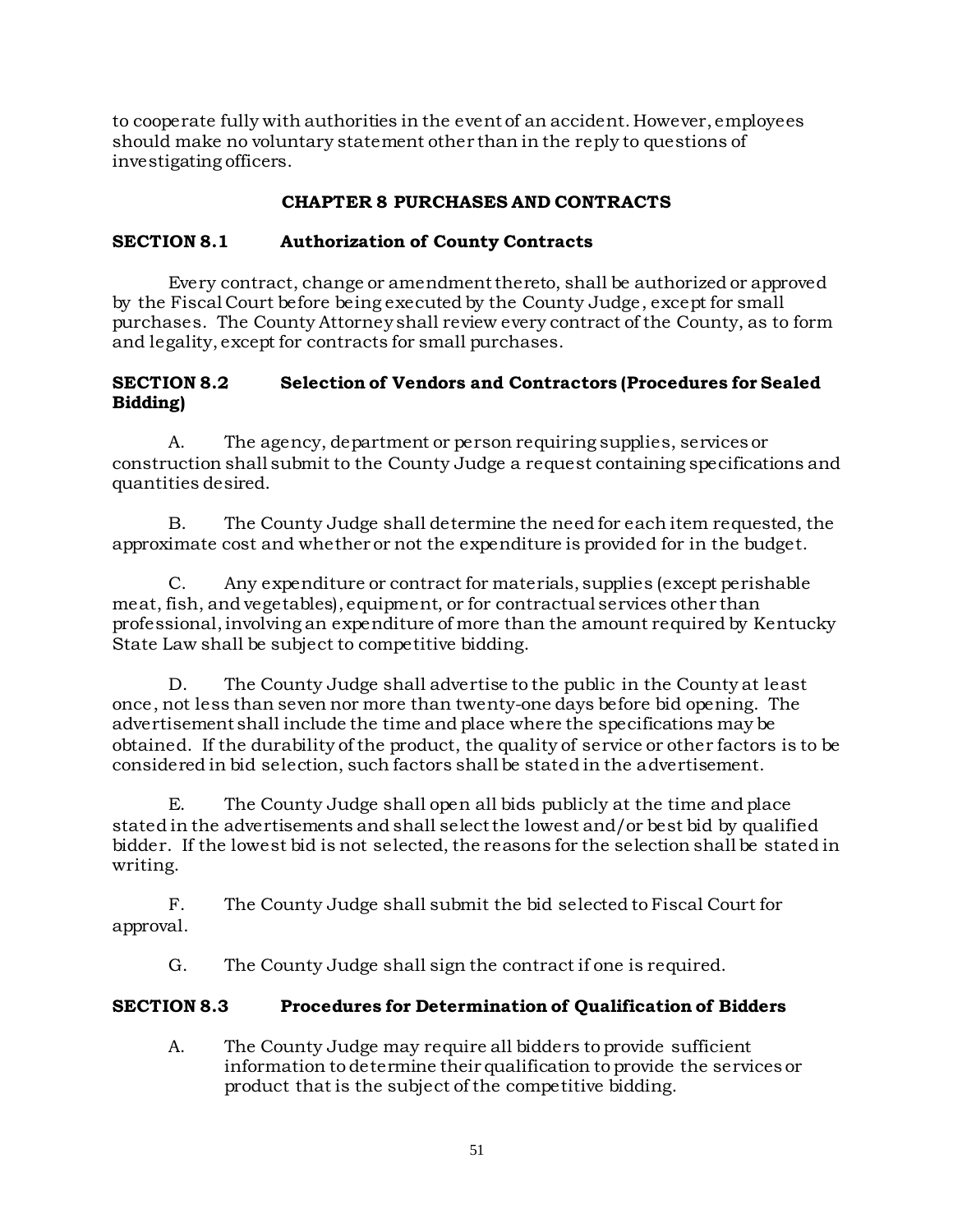to cooperate fully with authorities in the event of an accident. However, employees should make no voluntary statement other than in the reply to questions of investigating officers.

## CHAPTER 8 PURCHASES AND CONTRACTS

### SECTION 8.1 Authorization of County Contracts

Every contract, change or amendment thereto, shall be authorized or approved by the Fiscal Court before being executed by the County Judge, except for small purchases. The County Attorney shall review every contract of the County, as to form and legality, except for contracts for small purchases.

### SECTION 8.2 Selection of Vendors and Contractors (Procedures for Sealed Bidding)

A. The agency, department or person requiring supplies, services or construction shall submit to the County Judge a request containing specifications and quantities desired.

B. The County Judge shall determine the need for each item requested, the approximate cost and whether or not the expenditure is provided for in the budget.

C. Any expenditure or contract for materials, supplies (except perishable meat, fish, and vegetables), equipment, or for contractual services other than professional, involving an expenditure of more than the amount required by Kentucky State Law shall be subject to competitive bidding.

D. The County Judge shall advertise to the public in the County at least once, not less than seven nor more than twenty-one days before bid opening. The advertisement shall include the time and place where the specifications may be obtained. If the durability of the product, the quality of service or other factors is to be considered in bid selection, such factors shall be stated in the advertisement.

E. The County Judge shall open all bids publicly at the time and place stated in the advertisements and shall select the lowest and/or best bid by qualified bidder. If the lowest bid is not selected, the reasons for the selection shall be stated in writing.

F. The County Judge shall submit the bid selected to Fiscal Court for approval.

G. The County Judge shall sign the contract if one is required.

### SECTION 8.3 Procedures for Determination of Qualification of Bidders

A. The County Judge may require all bidders to provide sufficient information to determine their qualification to provide the services or product that is the subject of the competitive bidding.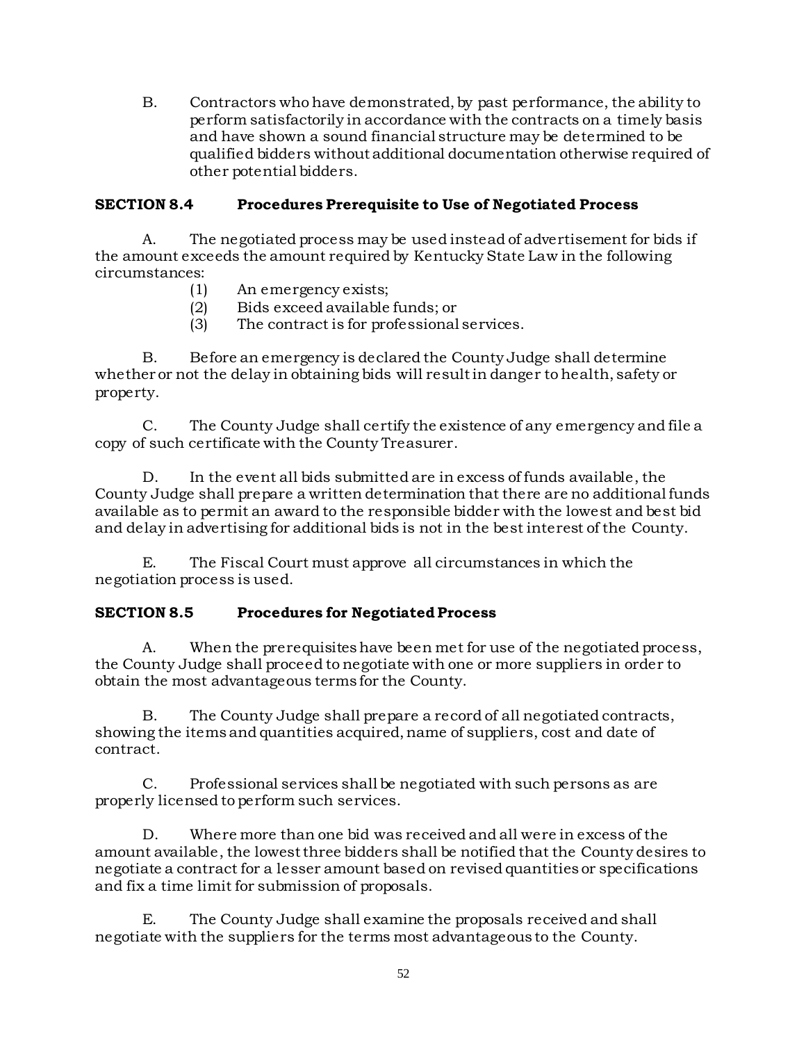B. Contractors who have demonstrated, by past performance, the ability to perform satisfactorily in accordance with the contracts on a timely basis and have shown a sound financial structure may be determined to be qualified bidders without additional documentation otherwise required of other potential bidders.

### SECTION 8.4 Procedures Prerequisite to Use of Negotiated Process

A. The negotiated process may be used instead of advertisement for bids if the amount exceeds the amount required by Kentucky State Law in the following circumstances:

(1) An emergency exists;
(2) Bids exceed available funds; or
(3) The contract is for professional services.

B. Before an emergency is declared the County Judge shall determine whether or not the delay in obtaining bids will result in danger to health, safety or property.

C. The County Judge shall certify the existence of any emergency and file a copy of such certificate with the County Treasurer.

D. In the event all bids submitted are in excess of funds available, the County Judge shall prepare a written determination that there are no additional funds available as to permit an award to the responsible bidder with the lowest and best bid and delay in advertising for additional bids is not in the best interest of the County.

E. The Fiscal Court must approve all circumstances in which the negotiation process is used.

### SECTION 8.5 Procedures for Negotiated Process

A. When the prerequisites have been met for use of the negotiated process, the County Judge shall proceed to negotiate with one or more suppliers in order to obtain the most advantageous terms for the County.

B. The County Judge shall prepare a record of all negotiated contracts, showing the items and quantities acquired, name of suppliers, cost and date of contract.

C. Professional services shall be negotiated with such persons as are properly licensed to perform such services.

D. Where more than one bid was received and all were in excess of the amount available, the lowest three bidders shall be notified that the County desires to negotiate a contract for a lesser amount based on revised quantities or specifications and fix a time limit for submission of proposals.

E. The County Judge shall examine the proposals received and shall negotiate with the suppliers for the terms most advantageous to the County.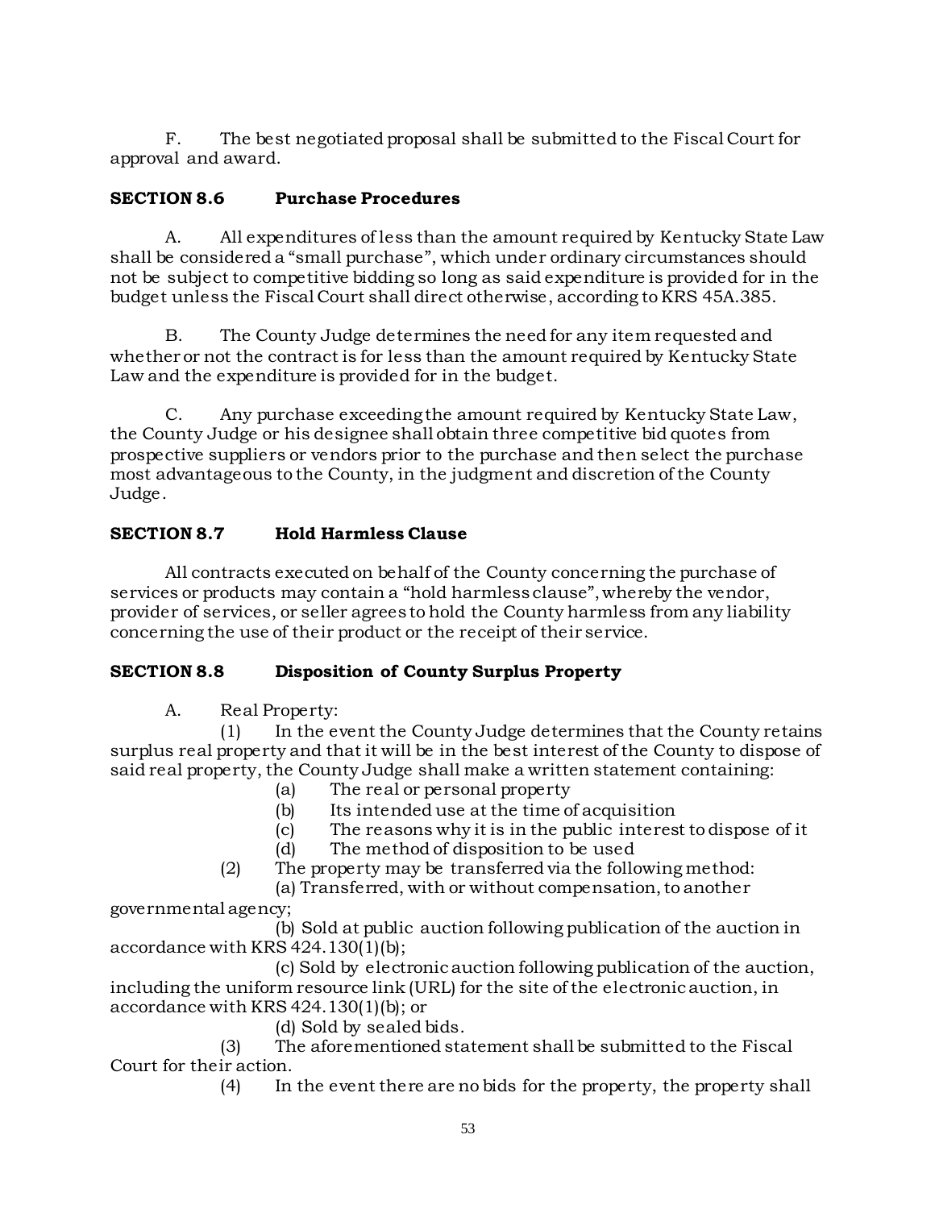F. The best negotiated proposal shall be submitted to the Fiscal Court for approval and award.

**SECTION 8.6 Purchase Procedures**

A. All expenditures of less than the amount required by Kentucky State Law shall be considered a "small purchase", which under ordinary circumstances should not be subject to competitive bidding so long as said expenditure is provided for in the budget unless the Fiscal Court shall direct otherwise, according to KRS 45A.385.

B. The County Judge determines the need for any item requested and whether or not the contract is for less than the amount required by Kentucky State Law and the expenditure is provided for in the budget.

C. Any purchase exceeding the amount required by Kentucky State Law, the County Judge or his designee shall obtain three competitive bid quotes from prospective suppliers or vendors prior to the purchase and then select the purchase most advantageous to the County, in the judgment and discretion of the County Judge.

**SECTION 8.7 Hold Harmless Clause**

All contracts executed on behalf of the County concerning the purchase of services or products may contain a "hold harmless clause", whereby the vendor, provider of services, or seller agrees to hold the County harmless from any liability concerning the use of their product or the receipt of their service.

**SECTION 8.8 Disposition of County Surplus Property**

A. Real Property:

(1) In the event the County Judge determines that the County retains surplus real property and that it will be in the best interest of the County to dispose of said real property, the County Judge shall make a written statement containing:

(a) The real or personal property
(b) Its intended use at the time of acquisition
(c) The reasons why it is in the public interest to dispose of it
(d) The method of disposition to be used

(2) The property may be transferred via the following method:

(a) Transferred, with or without compensation, to another governmental agency;

(b) Sold at public auction following publication of the auction in accordance with KRS 424.130(1)(b);

(c) Sold by electronic auction following publication of the auction, including the uniform resource link (URL) for the site of the electronic auction, in accordance with KRS 424.130(1)(b); or

(d) Sold by sealed bids.

(3) The aforementioned statement shall be submitted to the Fiscal Court for their action.

(4) In the event there are no bids for the property, the property shall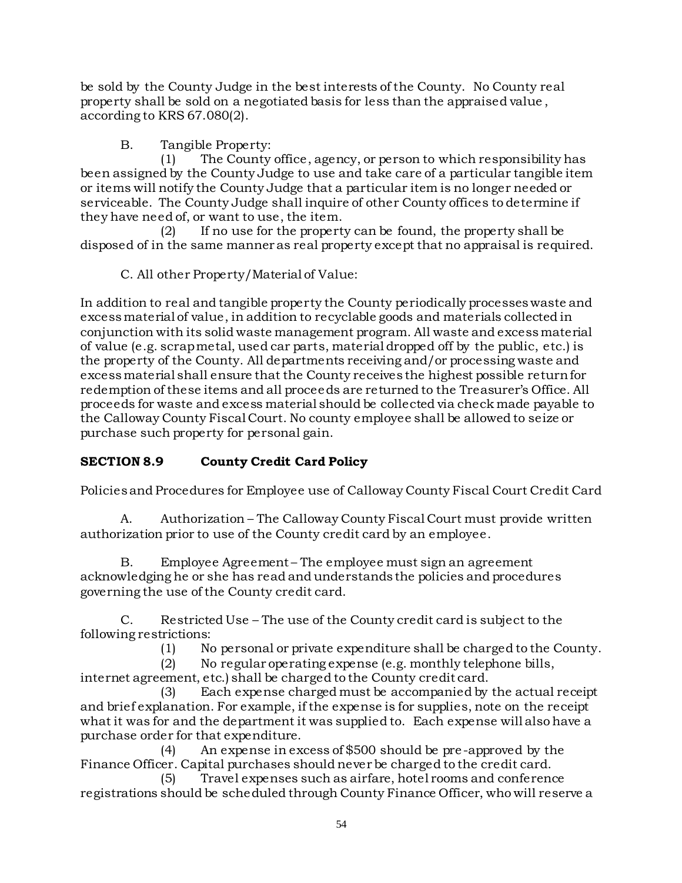be sold by the County Judge in the best interests of the County. No County real property shall be sold on a negotiated basis for less than the appraised value, according to KRS 67.080(2).

B. Tangible Property:

(1) The County office, agency, or person to which responsibility has been assigned by the County Judge to use and take care of a particular tangible item or items will notify the County Judge that a particular item is no longer needed or serviceable. The County Judge shall inquire of other County offices to determine if they have need of, or want to use, the item.

(2) If no use for the property can be found, the property shall be disposed of in the same manner as real property except that no appraisal is required.

C. All other Property/Material of Value:

In addition to real and tangible property the County periodically processes waste and excess material of value, in addition to recyclable goods and materials collected in conjunction with its solid waste management program. All waste and excess material of value (e.g. scrap metal, used car parts, material dropped off by the public, etc.) is the property of the County. All departments receiving and/or processing waste and excess material shall ensure that the County receives the highest possible return for redemption of these items and all proceeds are returned to the Treasurer's Office. All proceeds for waste and excess material should be collected via check made payable to the Calloway County Fiscal Court. No county employee shall be allowed to seize or purchase such property for personal gain.

## SECTION 8.9 County Credit Card Policy

Policies and Procedures for Employee use of Calloway County Fiscal Court Credit Card

A. Authorization – The Calloway County Fiscal Court must provide written authorization prior to use of the County credit card by an employee.

B. Employee Agreement – The employee must sign an agreement acknowledging he or she has read and understands the policies and procedures governing the use of the County credit card.

C. Restricted Use – The use of the County credit card is subject to the following restrictions:

(1) No personal or private expenditure shall be charged to the County.

(2) No regular operating expense (e.g. monthly telephone bills, internet agreement, etc.) shall be charged to the County credit card.

(3) Each expense charged must be accompanied by the actual receipt and brief explanation. For example, if the expense is for supplies, note on the receipt what it was for and the department it was supplied to. Each expense will also have a purchase order for that expenditure.

(4) An expense in excess of $500 should be pre-approved by the Finance Officer. Capital purchases should never be charged to the credit card.

(5) Travel expenses such as airfare, hotel rooms and conference registrations should be scheduled through County Finance Officer, who will reserve a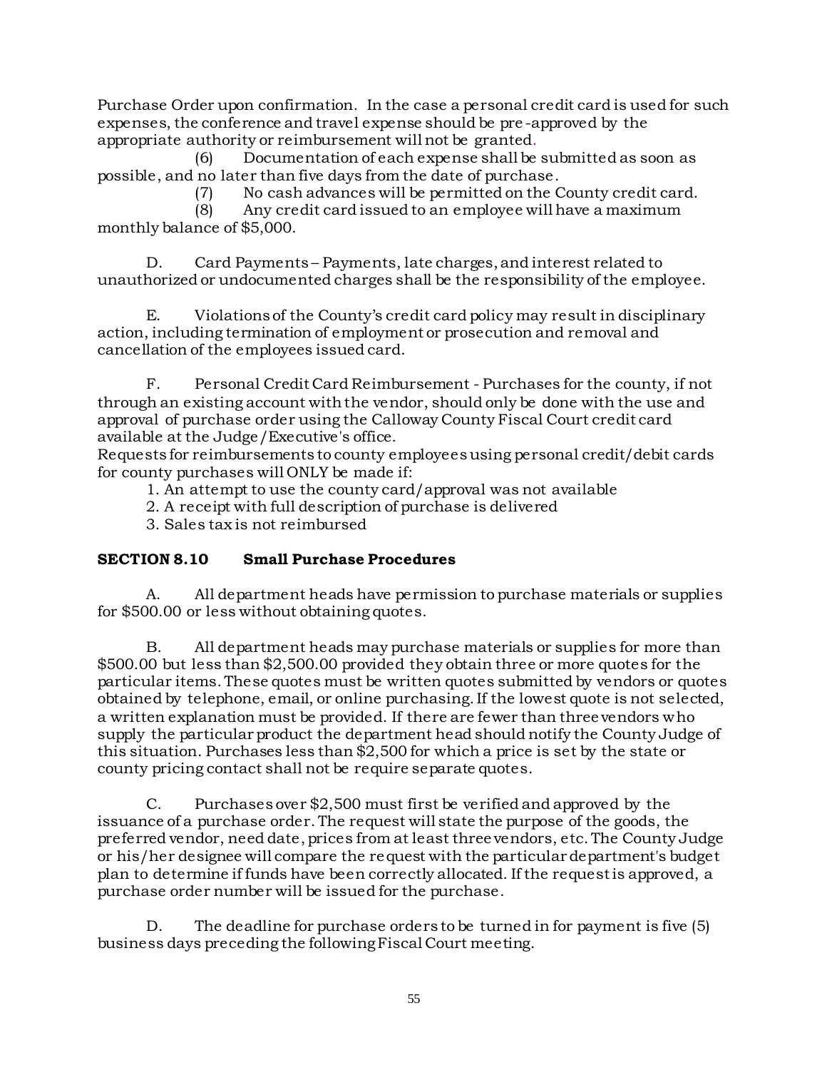Purchase Order upon confirmation. In the case a personal credit card is used for such expenses, the conference and travel expense should be pre-approved by the appropriate authority or reimbursement will not be granted.

(6) Documentation of each expense shall be submitted as soon as possible, and no later than five days from the date of purchase.

(7) No cash advances will be permitted on the County credit card.

(8) Any credit card issued to an employee will have a maximum monthly balance of $5,000.

D. Card Payments – Payments, late charges, and interest related to unauthorized or undocumented charges shall be the responsibility of the employee.

E. Violations of the County's credit card policy may result in disciplinary action, including termination of employment or prosecution and removal and cancellation of the employees issued card.

F. Personal Credit Card Reimbursement - Purchases for the county, if not through an existing account with the vendor, should only be done with the use and approval of purchase order using the Calloway County Fiscal Court credit card available at the Judge/Executive's office.
Requests for reimbursements to county employees using personal credit/debit cards for county purchases will ONLY be made if:

1. An attempt to use the county card/approval was not available
2. A receipt with full description of purchase is delivered
3. Sales tax is not reimbursed

**SECTION 8.10 Small Purchase Procedures**

A. All department heads have permission to purchase materials or supplies for $500.00 or less without obtaining quotes.

B. All department heads may purchase materials or supplies for more than $500.00 but less than $2,500.00 provided they obtain three or more quotes for the particular items. These quotes must be written quotes submitted by vendors or quotes obtained by telephone, email, or online purchasing. If the lowest quote is not selected, a written explanation must be provided. If there are fewer than three vendors who supply the particular product the department head should notify the County Judge of this situation. Purchases less than $2,500 for which a price is set by the state or county pricing contact shall not be require separate quotes.

C. Purchases over $2,500 must first be verified and approved by the issuance of a purchase order. The request will state the purpose of the goods, the preferred vendor, need date, prices from at least three vendors, etc. The County Judge or his/her designee will compare the request with the particular department's budget plan to determine if funds have been correctly allocated. If the request is approved, a purchase order number will be issued for the purchase.

D. The deadline for purchase orders to be turned in for payment is five (5) business days preceding the following Fiscal Court meeting.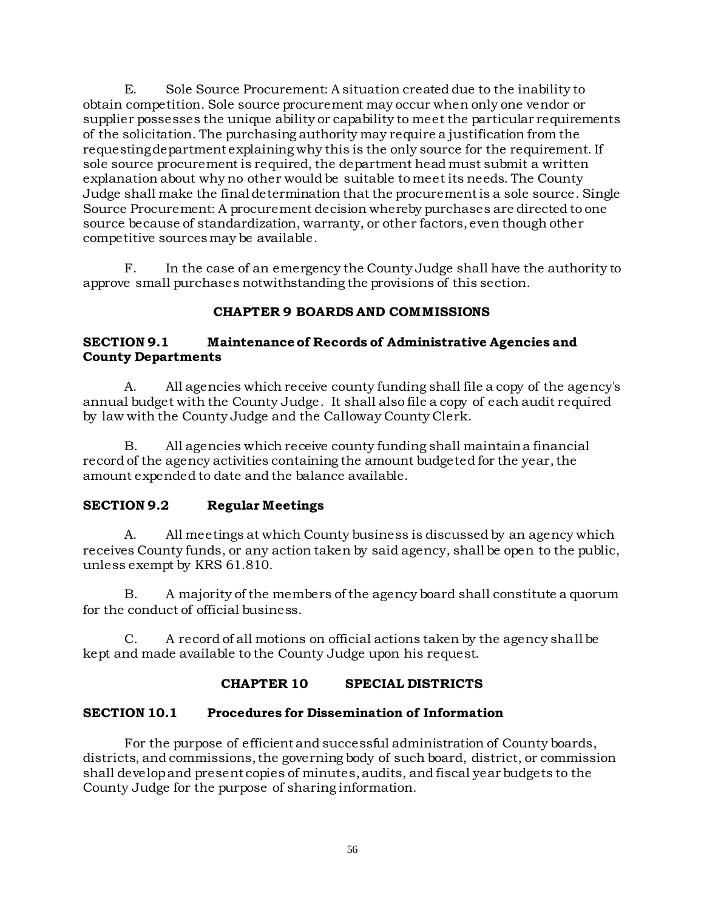E. Sole Source Procurement: A situation created due to the inability to obtain competition. Sole source procurement may occur when only one vendor or supplier possesses the unique ability or capability to meet the particular requirements of the solicitation. The purchasing authority may require a justification from the requesting department explaining why this is the only source for the requirement. If sole source procurement is required, the department head must submit a written explanation about why no other would be suitable to meet its needs. The County Judge shall make the final determination that the procurement is a sole source. Single Source Procurement: A procurement decision whereby purchases are directed to one source because of standardization, warranty, or other factors, even though other competitive sources may be available.

F. In the case of an emergency the County Judge shall have the authority to approve small purchases notwithstanding the provisions of this section.

## CHAPTER 9 BOARDS AND COMMISSIONS

### SECTION 9.1 Maintenance of Records of Administrative Agencies and County Departments

A. All agencies which receive county funding shall file a copy of the agency's annual budget with the County Judge. It shall also file a copy of each audit required by law with the County Judge and the Calloway County Clerk.

B. All agencies which receive county funding shall maintain a financial record of the agency activities containing the amount budgeted for the year, the amount expended to date and the balance available.

### SECTION 9.2 Regular Meetings

A. All meetings at which County business is discussed by an agency which receives County funds, or any action taken by said agency, shall be open to the public, unless exempt by KRS 61.810.

B. A majority of the members of the agency board shall constitute a quorum for the conduct of official business.

C. A record of all motions on official actions taken by the agency shall be kept and made available to the County Judge upon his request.

## CHAPTER 10 SPECIAL DISTRICTS

### SECTION 10.1 Procedures for Dissemination of Information

For the purpose of efficient and successful administration of County boards, districts, and commissions, the governing body of such board, district, or commission shall develop and present copies of minutes, audits, and fiscal year budgets to the County Judge for the purpose of sharing information.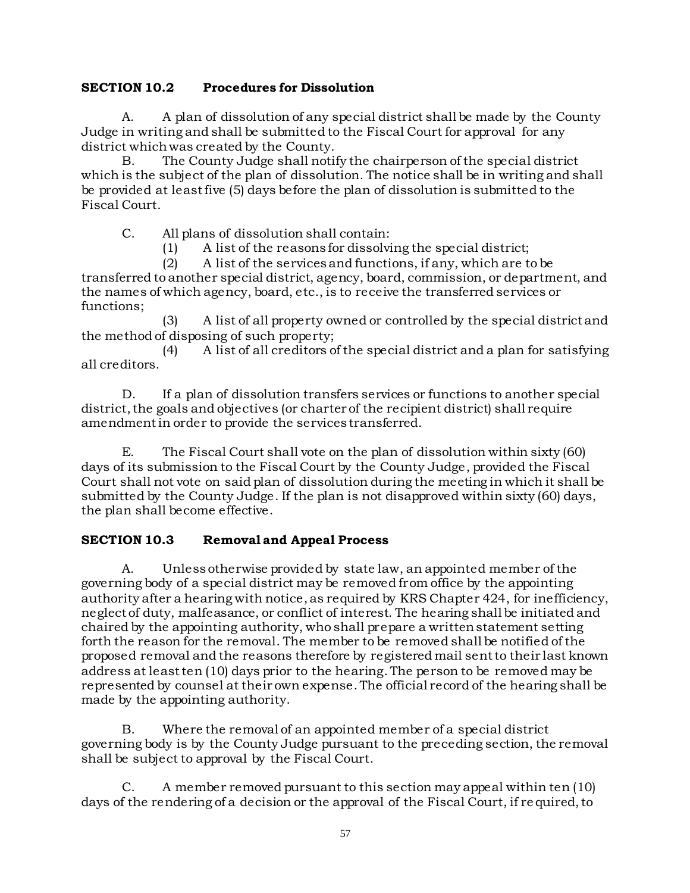## SECTION 10.2 Procedures for Dissolution

A. A plan of dissolution of any special district shall be made by the County Judge in writing and shall be submitted to the Fiscal Court for approval for any district which was created by the County.

B. The County Judge shall notify the chairperson of the special district which is the subject of the plan of dissolution. The notice shall be in writing and shall be provided at least five (5) days before the plan of dissolution is submitted to the Fiscal Court.

C. All plans of dissolution shall contain:

(1) A list of the reasons for dissolving the special district;

(2) A list of the services and functions, if any, which are to be transferred to another special district, agency, board, commission, or department, and the names of which agency, board, etc., is to receive the transferred services or functions;

(3) A list of all property owned or controlled by the special district and the method of disposing of such property;

(4) A list of all creditors of the special district and a plan for satisfying all creditors.

D. If a plan of dissolution transfers services or functions to another special district, the goals and objectives (or charter of the recipient district) shall require amendment in order to provide the services transferred.

E. The Fiscal Court shall vote on the plan of dissolution within sixty (60) days of its submission to the Fiscal Court by the County Judge, provided the Fiscal Court shall not vote on said plan of dissolution during the meeting in which it shall be submitted by the County Judge. If the plan is not disapproved within sixty (60) days, the plan shall become effective.

## SECTION 10.3 Removal and Appeal Process

A. Unless otherwise provided by state law, an appointed member of the governing body of a special district may be removed from office by the appointing authority after a hearing with notice, as required by KRS Chapter 424, for inefficiency, neglect of duty, malfeasance, or conflict of interest. The hearing shall be initiated and chaired by the appointing authority, who shall prepare a written statement setting forth the reason for the removal. The member to be removed shall be notified of the proposed removal and the reasons therefore by registered mail sent to their last known address at least ten (10) days prior to the hearing. The person to be removed may be represented by counsel at their own expense. The official record of the hearing shall be made by the appointing authority.

B. Where the removal of an appointed member of a special district governing body is by the County Judge pursuant to the preceding section, the removal shall be subject to approval by the Fiscal Court.

C. A member removed pursuant to this section may appeal within ten (10) days of the rendering of a decision or the approval of the Fiscal Court, if required, to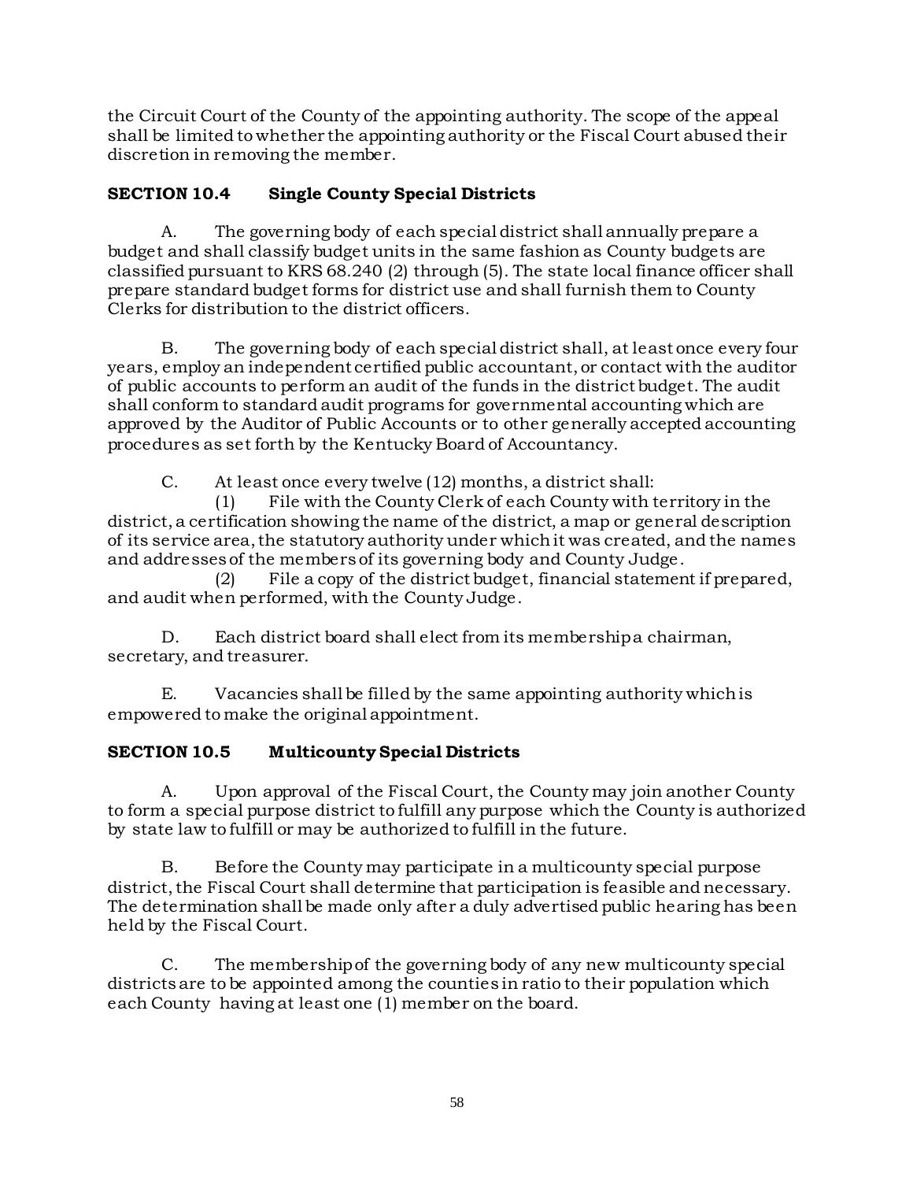the Circuit Court of the County of the appointing authority. The scope of the appeal shall be limited to whether the appointing authority or the Fiscal Court abused their discretion in removing the member.

### SECTION 10.4 Single County Special Districts

A. The governing body of each special district shall annually prepare a budget and shall classify budget units in the same fashion as County budgets are classified pursuant to KRS 68.240 (2) through (5). The state local finance officer shall prepare standard budget forms for district use and shall furnish them to County Clerks for distribution to the district officers.

B. The governing body of each special district shall, at least once every four years, employ an independent certified public accountant, or contact with the auditor of public accounts to perform an audit of the funds in the district budget. The audit shall conform to standard audit programs for governmental accounting which are approved by the Auditor of Public Accounts or to other generally accepted accounting procedures as set forth by the Kentucky Board of Accountancy.

C. At least once every twelve (12) months, a district shall:

(1) File with the County Clerk of each County with territory in the district, a certification showing the name of the district, a map or general description of its service area, the statutory authority under which it was created, and the names and addresses of the members of its governing body and County Judge.

(2) File a copy of the district budget, financial statement if prepared, and audit when performed, with the County Judge.

D. Each district board shall elect from its membership a chairman, secretary, and treasurer.

E. Vacancies shall be filled by the same appointing authority which is empowered to make the original appointment.

### SECTION 10.5 Multicounty Special Districts

A. Upon approval of the Fiscal Court, the County may join another County to form a special purpose district to fulfill any purpose which the County is authorized by state law to fulfill or may be authorized to fulfill in the future.

B. Before the County may participate in a multicounty special purpose district, the Fiscal Court shall determine that participation is feasible and necessary. The determination shall be made only after a duly advertised public hearing has been held by the Fiscal Court.

C. The membership of the governing body of any new multicounty special districts are to be appointed among the counties in ratio to their population which each County having at least one (1) member on the board.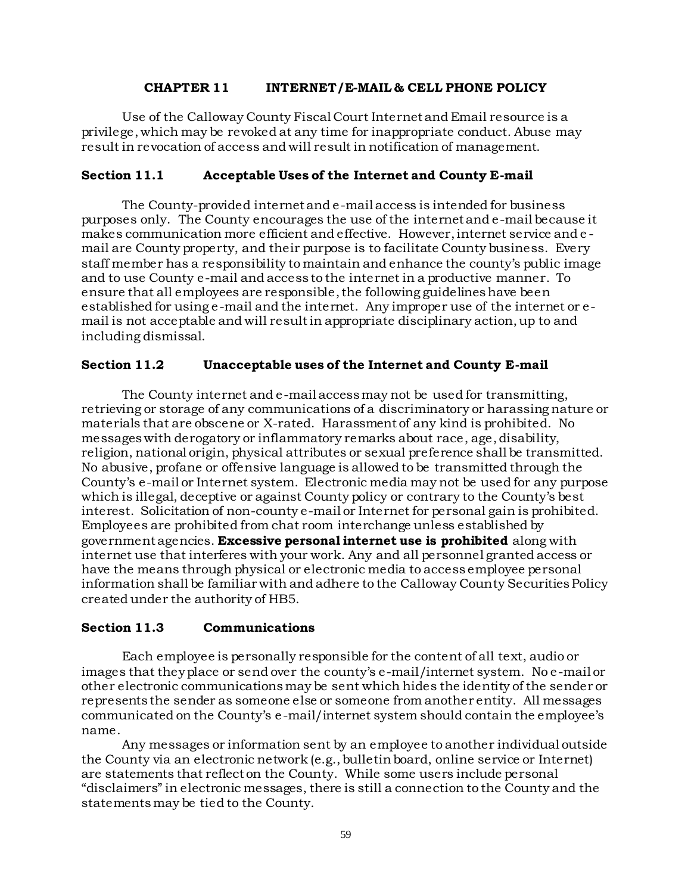## CHAPTER 11 INTERNET/E-MAIL & CELL PHONE POLICY

Use of the Calloway County Fiscal Court Internet and Email resource is a privilege, which may be revoked at any time for inappropriate conduct. Abuse may result in revocation of access and will result in notification of management.

### Section 11.1 Acceptable Uses of the Internet and County E-mail

The County-provided internet and e-mail access is intended for business purposes only. The County encourages the use of the internet and e-mail because it makes communication more efficient and effective. However, internet service and e-mail are County property, and their purpose is to facilitate County business. Every staff member has a responsibility to maintain and enhance the county's public image and to use County e-mail and access to the internet in a productive manner. To ensure that all employees are responsible, the following guidelines have been established for using e-mail and the internet. Any improper use of the internet or e-mail is not acceptable and will result in appropriate disciplinary action, up to and including dismissal.

### Section 11.2 Unacceptable uses of the Internet and County E-mail

The County internet and e-mail access may not be used for transmitting, retrieving or storage of any communications of a discriminatory or harassing nature or materials that are obscene or X-rated. Harassment of any kind is prohibited. No messages with derogatory or inflammatory remarks about race, age, disability, religion, national origin, physical attributes or sexual preference shall be transmitted. No abusive, profane or offensive language is allowed to be transmitted through the County's e-mail or Internet system. Electronic media may not be used for any purpose which is illegal, deceptive or against County policy or contrary to the County's best interest. Solicitation of non-county e-mail or Internet for personal gain is prohibited. Employees are prohibited from chat room interchange unless established by government agencies. **Excessive personal internet use is prohibited** along with internet use that interferes with your work. Any and all personnel granted access or have the means through physical or electronic media to access employee personal information shall be familiar with and adhere to the Calloway County Securities Policy created under the authority of HB5.

### Section 11.3 Communications

Each employee is personally responsible for the content of all text, audio or images that they place or send over the county's e-mail/internet system. No e-mail or other electronic communications may be sent which hides the identity of the sender or represents the sender as someone else or someone from another entity. All messages communicated on the County's e-mail/internet system should contain the employee's name.

Any messages or information sent by an employee to another individual outside the County via an electronic network (e.g., bulletin board, online service or Internet) are statements that reflect on the County. While some users include personal "disclaimers" in electronic messages, there is still a connection to the County and the statements may be tied to the County.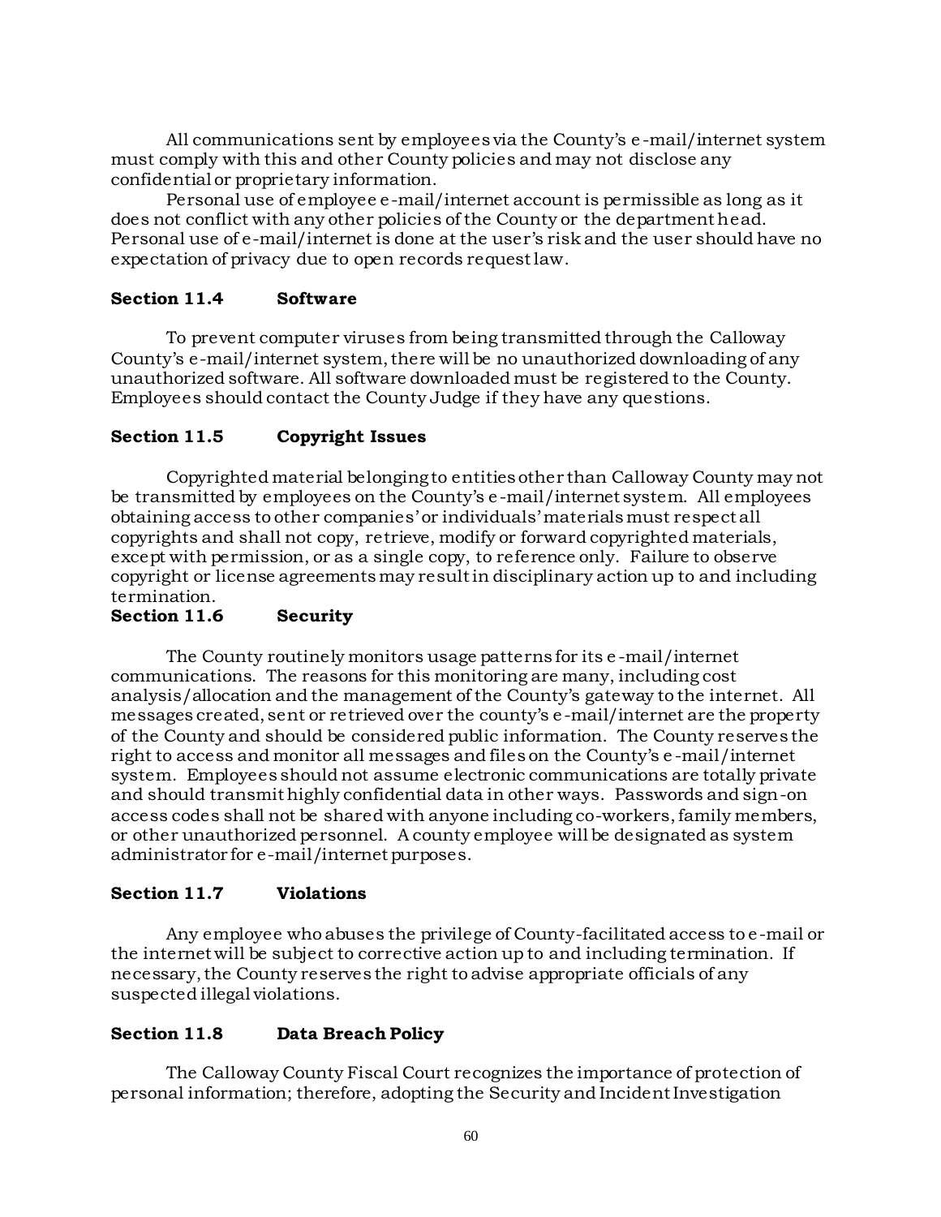All communications sent by employees via the County's e-mail/internet system must comply with this and other County policies and may not disclose any confidential or proprietary information.

Personal use of employee e-mail/internet account is permissible as long as it does not conflict with any other policies of the County or the department head. Personal use of e-mail/internet is done at the user's risk and the user should have no expectation of privacy due to open records request law.

### Section 11.4 Software

To prevent computer viruses from being transmitted through the Calloway County's e-mail/internet system, there will be no unauthorized downloading of any unauthorized software. All software downloaded must be registered to the County. Employees should contact the County Judge if they have any questions.

### Section 11.5 Copyright Issues

Copyrighted material belonging to entities other than Calloway County may not be transmitted by employees on the County's e-mail/internet system. All employees obtaining access to other companies' or individuals' materials must respect all copyrights and shall not copy, retrieve, modify or forward copyrighted materials, except with permission, or as a single copy, to reference only. Failure to observe copyright or license agreements may result in disciplinary action up to and including termination.

### Section 11.6 Security

The County routinely monitors usage patterns for its e-mail/internet communications. The reasons for this monitoring are many, including cost analysis/allocation and the management of the County's gateway to the internet. All messages created, sent or retrieved over the county's e-mail/internet are the property of the County and should be considered public information. The County reserves the right to access and monitor all messages and files on the County's e-mail/internet system. Employees should not assume electronic communications are totally private and should transmit highly confidential data in other ways. Passwords and sign-on access codes shall not be shared with anyone including co-workers, family members, or other unauthorized personnel. A county employee will be designated as system administrator for e-mail/internet purposes.

### Section 11.7 Violations

Any employee who abuses the privilege of County-facilitated access to e-mail or the internet will be subject to corrective action up to and including termination. If necessary, the County reserves the right to advise appropriate officials of any suspected illegal violations.

### Section 11.8 Data Breach Policy

The Calloway County Fiscal Court recognizes the importance of protection of personal information; therefore, adopting the Security and Incident Investigation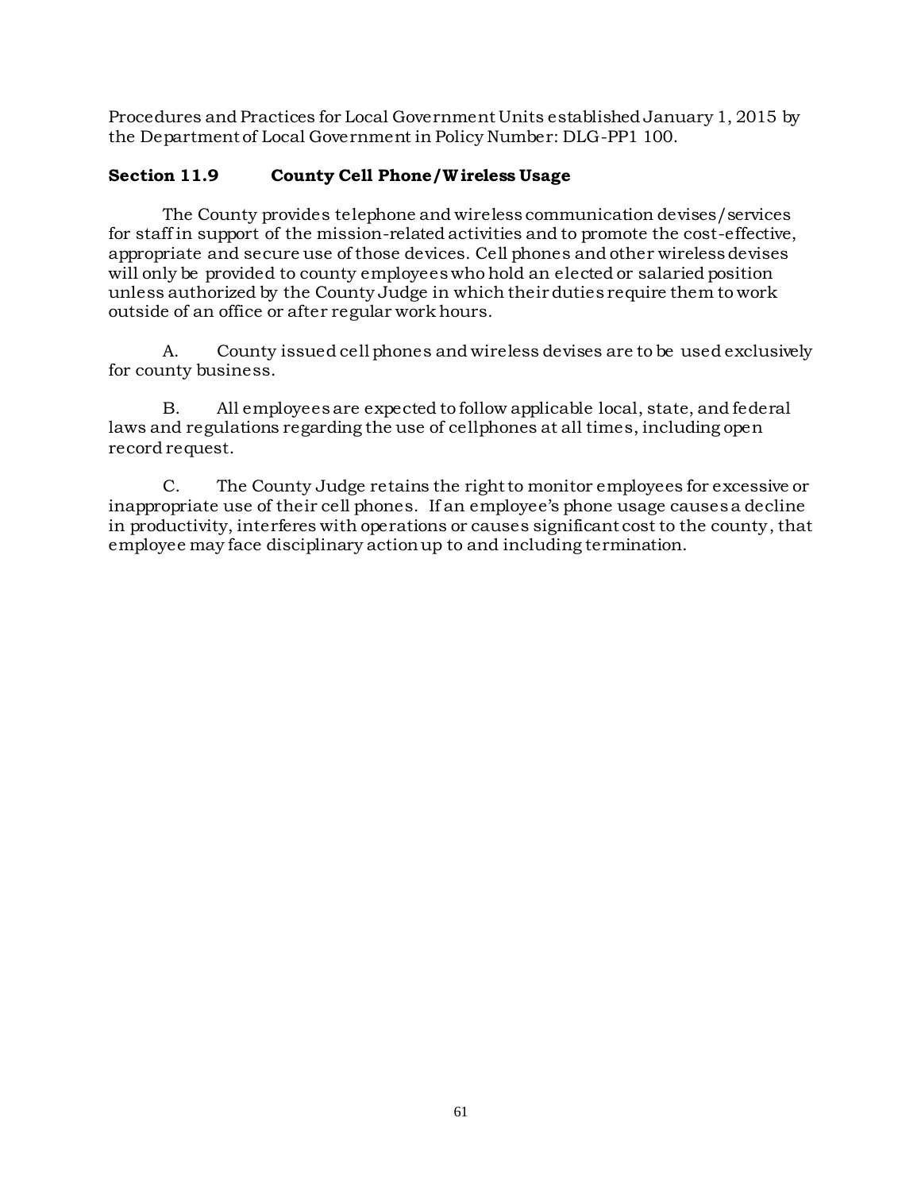Procedures and Practices for Local Government Units established January 1, 2015 by the Department of Local Government in Policy Number: DLG-PP1 100.

### Section 11.9 County Cell Phone/Wireless Usage

The County provides telephone and wireless communication devises/services for staff in support of the mission-related activities and to promote the cost-effective, appropriate and secure use of those devices. Cell phones and other wireless devises will only be provided to county employees who hold an elected or salaried position unless authorized by the County Judge in which their duties require them to work outside of an office or after regular work hours.

A. County issued cell phones and wireless devises are to be used exclusively for county business.

B. All employees are expected to follow applicable local, state, and federal laws and regulations regarding the use of cellphones at all times, including open record request.

C. The County Judge retains the right to monitor employees for excessive or inappropriate use of their cell phones. If an employee's phone usage causes a decline in productivity, interferes with operations or causes significant cost to the county, that employee may face disciplinary action up to and including termination.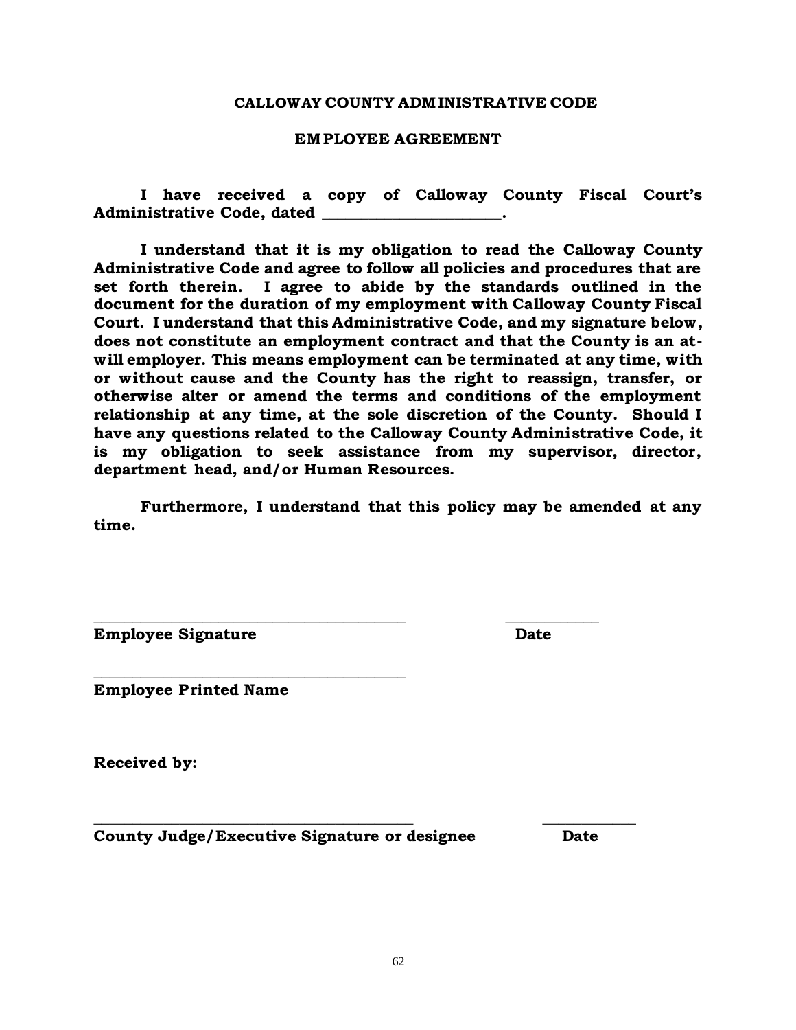# CALLOWAY COUNTY ADMINISTRATIVE CODE

## EMPLOYEE AGREEMENT

**I have received a copy of Calloway County Fiscal Court's Administrative Code, dated ______________________.**

**I understand that it is my obligation to read the Calloway County Administrative Code and agree to follow all policies and procedures that are set forth therein. I agree to abide by the standards outlined in the document for the duration of my employment with Calloway County Fiscal Court. I understand that this Administrative Code, and my signature below, does not constitute an employment contract and that the County is an at-will employer. This means employment can be terminated at any time, with or without cause and the County has the right to reassign, transfer, or otherwise alter or amend the terms and conditions of the employment relationship at any time, at the sole discretion of the County. Should I have any questions related to the Calloway County Administrative Code, it is my obligation to seek assistance from my supervisor, director, department head, and/or Human Resources.**

**Furthermore, I understand that this policy may be amended at any time.**

________________________________________ ____________
**Employee Signature** **Date**

________________________________________
**Employee Printed Name**

**Received by:**

________________________________________ ____________
**County Judge/Executive Signature or designee** **Date**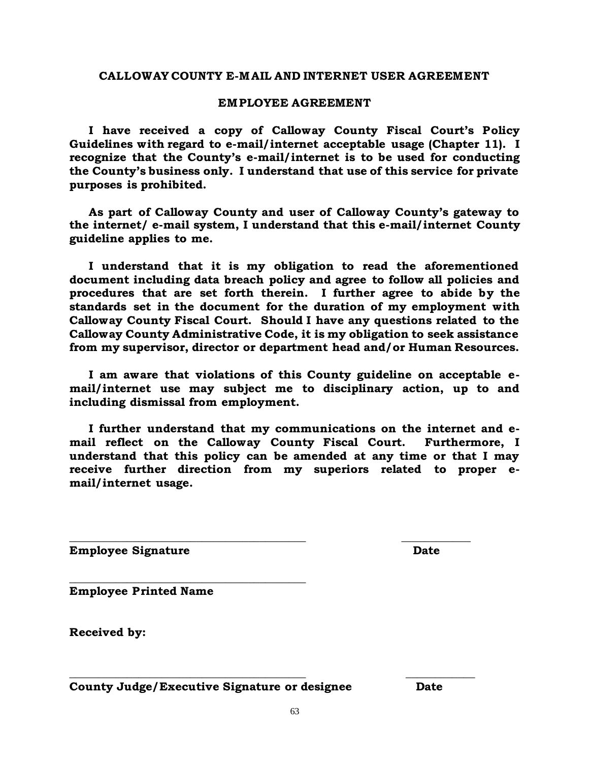**CALLOWAY COUNTY E-MAIL AND INTERNET USER AGREEMENT**

**EMPLOYEE AGREEMENT**

**I have received a copy of Calloway County Fiscal Court's Policy Guidelines with regard to e-mail/internet acceptable usage (Chapter 11). I recognize that the County's e-mail/internet is to be used for conducting the County's business only. I understand that use of this service for private purposes is prohibited.**

**As part of Calloway County and user of Calloway County's gateway to the internet/ e-mail system, I understand that this e-mail/internet County guideline applies to me.**

**I understand that it is my obligation to read the aforementioned document including data breach policy and agree to follow all policies and procedures that are set forth therein. I further agree to abide by the standards set in the document for the duration of my employment with Calloway County Fiscal Court. Should I have any questions related to the Calloway County Administrative Code, it is my obligation to seek assistance from my supervisor, director or department head and/or Human Resources.**

**I am aware that violations of this County guideline on acceptable e-mail/internet use may subject me to disciplinary action, up to and including dismissal from employment.**

**I further understand that my communications on the internet and e-mail reflect on the Calloway County Fiscal Court. Furthermore, I understand that this policy can be amended at any time or that I may receive further direction from my superiors related to proper e-mail/internet usage.**

\_\_\_\_\_\_\_\_\_\_\_\_\_\_\_\_\_\_\_\_\_\_\_\_\_\_\_\_\_\_\_\_\_\_\_\_\_\_\_\_ \_\_\_\_\_\_\_\_\_\_\_\_
**Employee Signature** **Date**

\_\_\_\_\_\_\_\_\_\_\_\_\_\_\_\_\_\_\_\_\_\_\_\_\_\_\_\_\_\_\_\_\_\_\_\_\_\_\_\_
**Employee Printed Name**

**Received by:**

\_\_\_\_\_\_\_\_\_\_\_\_\_\_\_\_\_\_\_\_\_\_\_\_\_\_\_\_\_\_\_\_\_\_\_\_\_\_\_\_ \_\_\_\_\_\_\_\_\_\_\_\_
**County Judge/Executive Signature or designee** **Date**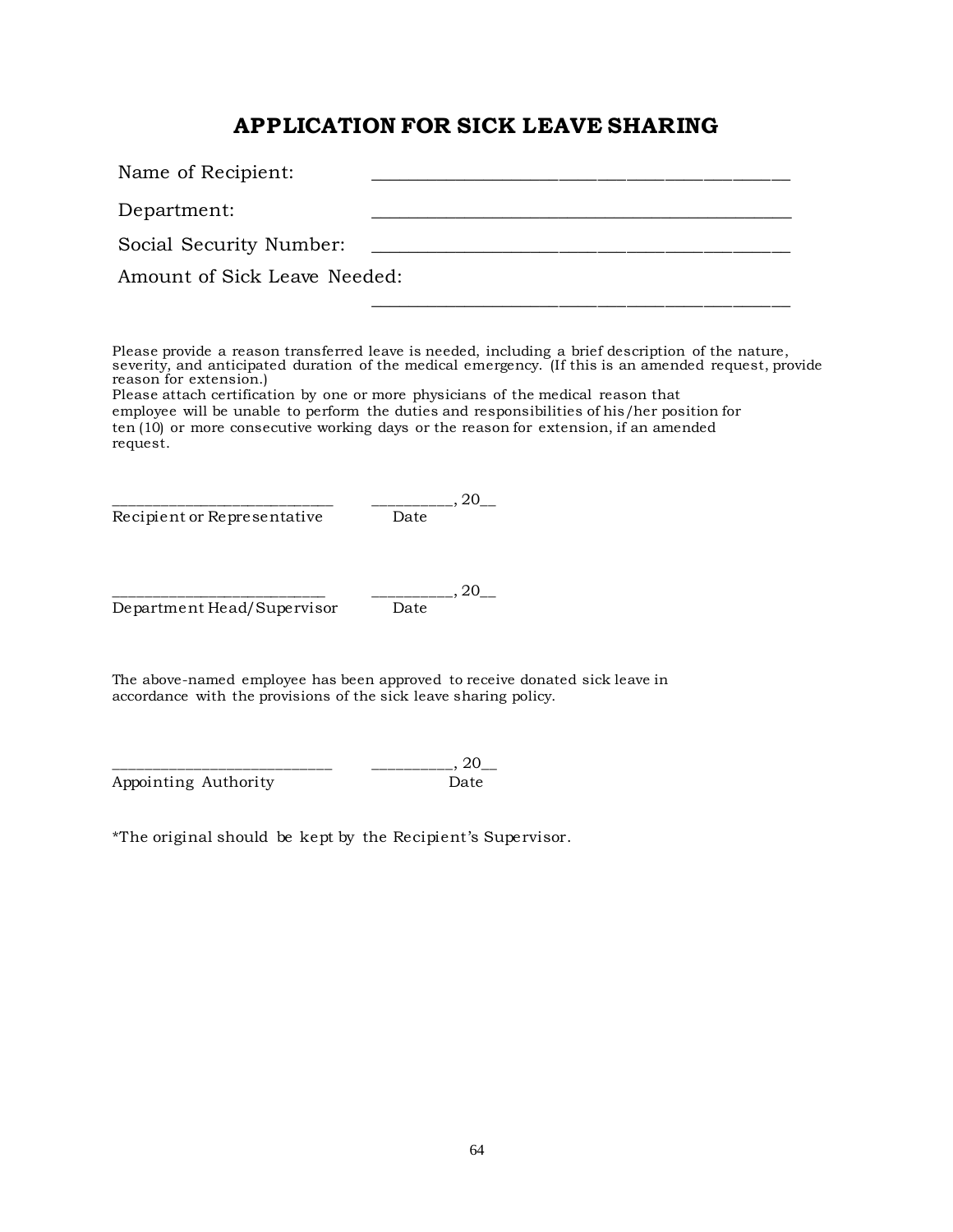# APPLICATION FOR SICK LEAVE SHARING

Name of Recipient: ____________________________________________

Department: ____________________________________________

Social Security Number: ____________________________________________

Amount of Sick Leave Needed:

____________________________________________

Please provide a reason transferred leave is needed, including a brief description of the nature, severity, and anticipated duration of the medical emergency. (If this is an amended request, provide reason for extension.)
Please attach certification by one or more physicians of the medical reason that employee will be unable to perform the duties and responsibilities of his/her position for ten (10) or more consecutive working days or the reason for extension, if an amended request.

___________________________ __________, 20__
Recipient or Representative Date

___________________________ __________, 20__
Department Head/Supervisor Date

The above-named employee has been approved to receive donated sick leave in accordance with the provisions of the sick leave sharing policy.

___________________________ __________, 20__
Appointing Authority Date

*The original should be kept by the Recipient's Supervisor.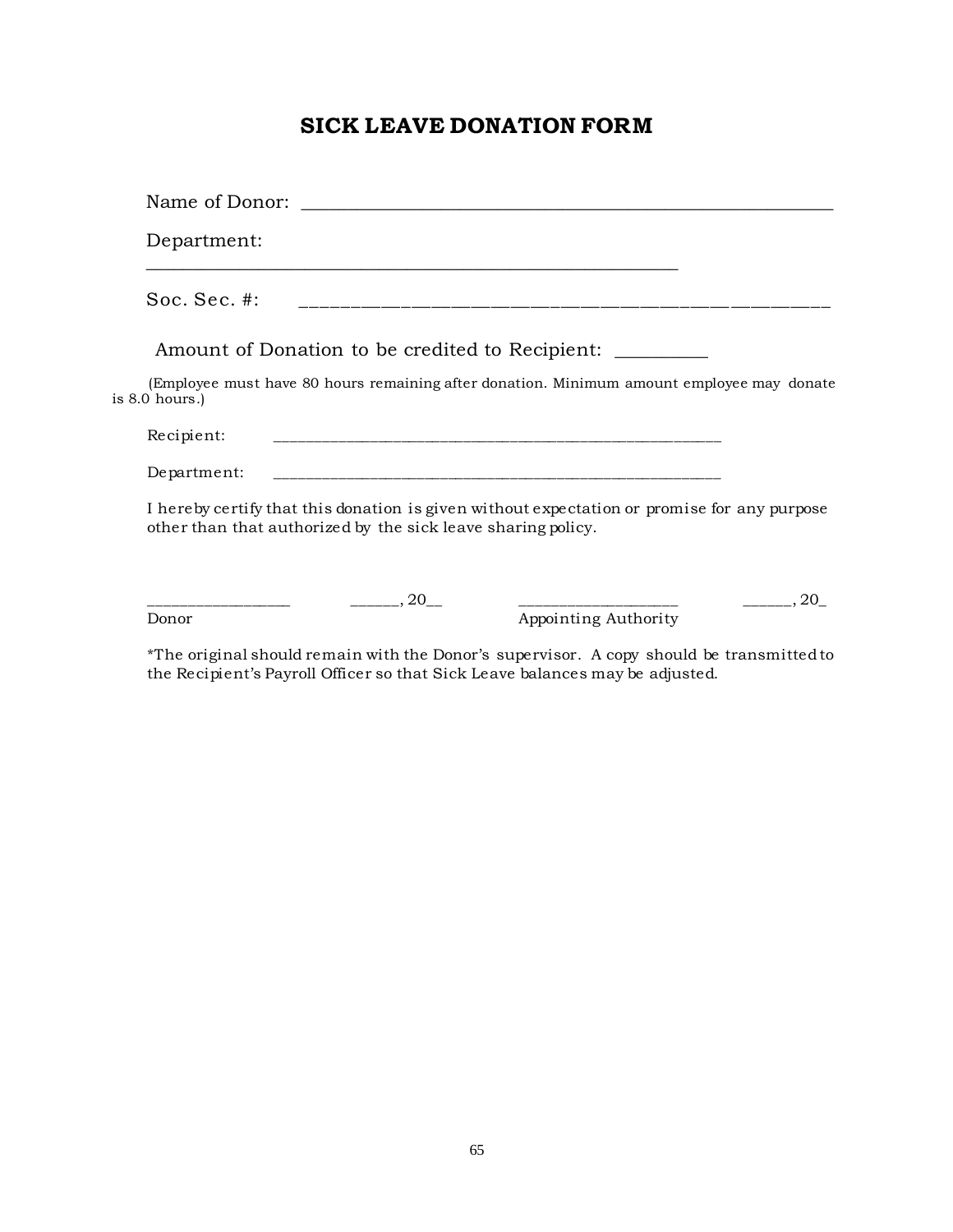# SICK LEAVE DONATION FORM

Name of Donor: ____________________________________________________________

Department: ____________________________________________________________

Soc. Sec. #: ____________________________________________________________

Amount of Donation to be credited to Recipient: __________

(Employee must have 80 hours remaining after donation. Minimum amount employee may donate is 8.0 hours.)

Recipient: ____________________________________________________________

Department: ____________________________________________________________

I hereby certify that this donation is given without expectation or promise for any purpose other than that authorized by the sick leave sharing policy.

_________________ ______, 20__ ___________________ ______, 20_
Donor Appointing Authority

*The original should remain with the Donor's supervisor. A copy should be transmitted to the Recipient's Payroll Officer so that Sick Leave balances may be adjusted.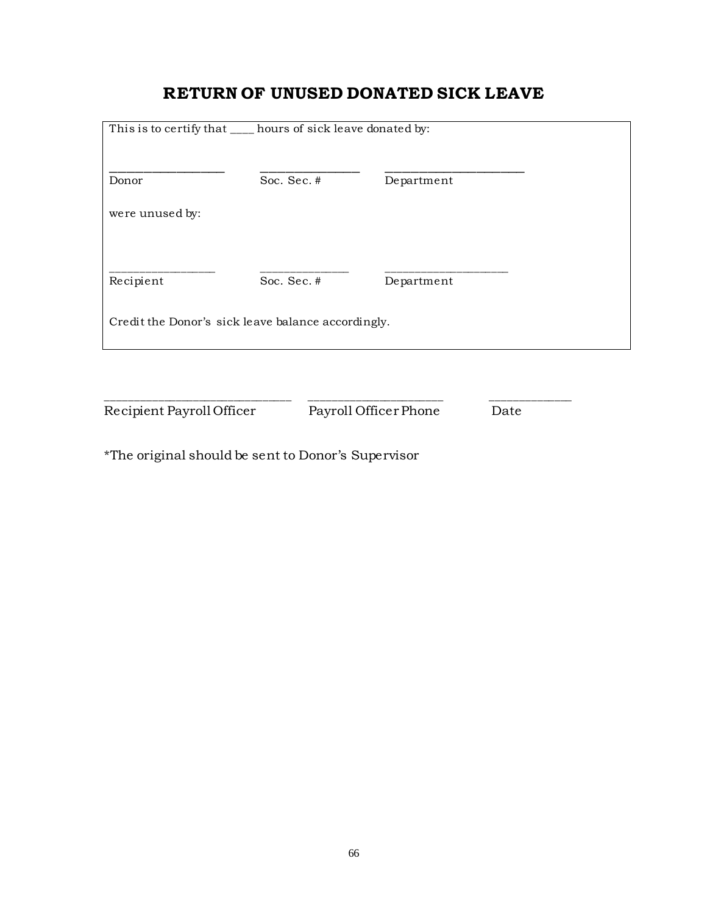# RETURN OF UNUSED DONATED SICK LEAVE

This is to certify that ____ hours of sick leave donated by:

| ___________________ | ________________ | _______________________ |
|---|---|---|
| Donor | Soc. Sec. # | Department |

were unused by:

| __________________ | _______________ | ____________________ |
|---|---|---|
| Recipient | Soc. Sec. # | Department |

Credit the Donor's sick leave balance accordingly.

| _____________________________ | _____________________ | _____________ |
|---|---|---|
| Recipient Payroll Officer | Payroll Officer Phone | Date |

*The original should be sent to Donor's Supervisor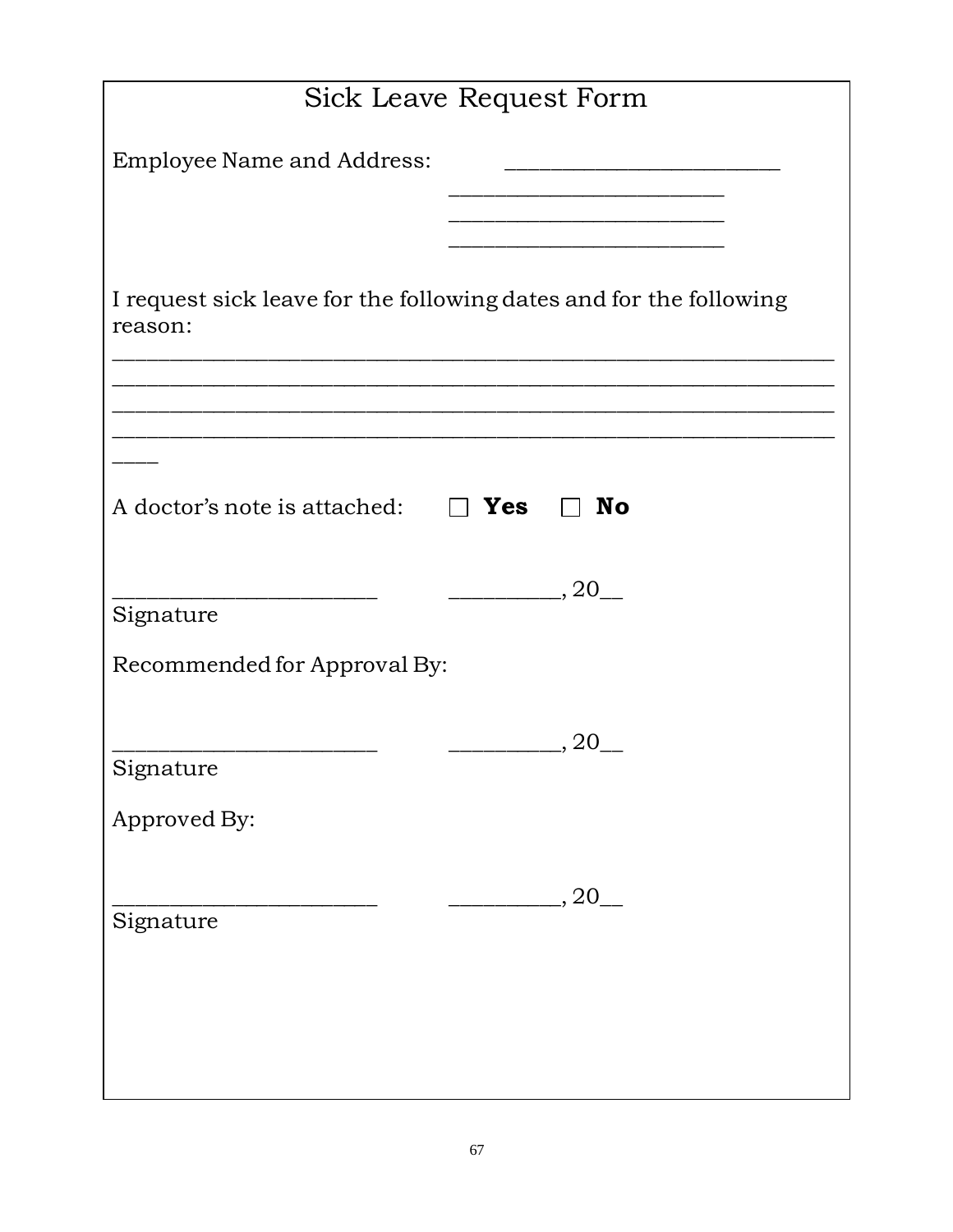# Sick Leave Request Form

Employee Name and Address: ________________________

________________________

________________________

________________________

I request sick leave for the following dates and for the following reason:

_______________________________________________________________
_______________________________________________________________
_______________________________________________________________
_______________________________________________________________
____

A doctor's note is attached: ☐ **Yes** ☐ **No**

________________________ __________, 20__

Signature

Recommended for Approval By:

________________________ __________, 20__

Signature

Approved By:

________________________ __________, 20__

Signature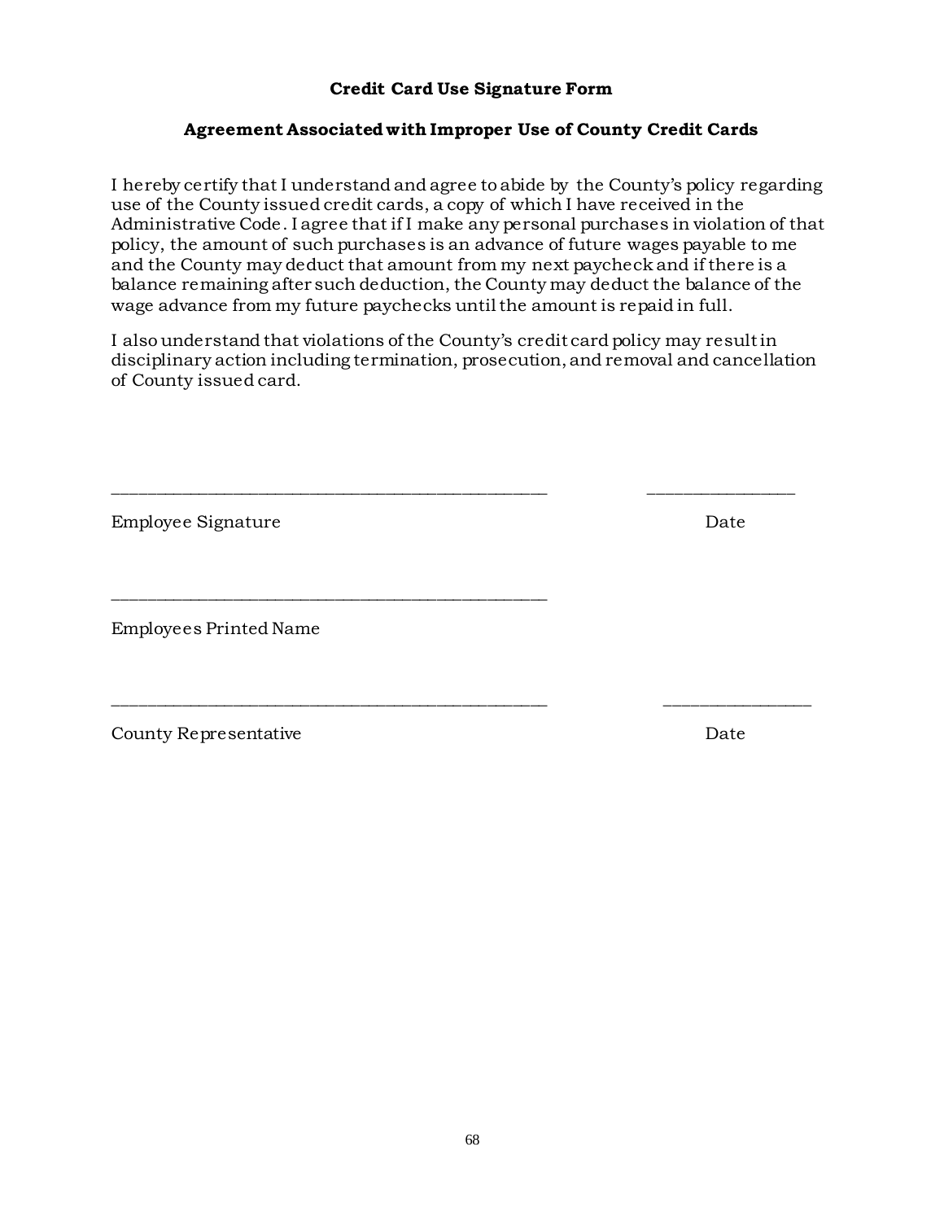**Credit Card Use Signature Form**

**Agreement Associated with Improper Use of County Credit Cards**

I hereby certify that I understand and agree to abide by the County's policy regarding use of the County issued credit cards, a copy of which I have received in the Administrative Code. I agree that if I make any personal purchases in violation of that policy, the amount of such purchases is an advance of future wages payable to me and the County may deduct that amount from my next paycheck and if there is a balance remaining after such deduction, the County may deduct the balance of the wage advance from my future paychecks until the amount is repaid in full.

I also understand that violations of the County's credit card policy may result in disciplinary action including termination, prosecution, and removal and cancellation of County issued card.

_______________________________________________ _______________

Employee Signature Date

_______________________________________________

Employees Printed Name

_______________________________________________ _______________

County Representative Date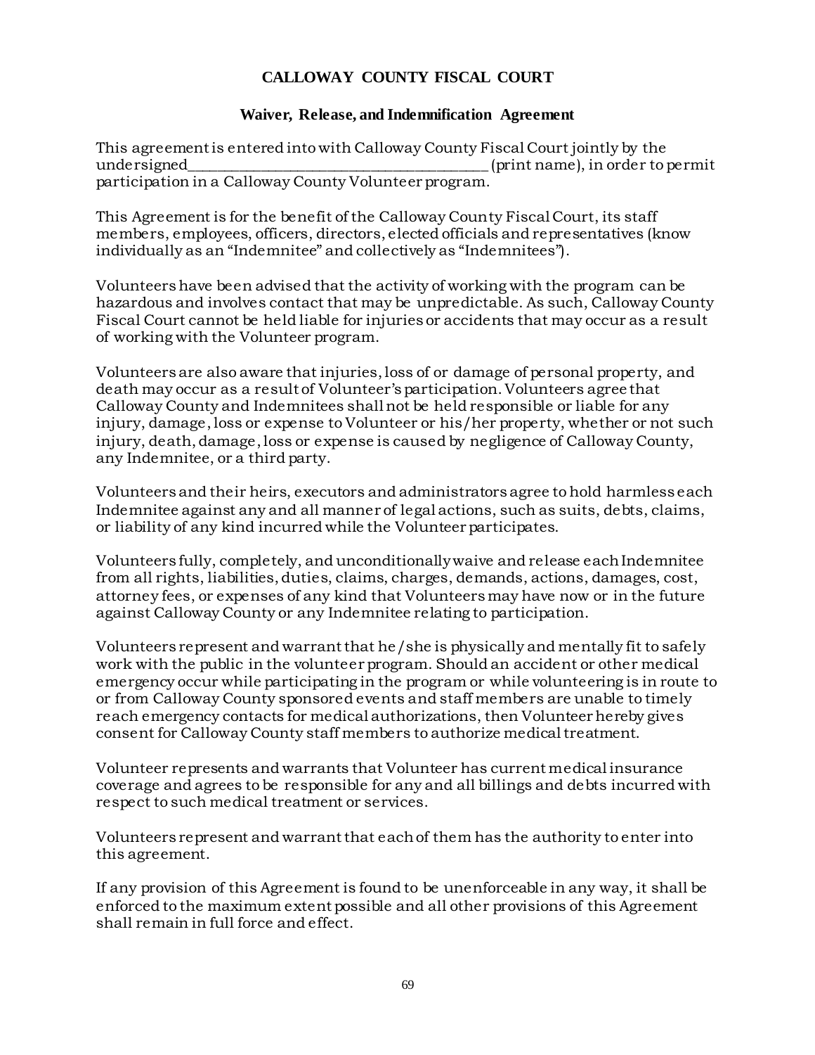# CALLOWAY COUNTY FISCAL COURT

## Waiver, Release, and Indemnification Agreement

This agreement is entered into with Calloway County Fiscal Court jointly by the undersigned________________________________________ (print name), in order to permit participation in a Calloway County Volunteer program.

This Agreement is for the benefit of the Calloway County Fiscal Court, its staff members, employees, officers, directors, elected officials and representatives (know individually as an "Indemnitee" and collectively as "Indemnitees").

Volunteers have been advised that the activity of working with the program can be hazardous and involves contact that may be unpredictable. As such, Calloway County Fiscal Court cannot be held liable for injuries or accidents that may occur as a result of working with the Volunteer program.

Volunteers are also aware that injuries, loss of or damage of personal property, and death may occur as a result of Volunteer's participation. Volunteers agree that Calloway County and Indemnitees shall not be held responsible or liable for any injury, damage, loss or expense to Volunteer or his/her property, whether or not such injury, death, damage, loss or expense is caused by negligence of Calloway County, any Indemnitee, or a third party.

Volunteers and their heirs, executors and administrators agree to hold harmless each Indemnitee against any and all manner of legal actions, such as suits, debts, claims, or liability of any kind incurred while the Volunteer participates.

Volunteers fully, completely, and unconditionally waive and release each Indemnitee from all rights, liabilities, duties, claims, charges, demands, actions, damages, cost, attorney fees, or expenses of any kind that Volunteers may have now or in the future against Calloway County or any Indemnitee relating to participation.

Volunteers represent and warrant that he/she is physically and mentally fit to safely work with the public in the volunteer program. Should an accident or other medical emergency occur while participating in the program or while volunteering is in route to or from Calloway County sponsored events and staff members are unable to timely reach emergency contacts for medical authorizations, then Volunteer hereby gives consent for Calloway County staff members to authorize medical treatment.

Volunteer represents and warrants that Volunteer has current medical insurance coverage and agrees to be responsible for any and all billings and debts incurred with respect to such medical treatment or services.

Volunteers represent and warrant that each of them has the authority to enter into this agreement.

If any provision of this Agreement is found to be unenforceable in any way, it shall be enforced to the maximum extent possible and all other provisions of this Agreement shall remain in full force and effect.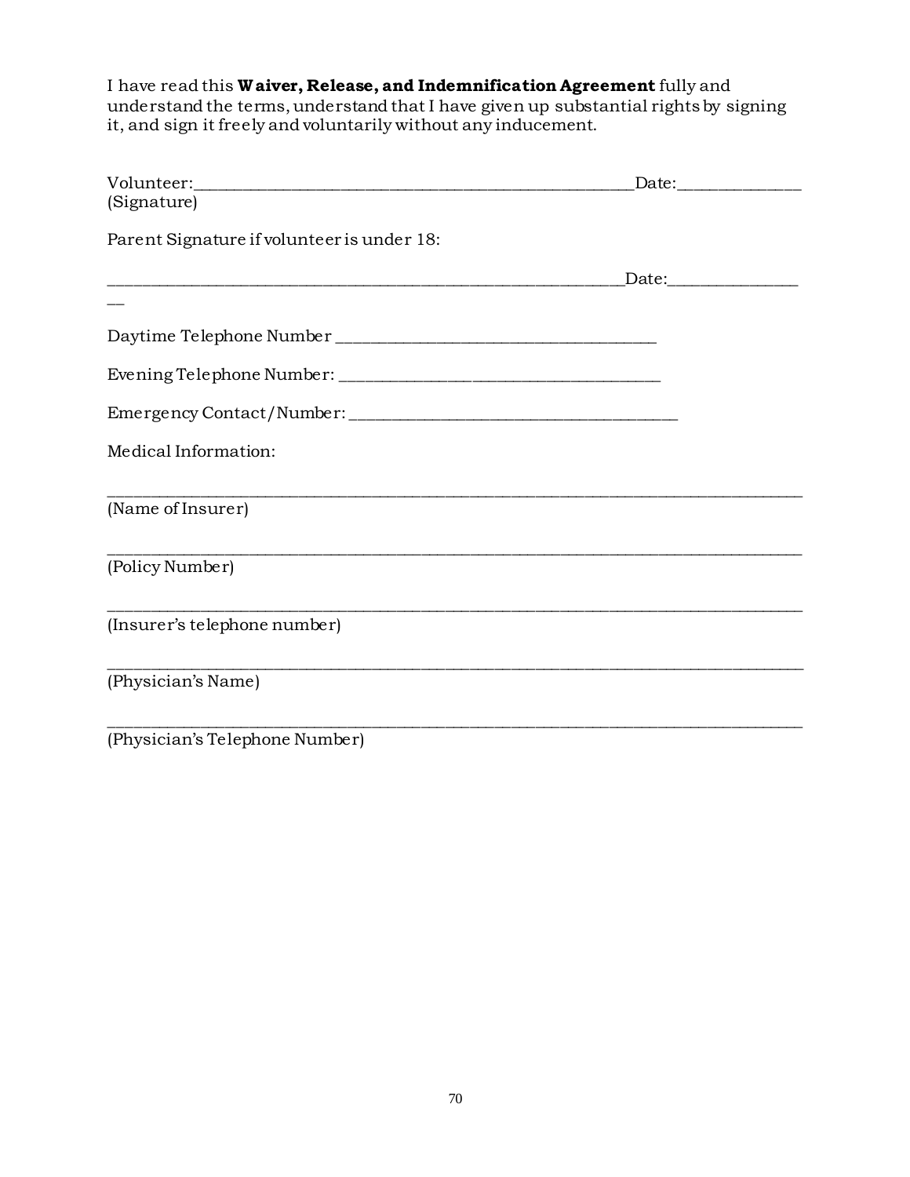I have read this **Waiver, Release, and Indemnification Agreement** fully and understand the terms, understand that I have given up substantial rights by signing it, and sign it freely and voluntarily without any inducement.

Volunteer:_____________________________________________________Date:______________
(Signature)

Parent Signature if volunteer is under 18:

_______________________________________________________________Date:________________

Daytime Telephone Number _______________________________________

Evening Telephone Number: _______________________________________

Emergency Contact/Number: _______________________________________

Medical Information:

_____________________________________________________________________________________
(Name of Insurer)

_____________________________________________________________________________________
(Policy Number)

_____________________________________________________________________________________
(Insurer's telephone number)

_____________________________________________________________________________________
(Physician's Name)

_____________________________________________________________________________________
(Physician's Telephone Number)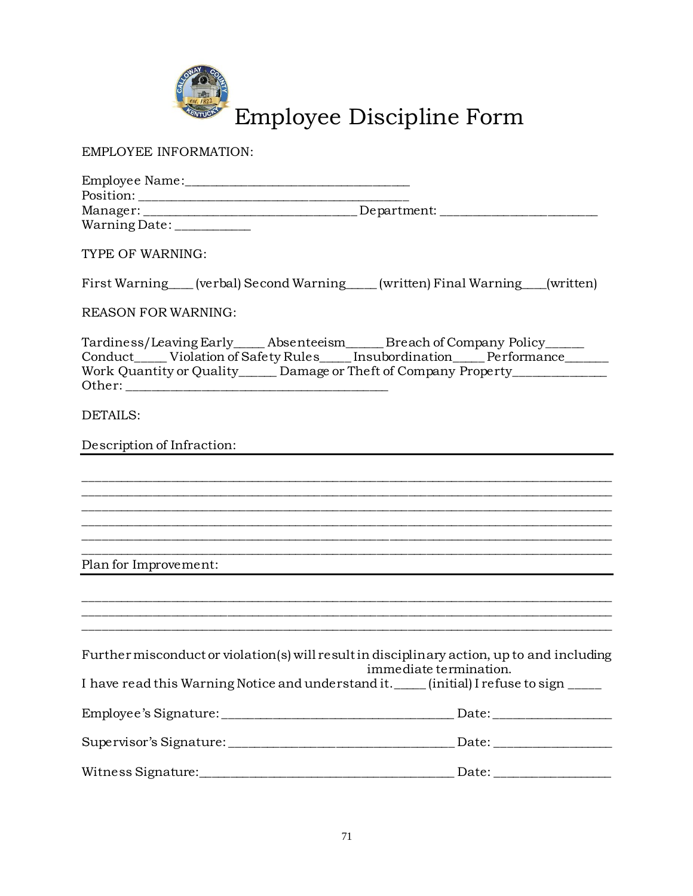# Employee Discipline Form

EMPLOYEE INFORMATION:

Employee Name:_________________________________
Position: ___________________________________________
Manager: _________________________________ Department: ________________________
Warning Date: ___________

TYPE OF WARNING:

First Warning____ (verbal) Second Warning_____ (written) Final Warning____(written)

REASON FOR WARNING:

Tardiness/Leaving Early_____ Absenteeism______ Breach of Company Policy______
Conduct_____ Violation of Safety Rules_____ Insubordination_____ Performance_______
Work Quantity or Quality______ Damage or Theft of Company Property______________
Other: _________________________________________

DETAILS:

Description of Infraction:

___________________________________________________________________________________
___________________________________________________________________________________
___________________________________________________________________________________
___________________________________________________________________________________
___________________________________________________________________________________
___________________________________________________________________________________

Plan for Improvement:

___________________________________________________________________________________
___________________________________________________________________________________
___________________________________________________________________________________

Further misconduct or violation(s) will result in disciplinary action, up to and including immediate termination.

I have read this Warning Notice and understand it._____ (initial) I refuse to sign _____

Employee's Signature: ___________________________________ Date: __________________

Supervisor's Signature: __________________________________ Date: __________________

Witness Signature:_______________________________________ Date: __________________